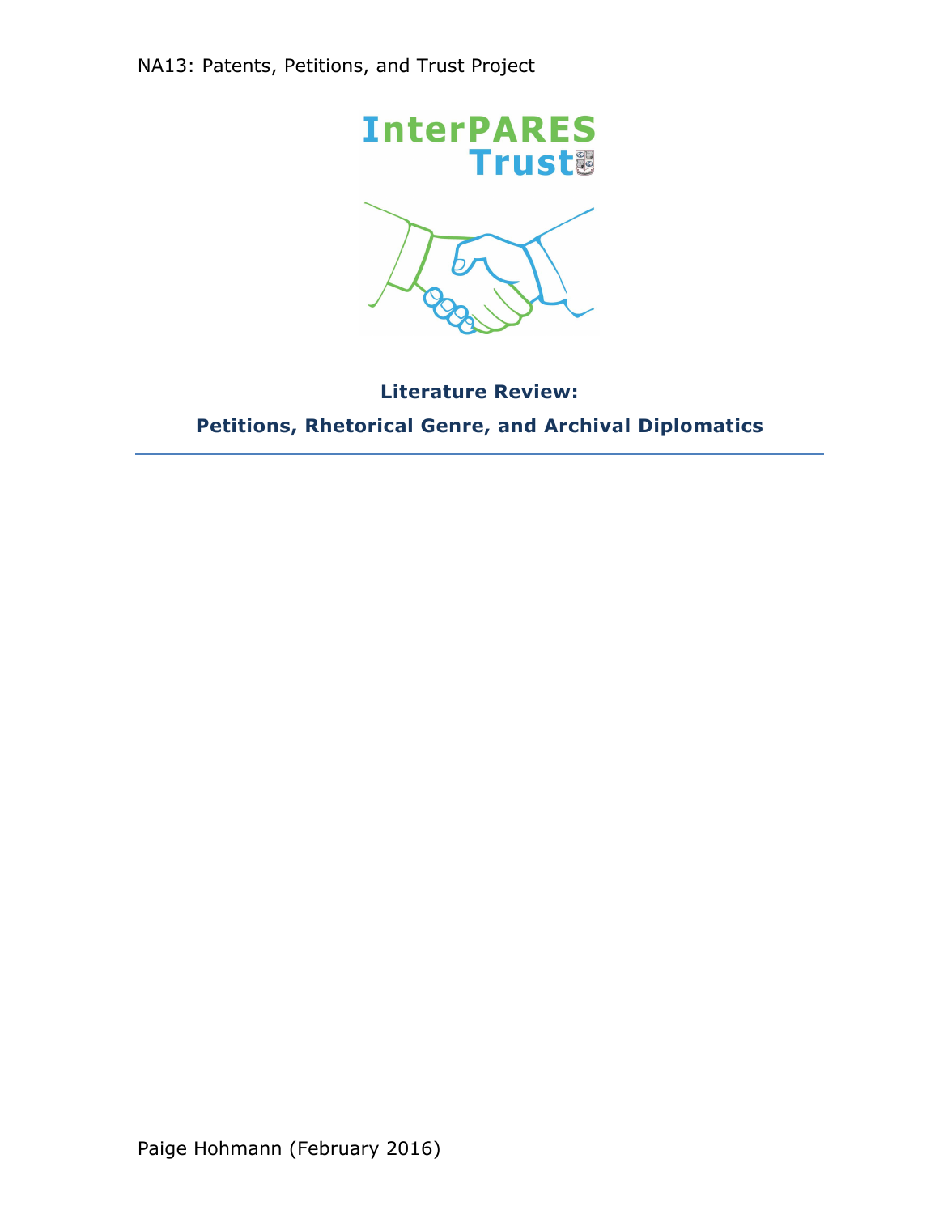NA13: Patents, Petitions, and Trust Project

InterPARES Trust

**Literature Review:**

**Petitions, Rhetorical Genre, and Archival Diplomatics**

---

Paige Hohmann (February 2016)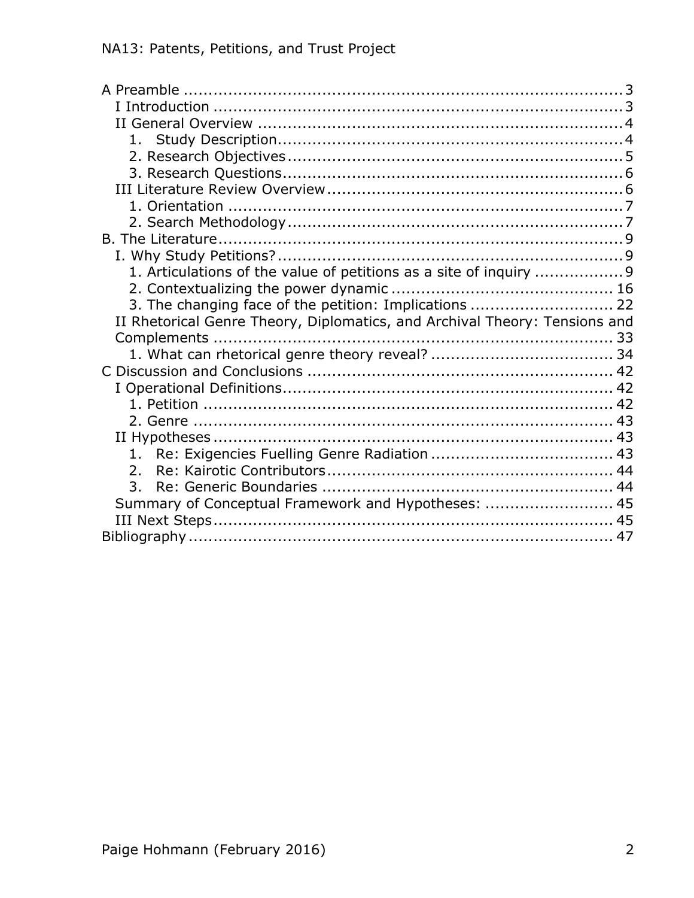A Preamble ........................................................................... 3
- I Introduction ................................................................... 3
- II General Overview .......................................................... 4
  1. Study Description...................................................... 4
  2. Research Objectives.................................................... 5
  3. Research Questions..................................................... 6
- III Literature Review Overview........................................... 6
  1. Orientation ............................................................... 7
  2. Search Methodology.................................................... 7

B. The Literature.................................................................... 9
- I. Why Study Petitions?...................................................... 9
  1. Articulations of the value of petitions as a site of inquiry ................. 9
  2. Contextualizing the power dynamic ............................................. 16
  3. The changing face of the petition: Implications ............................. 22
- II Rhetorical Genre Theory, Diplomatics, and Archival Theory: Tensions and Complements ................................................................... 33
  1. What can rhetorical genre theory reveal? ..................................... 34

C Discussion and Conclusions ............................................................. 42
- I Operational Definitions................................................................. 42
  1. Petition .................................................................................. 42
  2. Genre .................................................................................... 43
- II Hypotheses ............................................................................... 43
  1. Re: Exigencies Fuelling Genre Radiation .................................... 43
  2. Re: Kairotic Contributors......................................................... 44
  3. Re: Generic Boundaries .......................................................... 44
- Summary of Conceptual Framework and Hypotheses: .......................... 45
- III Next Steps................................................................................ 45

Bibliography ...................................................................................... 47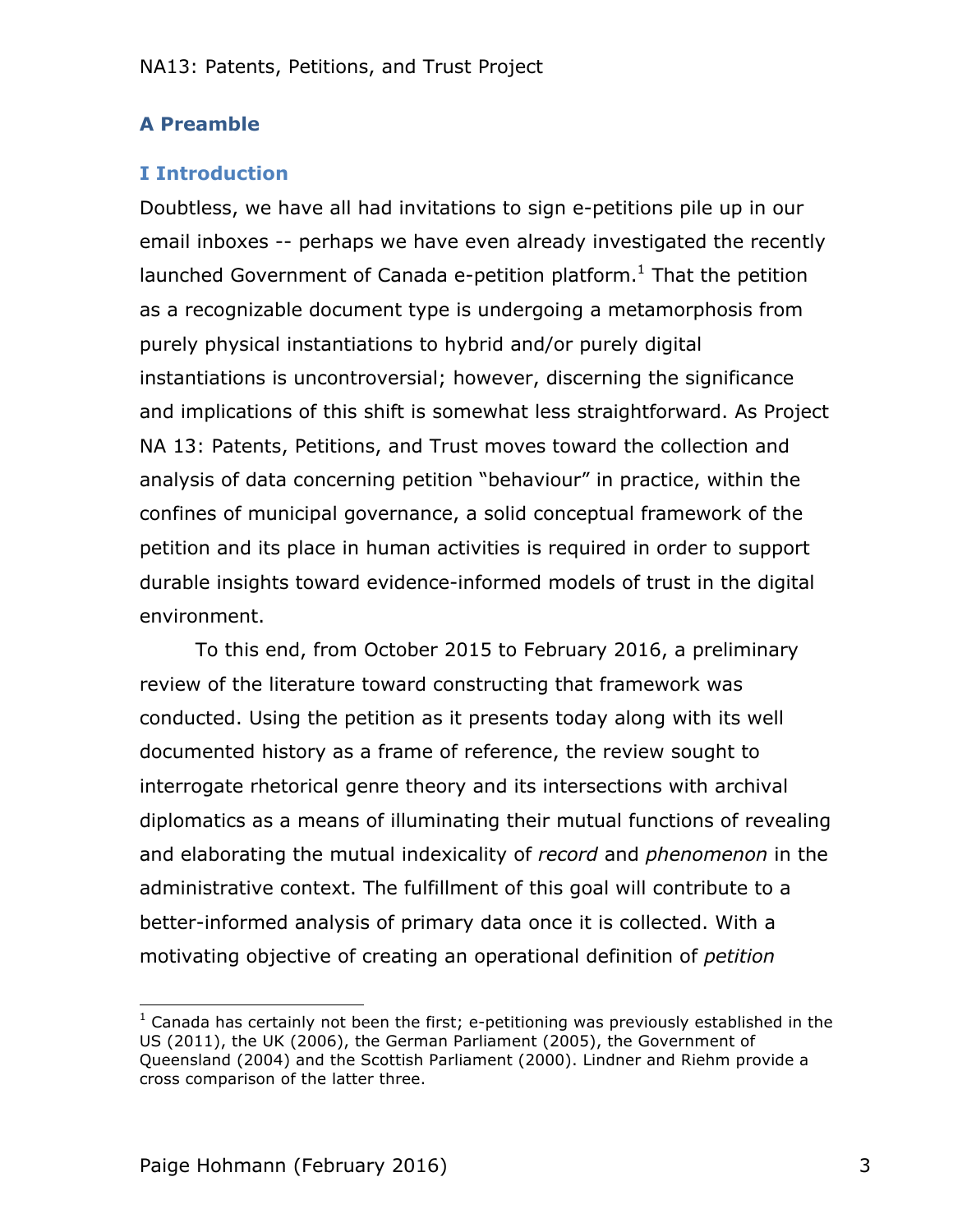## A Preamble

### I Introduction

Doubtless, we have all had invitations to sign e-petitions pile up in our email inboxes -- perhaps we have even already investigated the recently launched Government of Canada e-petition platform.[1] That the petition as a recognizable document type is undergoing a metamorphosis from purely physical instantiations to hybrid and/or purely digital instantiations is uncontroversial; however, discerning the significance and implications of this shift is somewhat less straightforward. As Project NA 13: Patents, Petitions, and Trust moves toward the collection and analysis of data concerning petition "behaviour" in practice, within the confines of municipal governance, a solid conceptual framework of the petition and its place in human activities is required in order to support durable insights toward evidence-informed models of trust in the digital environment.

To this end, from October 2015 to February 2016, a preliminary review of the literature toward constructing that framework was conducted. Using the petition as it presents today along with its well documented history as a frame of reference, the review sought to interrogate rhetorical genre theory and its intersections with archival diplomatics as a means of illuminating their mutual functions of revealing and elaborating the mutual indexicality of *record* and *phenomenon* in the administrative context. The fulfillment of this goal will contribute to a better-informed analysis of primary data once it is collected. With a motivating objective of creating an operational definition of *petition*

---

[1] Canada has certainly not been the first; e-petitioning was previously established in the US (2011), the UK (2006), the German Parliament (2005), the Government of Queensland (2004) and the Scottish Parliament (2000). Lindner and Riehm provide a cross comparison of the latter three.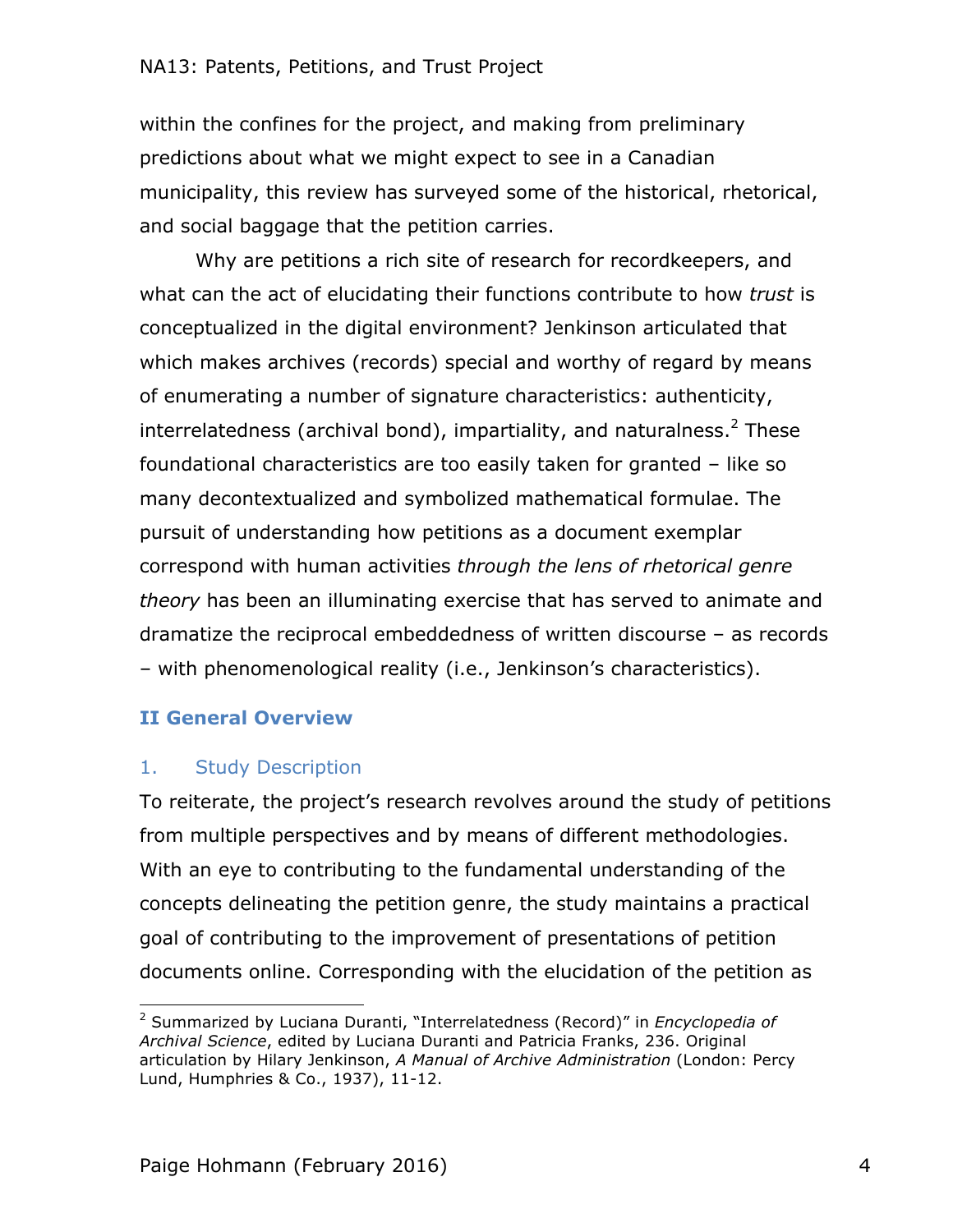within the confines for the project, and making from preliminary predictions about what we might expect to see in a Canadian municipality, this review has surveyed some of the historical, rhetorical, and social baggage that the petition carries.

Why are petitions a rich site of research for recordkeepers, and what can the act of elucidating their functions contribute to how *trust* is conceptualized in the digital environment? Jenkinson articulated that which makes archives (records) special and worthy of regard by means of enumerating a number of signature characteristics: authenticity, interrelatedness (archival bond), impartiality, and naturalness.[2] These foundational characteristics are too easily taken for granted – like so many decontextualized and symbolized mathematical formulae. The pursuit of understanding how petitions as a document exemplar correspond with human activities *through the lens of rhetorical genre theory* has been an illuminating exercise that has served to animate and dramatize the reciprocal embeddedness of written discourse – as records – with phenomenological reality (i.e., Jenkinson's characteristics).

## II General Overview

### 1. Study Description

To reiterate, the project's research revolves around the study of petitions from multiple perspectives and by means of different methodologies. With an eye to contributing to the fundamental understanding of the concepts delineating the petition genre, the study maintains a practical goal of contributing to the improvement of presentations of petition documents online. Corresponding with the elucidation of the petition as

---

[2] Summarized by Luciana Duranti, "Interrelatedness (Record)" in *Encyclopedia of Archival Science*, edited by Luciana Duranti and Patricia Franks, 236. Original articulation by Hilary Jenkinson, *A Manual of Archive Administration* (London: Percy Lund, Humphries & Co., 1937), 11-12.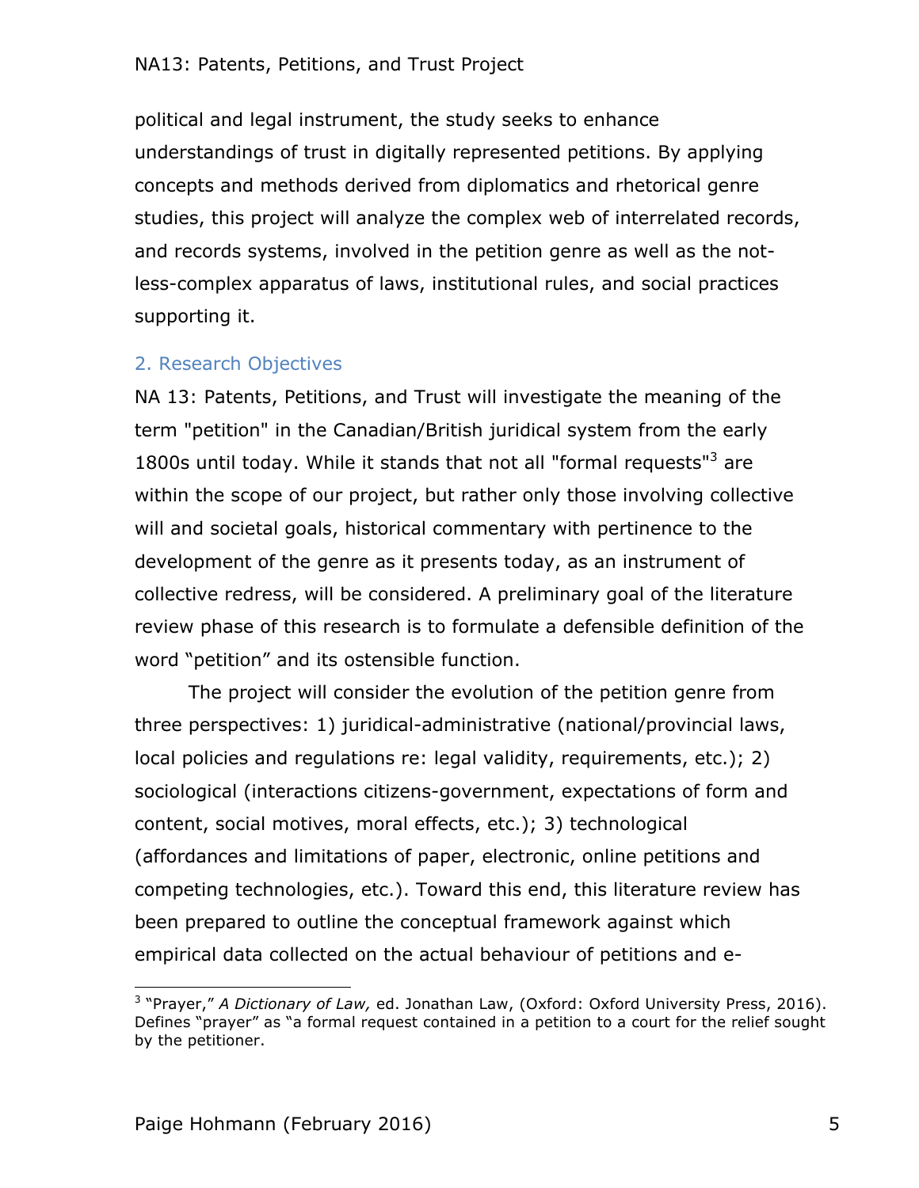political and legal instrument, the study seeks to enhance understandings of trust in digitally represented petitions. By applying concepts and methods derived from diplomatics and rhetorical genre studies, this project will analyze the complex web of interrelated records, and records systems, involved in the petition genre as well as the not-less-complex apparatus of laws, institutional rules, and social practices supporting it.

## 2. Research Objectives

NA 13: Patents, Petitions, and Trust will investigate the meaning of the term "petition" in the Canadian/British juridical system from the early 1800s until today. While it stands that not all "formal requests"[3] are within the scope of our project, but rather only those involving collective will and societal goals, historical commentary with pertinence to the development of the genre as it presents today, as an instrument of collective redress, will be considered. A preliminary goal of the literature review phase of this research is to formulate a defensible definition of the word "petition" and its ostensible function.

The project will consider the evolution of the petition genre from three perspectives: 1) juridical-administrative (national/provincial laws, local policies and regulations re: legal validity, requirements, etc.); 2) sociological (interactions citizens-government, expectations of form and content, social motives, moral effects, etc.); 3) technological (affordances and limitations of paper, electronic, online petitions and competing technologies, etc.). Toward this end, this literature review has been prepared to outline the conceptual framework against which empirical data collected on the actual behaviour of petitions and e-

---

[3] "Prayer," *A Dictionary of Law,* ed. Jonathan Law, (Oxford: Oxford University Press, 2016). Defines "prayer" as "a formal request contained in a petition to a court for the relief sought by the petitioner.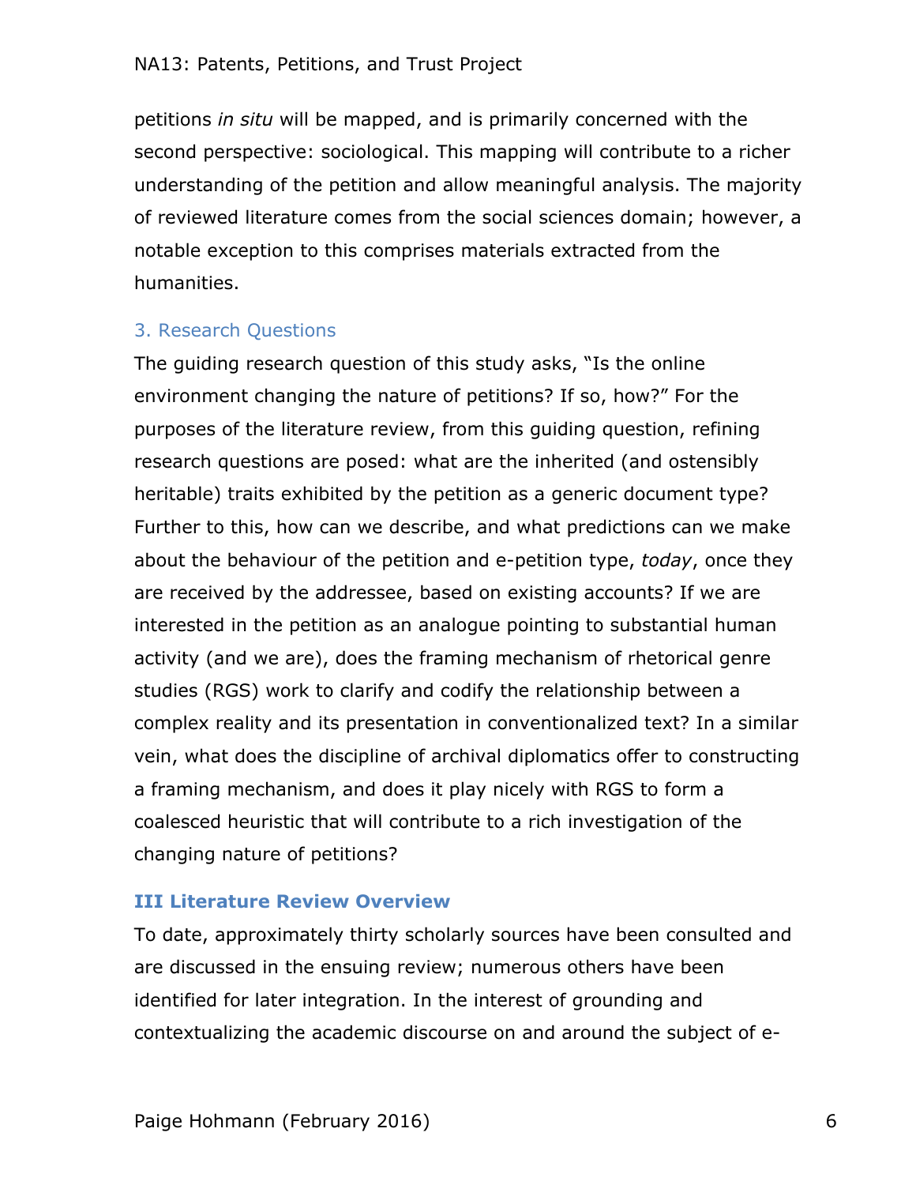petitions *in situ* will be mapped, and is primarily concerned with the second perspective: sociological. This mapping will contribute to a richer understanding of the petition and allow meaningful analysis. The majority of reviewed literature comes from the social sciences domain; however, a notable exception to this comprises materials extracted from the humanities.

### 3. Research Questions

The guiding research question of this study asks, "Is the online environment changing the nature of petitions? If so, how?" For the purposes of the literature review, from this guiding question, refining research questions are posed: what are the inherited (and ostensibly heritable) traits exhibited by the petition as a generic document type? Further to this, how can we describe, and what predictions can we make about the behaviour of the petition and e-petition type, *today*, once they are received by the addressee, based on existing accounts? If we are interested in the petition as an analogue pointing to substantial human activity (and we are), does the framing mechanism of rhetorical genre studies (RGS) work to clarify and codify the relationship between a complex reality and its presentation in conventionalized text? In a similar vein, what does the discipline of archival diplomatics offer to constructing a framing mechanism, and does it play nicely with RGS to form a coalesced heuristic that will contribute to a rich investigation of the changing nature of petitions?

## III Literature Review Overview

To date, approximately thirty scholarly sources have been consulted and are discussed in the ensuing review; numerous others have been identified for later integration. In the interest of grounding and contextualizing the academic discourse on and around the subject of e-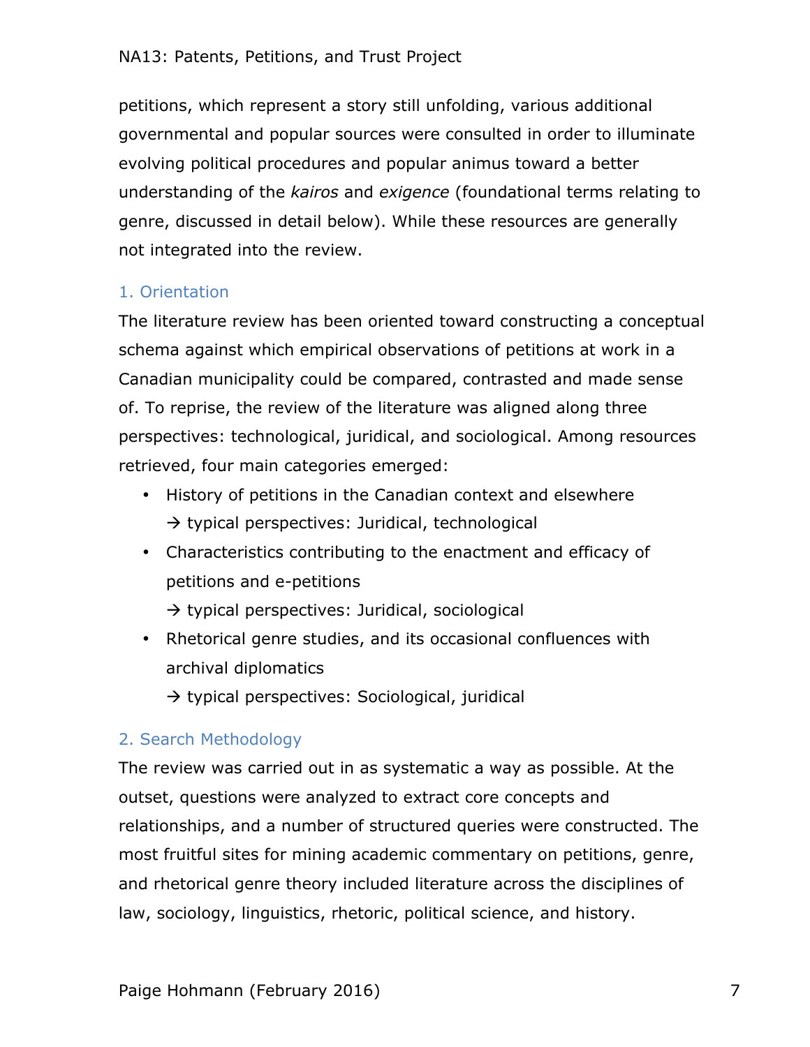petitions, which represent a story still unfolding, various additional governmental and popular sources were consulted in order to illuminate evolving political procedures and popular animus toward a better understanding of the *kairos* and *exigence* (foundational terms relating to genre, discussed in detail below). While these resources are generally not integrated into the review.

## 1. Orientation

The literature review has been oriented toward constructing a conceptual schema against which empirical observations of petitions at work in a Canadian municipality could be compared, contrasted and made sense of. To reprise, the review of the literature was aligned along three perspectives: technological, juridical, and sociological. Among resources retrieved, four main categories emerged:

- History of petitions in the Canadian context and elsewhere
  → typical perspectives: Juridical, technological
- Characteristics contributing to the enactment and efficacy of petitions and e-petitions
  → typical perspectives: Juridical, sociological
- Rhetorical genre studies, and its occasional confluences with archival diplomatics
  → typical perspectives: Sociological, juridical

## 2. Search Methodology

The review was carried out in as systematic a way as possible. At the outset, questions were analyzed to extract core concepts and relationships, and a number of structured queries were constructed. The most fruitful sites for mining academic commentary on petitions, genre, and rhetorical genre theory included literature across the disciplines of law, sociology, linguistics, rhetoric, political science, and history.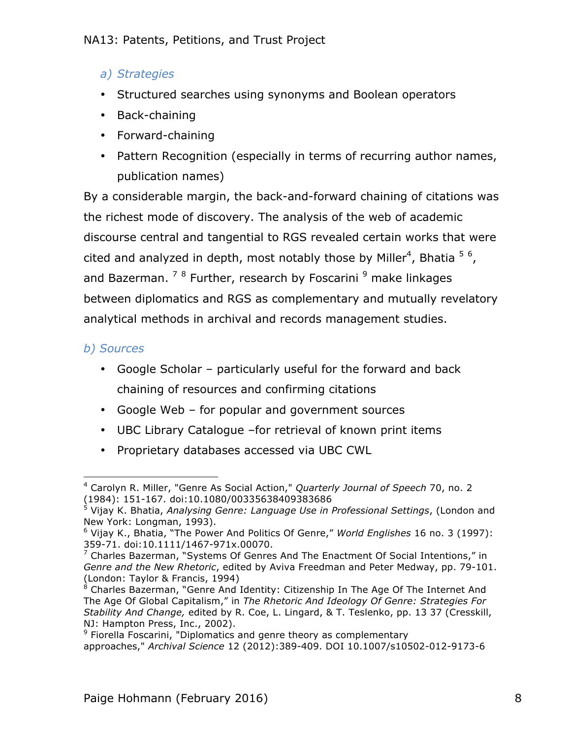### *a) Strategies*

- Structured searches using synonyms and Boolean operators
- Back-chaining
- Forward-chaining
- Pattern Recognition (especially in terms of recurring author names, publication names)

By a considerable margin, the back-and-forward chaining of citations was the richest mode of discovery. The analysis of the web of academic discourse central and tangential to RGS revealed certain works that were cited and analyzed in depth, most notably those by Miller[4], Bhatia [5] [6], and Bazerman. [7] [8] Further, research by Foscarini [9] make linkages between diplomatics and RGS as complementary and mutually revelatory analytical methods in archival and records management studies.

### *b) Sources*

- Google Scholar – particularly useful for the forward and back chaining of resources and confirming citations
- Google Web – for popular and government sources
- UBC Library Catalogue –for retrieval of known print items
- Proprietary databases accessed via UBC CWL

---

[4] Carolyn R. Miller, "Genre As Social Action," *Quarterly Journal of Speech* 70, no. 2 (1984): 151-167. doi:10.1080/00335638409383686

[5] Vijay K. Bhatia, *Analysing Genre: Language Use in Professional Settings*, (London and New York: Longman, 1993).

[6] Vijay K., Bhatia, "The Power And Politics Of Genre," *World Englishes* 16 no. 3 (1997): 359-71. doi:10.1111/1467-971x.00070.

[7] Charles Bazerman, "Systems Of Genres And The Enactment Of Social Intentions," in *Genre and the New Rhetoric*, edited by Aviva Freedman and Peter Medway, pp. 79-101. (London: Taylor & Francis, 1994)

[8] Charles Bazerman, "Genre And Identity: Citizenship In The Age Of The Internet And The Age Of Global Capitalism," in *The Rhetoric And Ideology Of Genre: Strategies For Stability And Change,* edited by R. Coe, L. Lingard, & T. Teslenko, pp. 13 37 (Cresskill, NJ: Hampton Press, Inc., 2002).

[9] Fiorella Foscarini, "Diplomatics and genre theory as complementary approaches," *Archival Science* 12 (2012):389-409. DOI 10.1007/s10502-012-9173-6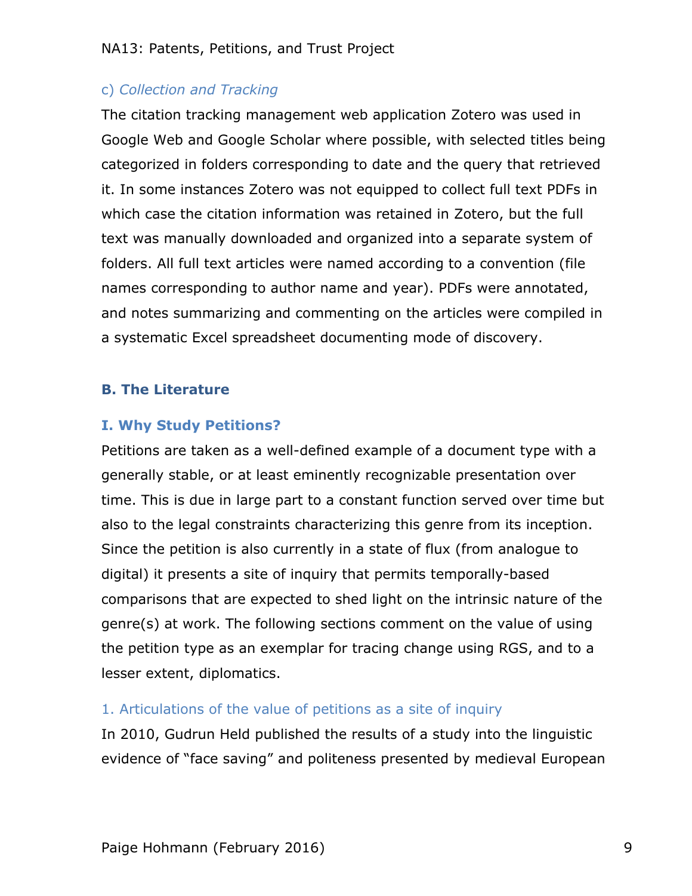#### c) *Collection and Tracking*

The citation tracking management web application Zotero was used in Google Web and Google Scholar where possible, with selected titles being categorized in folders corresponding to date and the query that retrieved it. In some instances Zotero was not equipped to collect full text PDFs in which case the citation information was retained in Zotero, but the full text was manually downloaded and organized into a separate system of folders. All full text articles were named according to a convention (file names corresponding to author name and year). PDFs were annotated, and notes summarizing and commenting on the articles were compiled in a systematic Excel spreadsheet documenting mode of discovery.

## B. The Literature

### I. Why Study Petitions?

Petitions are taken as a well-defined example of a document type with a generally stable, or at least eminently recognizable presentation over time. This is due in large part to a constant function served over time but also to the legal constraints characterizing this genre from its inception. Since the petition is also currently in a state of flux (from analogue to digital) it presents a site of inquiry that permits temporally-based comparisons that are expected to shed light on the intrinsic nature of the genre(s) at work. The following sections comment on the value of using the petition type as an exemplar for tracing change using RGS, and to a lesser extent, diplomatics.

#### 1. Articulations of the value of petitions as a site of inquiry

In 2010, Gudrun Held published the results of a study into the linguistic evidence of "face saving" and politeness presented by medieval European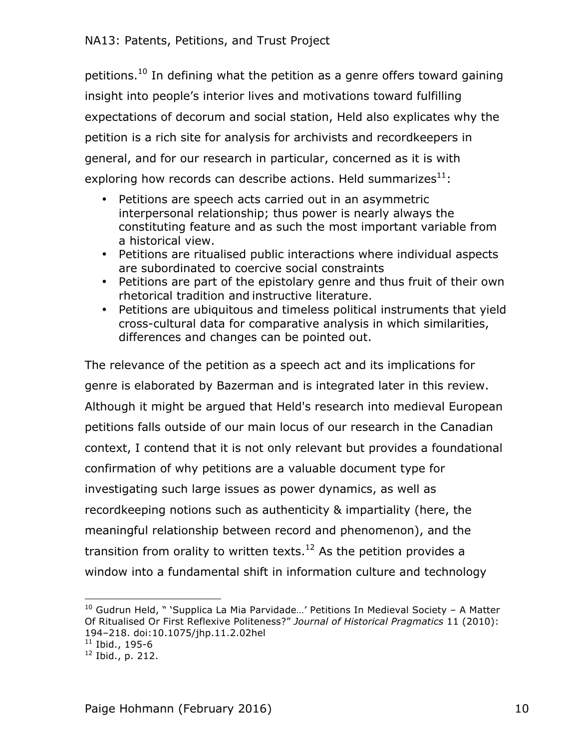petitions.[10] In defining what the petition as a genre offers toward gaining insight into people's interior lives and motivations toward fulfilling expectations of decorum and social station, Held also explicates why the petition is a rich site for analysis for archivists and recordkeepers in general, and for our research in particular, concerned as it is with exploring how records can describe actions. Held summarizes[11]:

- Petitions are speech acts carried out in an asymmetric interpersonal relationship; thus power is nearly always the constituting feature and as such the most important variable from a historical view.
- Petitions are ritualised public interactions where individual aspects are subordinated to coercive social constraints
- Petitions are part of the epistolary genre and thus fruit of their own rhetorical tradition and instructive literature.
- Petitions are ubiquitous and timeless political instruments that yield cross-cultural data for comparative analysis in which similarities, differences and changes can be pointed out.

The relevance of the petition as a speech act and its implications for genre is elaborated by Bazerman and is integrated later in this review. Although it might be argued that Held's research into medieval European petitions falls outside of our main locus of our research in the Canadian context, I contend that it is not only relevant but provides a foundational confirmation of why petitions are a valuable document type for investigating such large issues as power dynamics, as well as recordkeeping notions such as authenticity & impartiality (here, the meaningful relationship between record and phenomenon), and the transition from orality to written texts.[12] As the petition provides a window into a fundamental shift in information culture and technology

---

[10] Gudrun Held, " 'Supplica La Mia Parvidade…' Petitions In Medieval Society – A Matter Of Ritualised Or First Reflexive Politeness?" *Journal of Historical Pragmatics* 11 (2010): 194–218. doi:10.1075/jhp.11.2.02hel

[11] Ibid., 195-6

[12] Ibid., p. 212.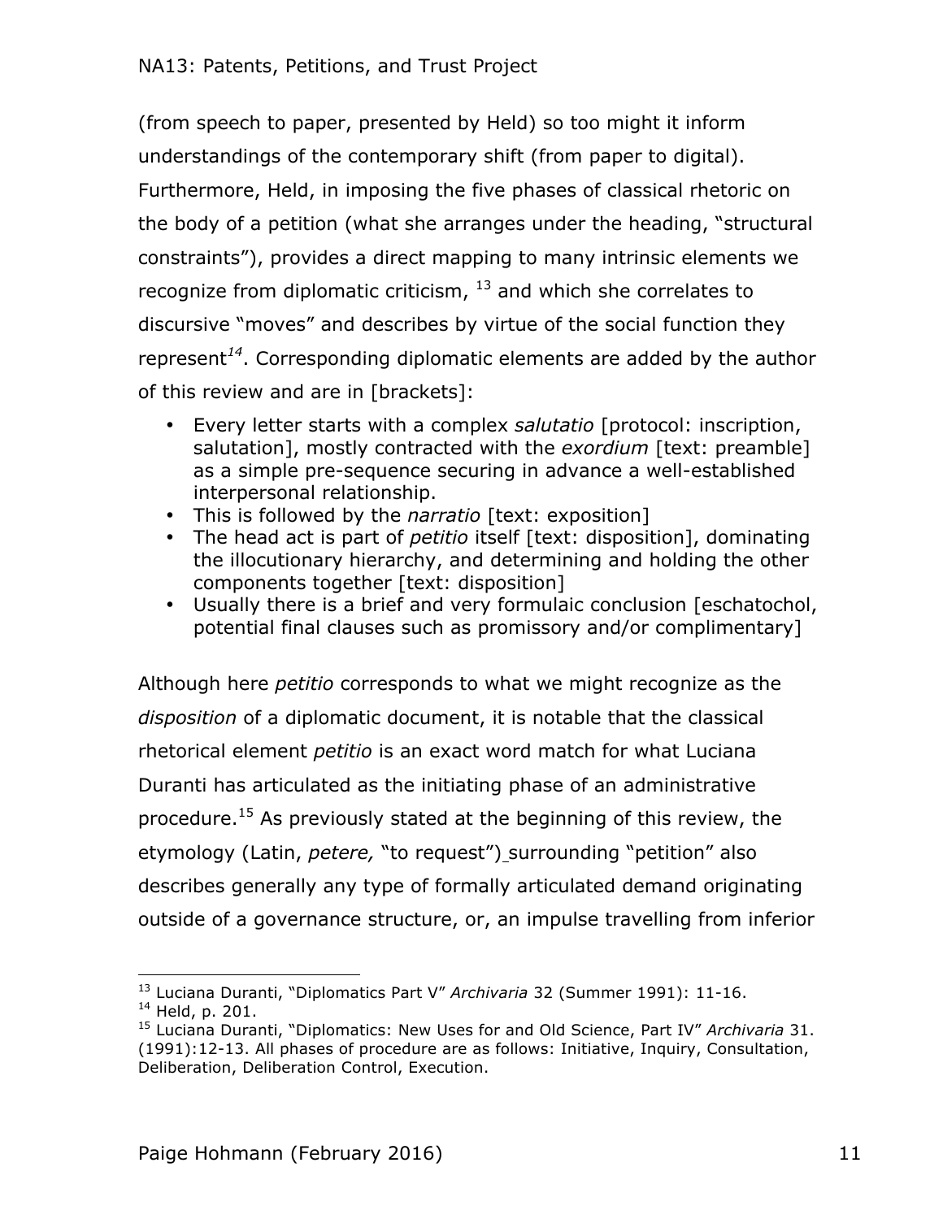(from speech to paper, presented by Held) so too might it inform understandings of the contemporary shift (from paper to digital). Furthermore, Held, in imposing the five phases of classical rhetoric on the body of a petition (what she arranges under the heading, "structural constraints"), provides a direct mapping to many intrinsic elements we recognize from diplomatic criticism, [13] and which she correlates to discursive "moves" and describes by virtue of the social function they represent[14]. Corresponding diplomatic elements are added by the author of this review and are in [brackets]:

- Every letter starts with a complex *salutatio* [protocol: inscription, salutation], mostly contracted with the *exordium* [text: preamble] as a simple pre-sequence securing in advance a well-established interpersonal relationship.
- This is followed by the *narratio* [text: exposition]
- The head act is part of *petitio* itself [text: disposition], dominating the illocutionary hierarchy, and determining and holding the other components together [text: disposition]
- Usually there is a brief and very formulaic conclusion [eschatochol, potential final clauses such as promissory and/or complimentary]

Although here *petitio* corresponds to what we might recognize as the *disposition* of a diplomatic document, it is notable that the classical rhetorical element *petitio* is an exact word match for what Luciana Duranti has articulated as the initiating phase of an administrative procedure.[15] As previously stated at the beginning of this review, the etymology (Latin, *petere,* "to request") surrounding "petition" also describes generally any type of formally articulated demand originating outside of a governance structure, or, an impulse travelling from inferior

---

[13] Luciana Duranti, "Diplomatics Part V" *Archivaria* 32 (Summer 1991): 11-16.

[14] Held, p. 201.

[15] Luciana Duranti, "Diplomatics: New Uses for and Old Science, Part IV" *Archivaria* 31. (1991):12-13. All phases of procedure are as follows: Initiative, Inquiry, Consultation, Deliberation, Deliberation Control, Execution.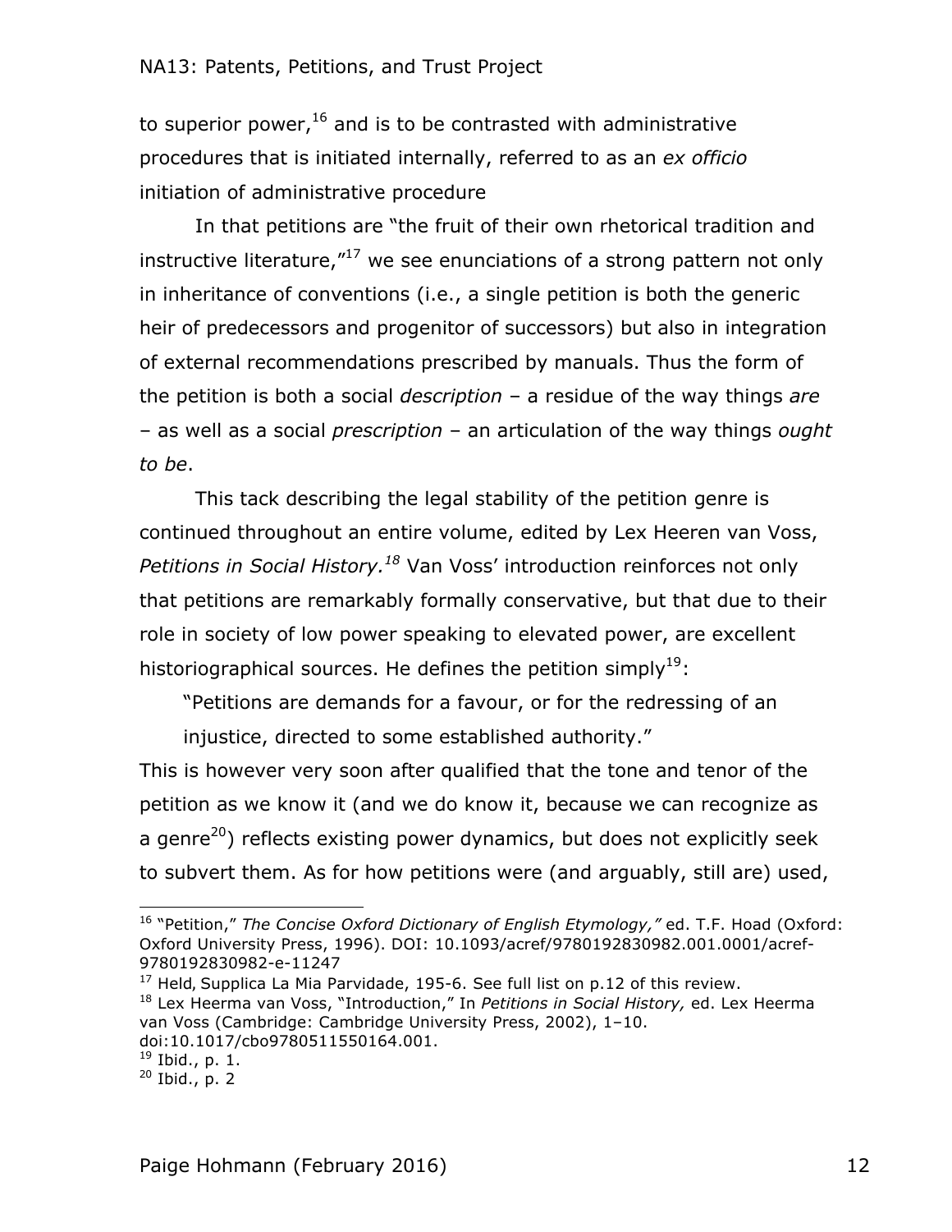to superior power,[16] and is to be contrasted with administrative procedures that is initiated internally, referred to as an *ex officio* initiation of administrative procedure

In that petitions are "the fruit of their own rhetorical tradition and instructive literature,"[17] we see enunciations of a strong pattern not only in inheritance of conventions (i.e., a single petition is both the generic heir of predecessors and progenitor of successors) but also in integration of external recommendations prescribed by manuals. Thus the form of the petition is both a social *description* – a residue of the way things *are* – as well as a social *prescription* – an articulation of the way things *ought to be*.

This tack describing the legal stability of the petition genre is continued throughout an entire volume, edited by Lex Heeren van Voss, *Petitions in Social History.*[18] Van Voss' introduction reinforces not only that petitions are remarkably formally conservative, but that due to their role in society of low power speaking to elevated power, are excellent historiographical sources. He defines the petition simply[19]:

> "Petitions are demands for a favour, or for the redressing of an injustice, directed to some established authority."

This is however very soon after qualified that the tone and tenor of the petition as we know it (and we do know it, because we can recognize as a genre[20]) reflects existing power dynamics, but does not explicitly seek to subvert them. As for how petitions were (and arguably, still are) used,

---

[16] "Petition," *The Concise Oxford Dictionary of English Etymology,"* ed. T.F. Hoad (Oxford: Oxford University Press, 1996). DOI: 10.1093/acref/9780192830982.001.0001/acref-9780192830982-e-11247

[17] Held, Supplica La Mia Parvidade, 195-6. See full list on p.12 of this review.

[18] Lex Heerma van Voss, "Introduction," In *Petitions in Social History,* ed. Lex Heerma van Voss (Cambridge: Cambridge University Press, 2002), 1–10. doi:10.1017/cbo9780511550164.001.

[19] Ibid., p. 1.

[20] Ibid., p. 2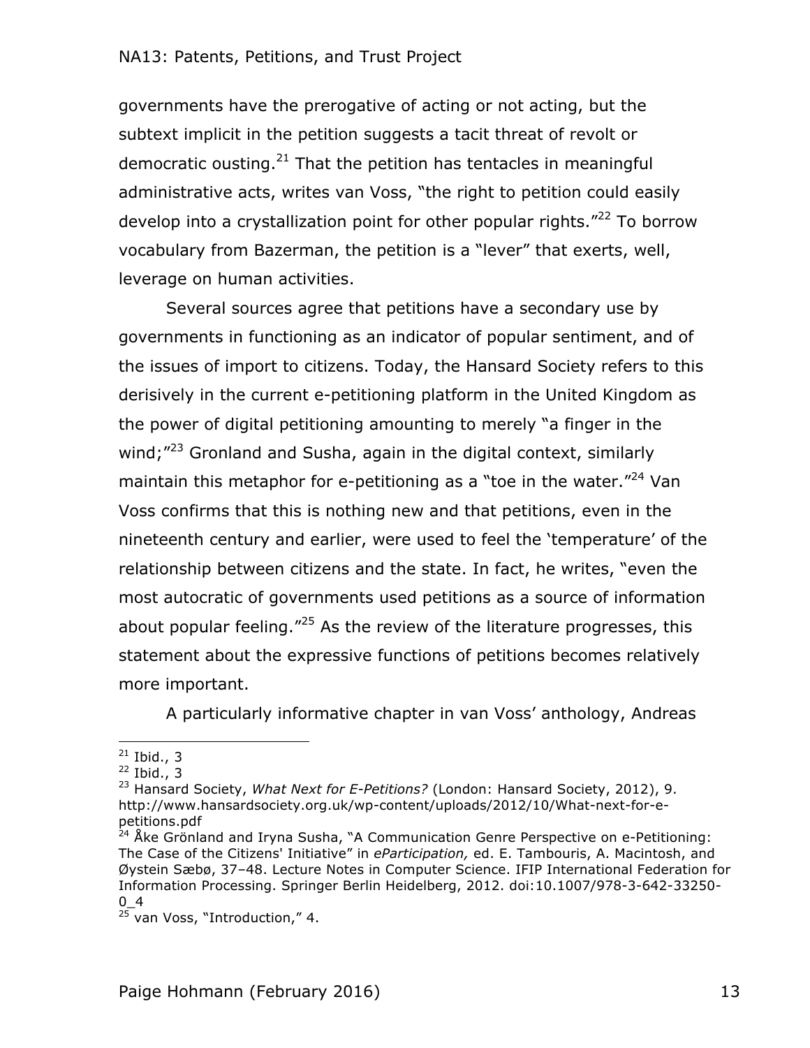governments have the prerogative of acting or not acting, but the subtext implicit in the petition suggests a tacit threat of revolt or democratic ousting.[21] That the petition has tentacles in meaningful administrative acts, writes van Voss, "the right to petition could easily develop into a crystallization point for other popular rights."[22] To borrow vocabulary from Bazerman, the petition is a "lever" that exerts, well, leverage on human activities.

Several sources agree that petitions have a secondary use by governments in functioning as an indicator of popular sentiment, and of the issues of import to citizens. Today, the Hansard Society refers to this derisively in the current e-petitioning platform in the United Kingdom as the power of digital petitioning amounting to merely "a finger in the wind;"[23] Gronland and Susha, again in the digital context, similarly maintain this metaphor for e-petitioning as a "toe in the water."[24] Van Voss confirms that this is nothing new and that petitions, even in the nineteenth century and earlier, were used to feel the 'temperature' of the relationship between citizens and the state. In fact, he writes, "even the most autocratic of governments used petitions as a source of information about popular feeling."[25] As the review of the literature progresses, this statement about the expressive functions of petitions becomes relatively more important.

A particularly informative chapter in van Voss' anthology, Andreas

---

[21] Ibid., 3

[22] Ibid., 3

[23] Hansard Society, *What Next for E-Petitions?* (London: Hansard Society, 2012), 9. http://www.hansardsociety.org.uk/wp-content/uploads/2012/10/What-next-for-e-petitions.pdf

[24] Åke Grönland and Iryna Susha, "A Communication Genre Perspective on e-Petitioning: The Case of the Citizens' Initiative" in *eParticipation,* ed. E. Tambouris, A. Macintosh, and Øystein Sæbø, 37–48. Lecture Notes in Computer Science. IFIP International Federation for Information Processing. Springer Berlin Heidelberg, 2012. doi:10.1007/978-3-642-33250-0_4

[25] van Voss, "Introduction," 4.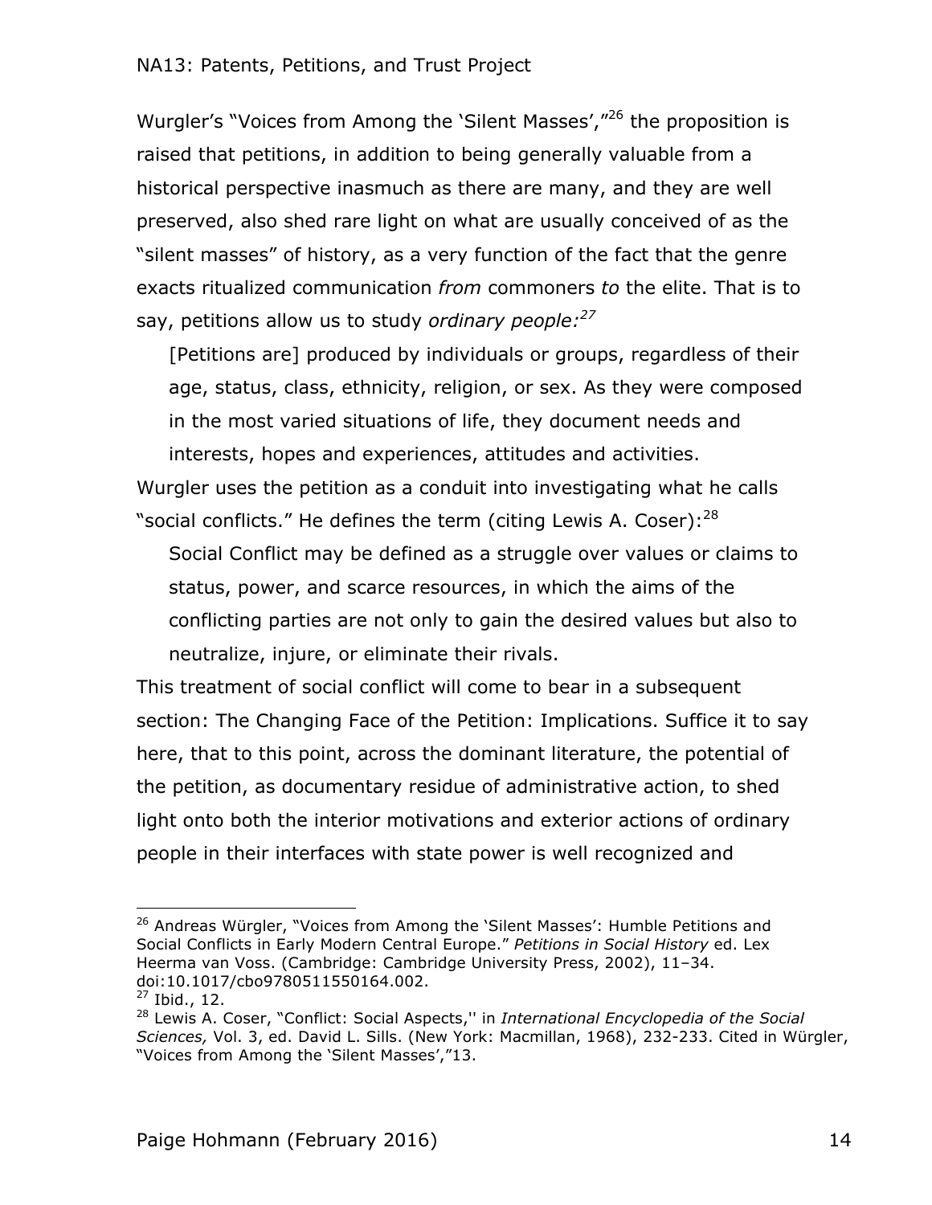Wurgler's "Voices from Among the 'Silent Masses'," [26] the proposition is raised that petitions, in addition to being generally valuable from a historical perspective inasmuch as there are many, and they are well preserved, also shed rare light on what are usually conceived of as the "silent masses" of history, as a very function of the fact that the genre exacts ritualized communication *from* commoners *to* the elite. That is to say, petitions allow us to study *ordinary people:* [27]

> [Petitions are] produced by individuals or groups, regardless of their age, status, class, ethnicity, religion, or sex. As they were composed in the most varied situations of life, they document needs and interests, hopes and experiences, attitudes and activities.

Wurgler uses the petition as a conduit into investigating what he calls "social conflicts." He defines the term (citing Lewis A. Coser): [28]

> Social Conflict may be defined as a struggle over values or claims to status, power, and scarce resources, in which the aims of the conflicting parties are not only to gain the desired values but also to neutralize, injure, or eliminate their rivals.

This treatment of social conflict will come to bear in a subsequent section: The Changing Face of the Petition: Implications. Suffice it to say here, that to this point, across the dominant literature, the potential of the petition, as documentary residue of administrative action, to shed light onto both the interior motivations and exterior actions of ordinary people in their interfaces with state power is well recognized and

---

[26] Andreas Würgler, "Voices from Among the 'Silent Masses': Humble Petitions and Social Conflicts in Early Modern Central Europe." *Petitions in Social History* ed. Lex Heerma van Voss. (Cambridge: Cambridge University Press, 2002), 11–34. doi:10.1017/cbo9780511550164.002.

[27] Ibid., 12.

[28] Lewis A. Coser, "Conflict: Social Aspects,'' in *International Encyclopedia of the Social Sciences,* Vol. 3, ed. David L. Sills. (New York: Macmillan, 1968), 232-233. Cited in Würgler, "Voices from Among the 'Silent Masses',"13.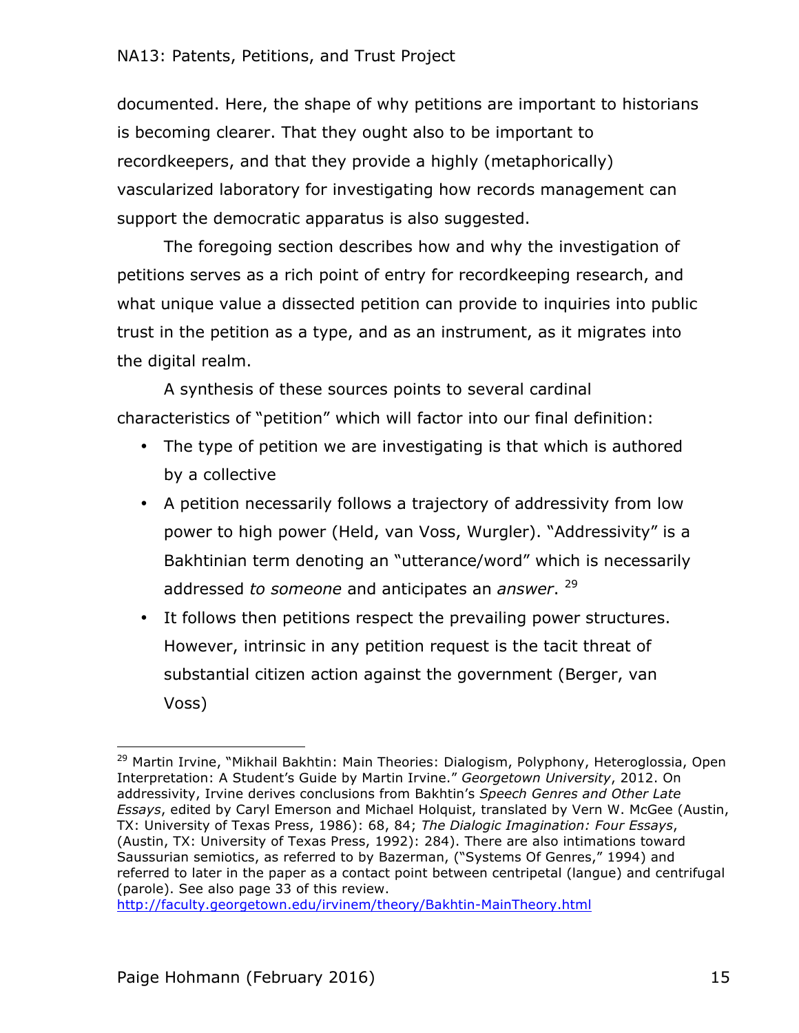documented. Here, the shape of why petitions are important to historians is becoming clearer. That they ought also to be important to recordkeepers, and that they provide a highly (metaphorically) vascularized laboratory for investigating how records management can support the democratic apparatus is also suggested.

The foregoing section describes how and why the investigation of petitions serves as a rich point of entry for recordkeeping research, and what unique value a dissected petition can provide to inquiries into public trust in the petition as a type, and as an instrument, as it migrates into the digital realm.

A synthesis of these sources points to several cardinal characteristics of "petition" which will factor into our final definition:

- The type of petition we are investigating is that which is authored by a collective
- A petition necessarily follows a trajectory of addressivity from low power to high power (Held, van Voss, Wurgler). "Addressivity" is a Bakhtinian term denoting an "utterance/word" which is necessarily addressed *to someone* and anticipates an *answer*. [29]
- It follows then petitions respect the prevailing power structures. However, intrinsic in any petition request is the tacit threat of substantial citizen action against the government (Berger, van Voss)

---

[29] Martin Irvine, "Mikhail Bakhtin: Main Theories: Dialogism, Polyphony, Heteroglossia, Open Interpretation: A Student's Guide by Martin Irvine." *Georgetown University*, 2012. On addressivity, Irvine derives conclusions from Bakhtin's *Speech Genres and Other Late Essays*, edited by Caryl Emerson and Michael Holquist, translated by Vern W. McGee (Austin, TX: University of Texas Press, 1986): 68, 84; *The Dialogic Imagination: Four Essays*, (Austin, TX: University of Texas Press, 1992): 284). There are also intimations toward Saussurian semiotics, as referred to by Bazerman, ("Systems Of Genres," 1994) and referred to later in the paper as a contact point between centripetal (langue) and centrifugal (parole). See also page 33 of this review.
http://faculty.georgetown.edu/irvinem/theory/Bakhtin-MainTheory.html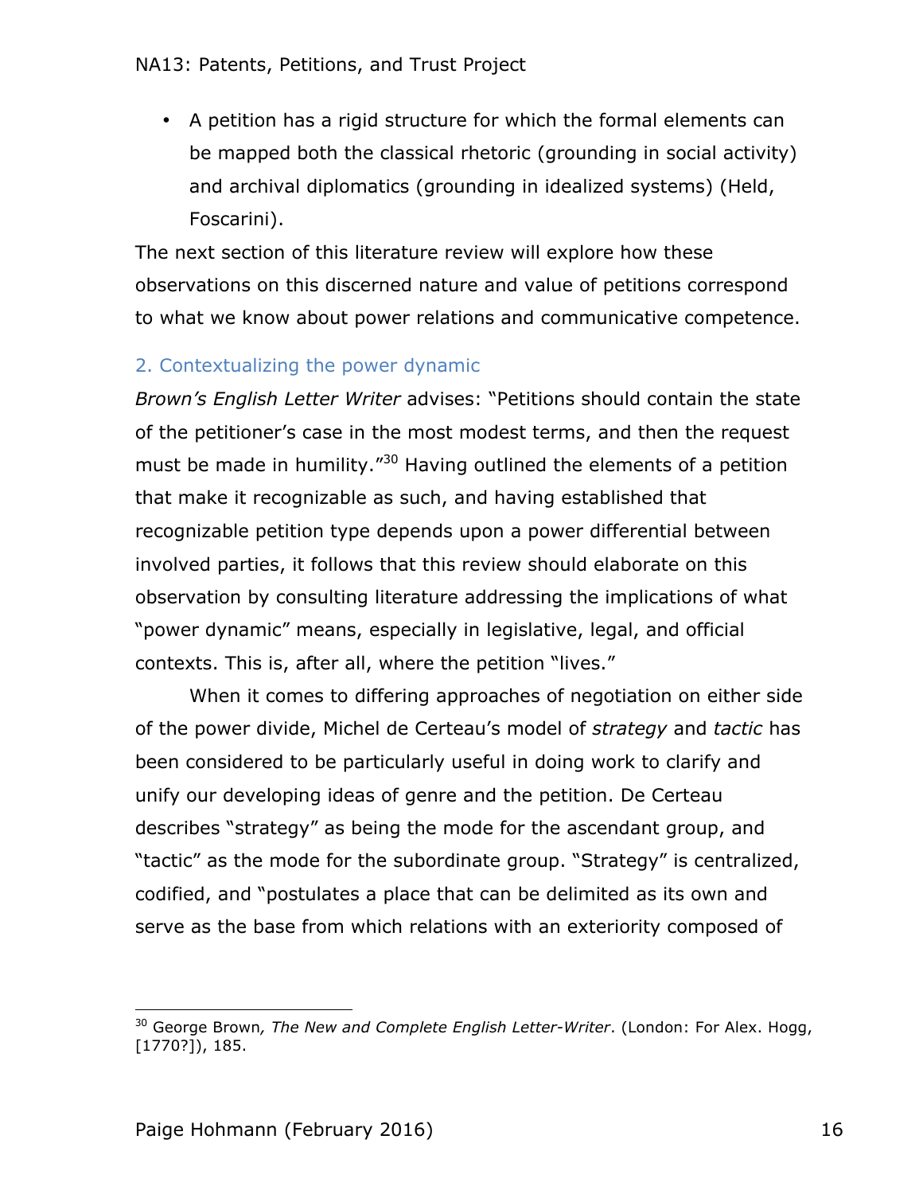- A petition has a rigid structure for which the formal elements can be mapped both the classical rhetoric (grounding in social activity) and archival diplomatics (grounding in idealized systems) (Held, Foscarini).

The next section of this literature review will explore how these observations on this discerned nature and value of petitions correspond to what we know about power relations and communicative competence.

## 2. Contextualizing the power dynamic

*Brown's English Letter Writer* advises: "Petitions should contain the state of the petitioner's case in the most modest terms, and then the request must be made in humility."[30] Having outlined the elements of a petition that make it recognizable as such, and having established that recognizable petition type depends upon a power differential between involved parties, it follows that this review should elaborate on this observation by consulting literature addressing the implications of what "power dynamic" means, especially in legislative, legal, and official contexts. This is, after all, where the petition "lives."

When it comes to differing approaches of negotiation on either side of the power divide, Michel de Certeau's model of *strategy* and *tactic* has been considered to be particularly useful in doing work to clarify and unify our developing ideas of genre and the petition. De Certeau describes "strategy" as being the mode for the ascendant group, and "tactic" as the mode for the subordinate group. "Strategy" is centralized, codified, and "postulates a place that can be delimited as its own and serve as the base from which relations with an exteriority composed of

---

[30] George Brown*, The New and Complete English Letter-Writer*. (London: For Alex. Hogg, [1770?]), 185.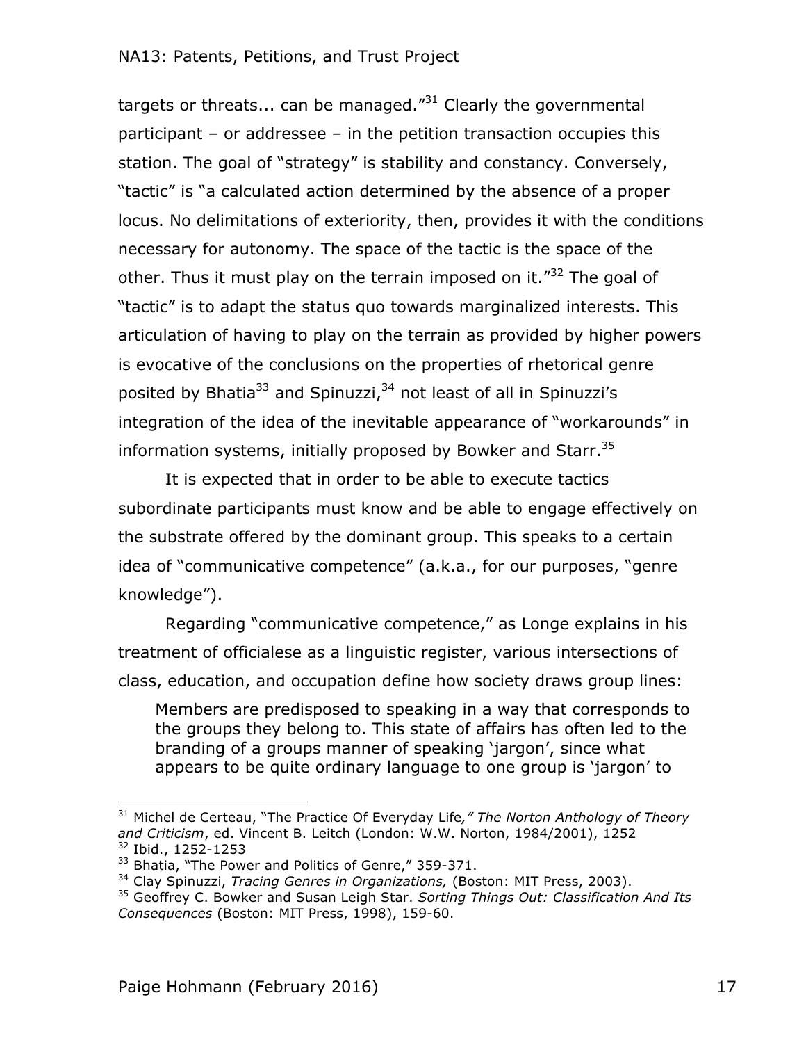targets or threats... can be managed."[31] Clearly the governmental participant – or addressee – in the petition transaction occupies this station. The goal of "strategy" is stability and constancy. Conversely, "tactic" is "a calculated action determined by the absence of a proper locus. No delimitations of exteriority, then, provides it with the conditions necessary for autonomy. The space of the tactic is the space of the other. Thus it must play on the terrain imposed on it."[32] The goal of "tactic" is to adapt the status quo towards marginalized interests. This articulation of having to play on the terrain as provided by higher powers is evocative of the conclusions on the properties of rhetorical genre posited by Bhatia[33] and Spinuzzi,[34] not least of all in Spinuzzi's integration of the idea of the inevitable appearance of "workarounds" in information systems, initially proposed by Bowker and Starr.[35]

It is expected that in order to be able to execute tactics subordinate participants must know and be able to engage effectively on the substrate offered by the dominant group. This speaks to a certain idea of "communicative competence" (a.k.a., for our purposes, "genre knowledge").

Regarding "communicative competence," as Longe explains in his treatment of officialese as a linguistic register, various intersections of class, education, and occupation define how society draws group lines:

> Members are predisposed to speaking in a way that corresponds to the groups they belong to. This state of affairs has often led to the branding of a groups manner of speaking 'jargon', since what appears to be quite ordinary language to one group is 'jargon' to

---

[31] Michel de Certeau, "The Practice Of Everyday Life*," The Norton Anthology of Theory and Criticism*, ed. Vincent B. Leitch (London: W.W. Norton, 1984/2001), 1252

[32] Ibid., 1252-1253

[33] Bhatia, "The Power and Politics of Genre," 359-371.

[34] Clay Spinuzzi, *Tracing Genres in Organizations,* (Boston: MIT Press, 2003).

[35] Geoffrey C. Bowker and Susan Leigh Star. *Sorting Things Out: Classification And Its Consequences* (Boston: MIT Press, 1998), 159-60.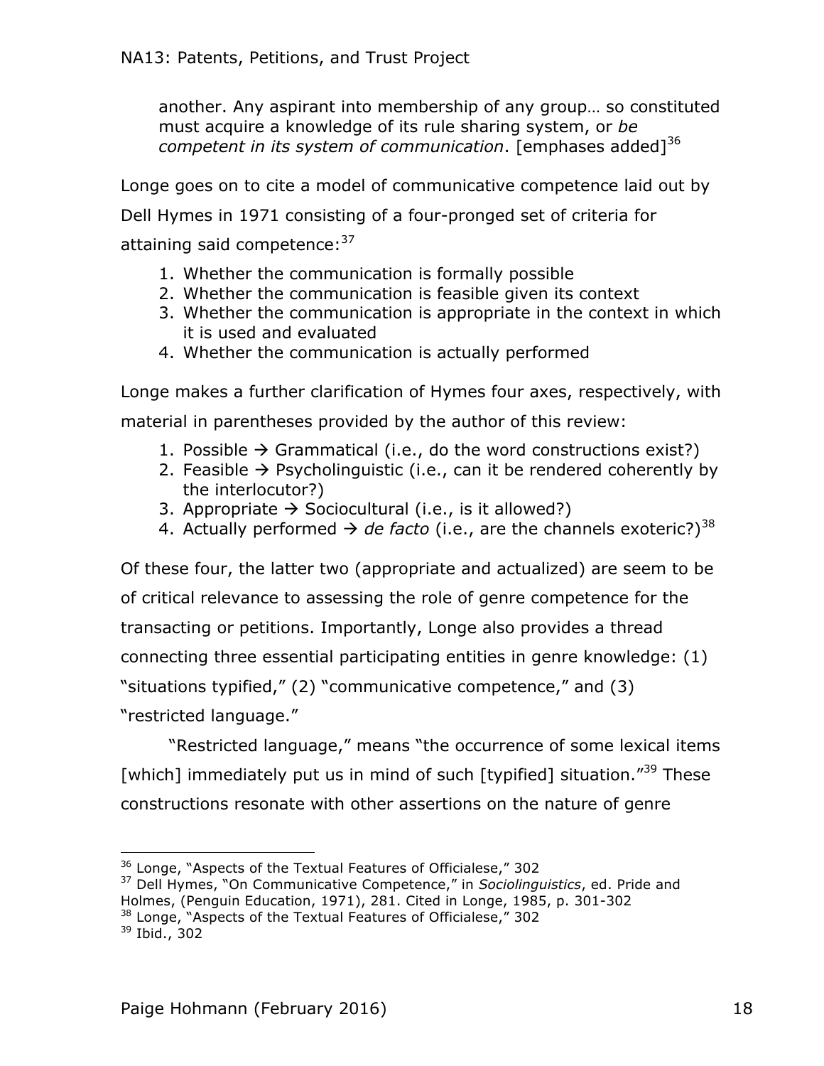another. Any aspirant into membership of any group… so constituted must acquire a knowledge of its rule sharing system, or *be competent in its system of communication*. [emphases added][36]

Longe goes on to cite a model of communicative competence laid out by Dell Hymes in 1971 consisting of a four-pronged set of criteria for attaining said competence:[37]

1. Whether the communication is formally possible
2. Whether the communication is feasible given its context
3. Whether the communication is appropriate in the context in which it is used and evaluated
4. Whether the communication is actually performed

Longe makes a further clarification of Hymes four axes, respectively, with material in parentheses provided by the author of this review:

1. Possible → Grammatical (i.e., do the word constructions exist?)
2. Feasible → Psycholinguistic (i.e., can it be rendered coherently by the interlocutor?)
3. Appropriate → Sociocultural (i.e., is it allowed?)
4. Actually performed → *de facto* (i.e., are the channels exoteric?)[38]

Of these four, the latter two (appropriate and actualized) are seem to be of critical relevance to assessing the role of genre competence for the transacting or petitions. Importantly, Longe also provides a thread connecting three essential participating entities in genre knowledge: (1) "situations typified," (2) "communicative competence," and (3) "restricted language."

"Restricted language," means "the occurrence of some lexical items [which] immediately put us in mind of such [typified] situation."[39] These constructions resonate with other assertions on the nature of genre

---

[36] Longe, "Aspects of the Textual Features of Officialese," 302

[37] Dell Hymes, "On Communicative Competence," in *Sociolinguistics*, ed. Pride and Holmes, (Penguin Education, 1971), 281. Cited in Longe, 1985, p. 301-302

[38] Longe, "Aspects of the Textual Features of Officialese," 302

[39] Ibid., 302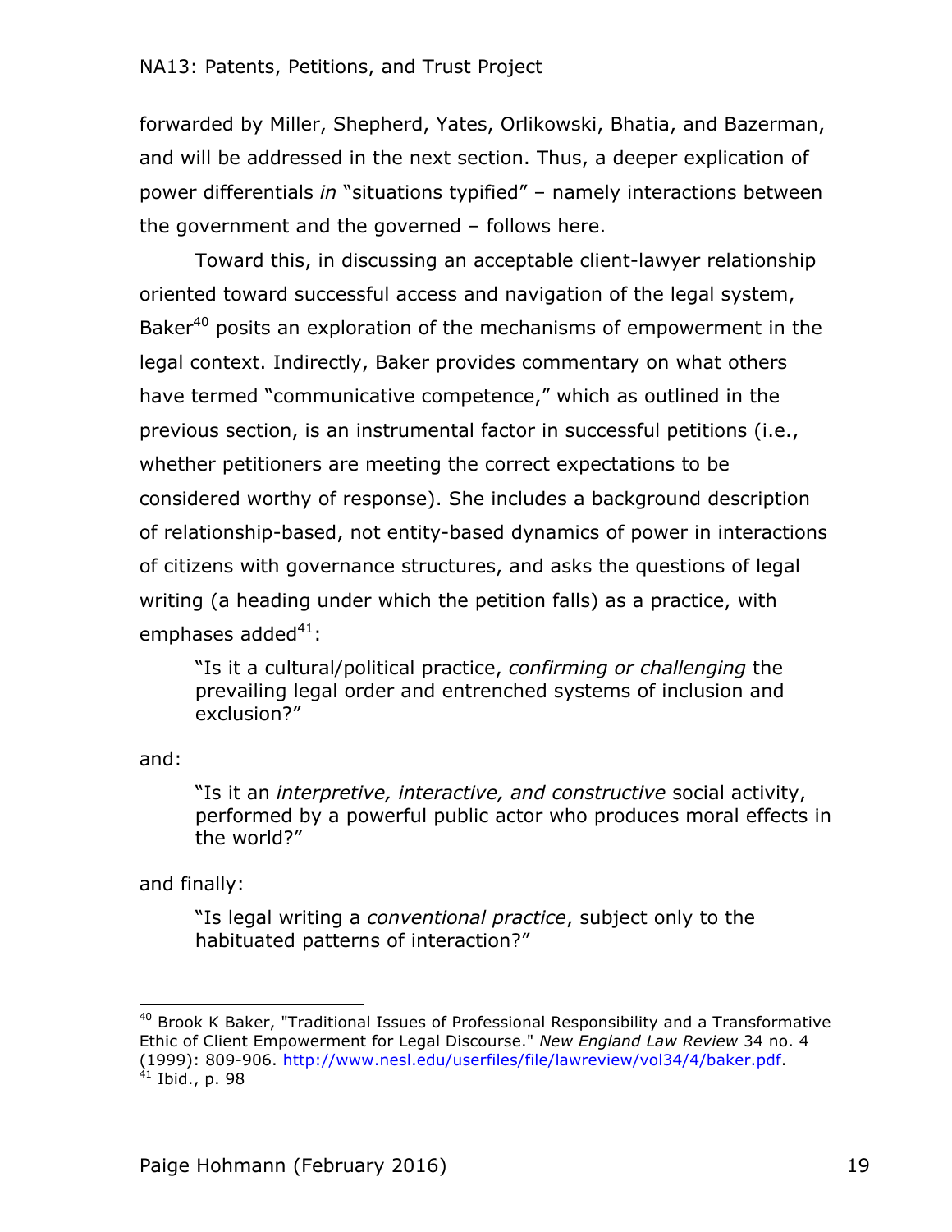forwarded by Miller, Shepherd, Yates, Orlikowski, Bhatia, and Bazerman, and will be addressed in the next section. Thus, a deeper explication of power differentials *in* "situations typified" – namely interactions between the government and the governed – follows here.

Toward this, in discussing an acceptable client-lawyer relationship oriented toward successful access and navigation of the legal system, Baker[40] posits an exploration of the mechanisms of empowerment in the legal context. Indirectly, Baker provides commentary on what others have termed "communicative competence," which as outlined in the previous section, is an instrumental factor in successful petitions (i.e., whether petitioners are meeting the correct expectations to be considered worthy of response). She includes a background description of relationship-based, not entity-based dynamics of power in interactions of citizens with governance structures, and asks the questions of legal writing (a heading under which the petition falls) as a practice, with emphases added[41]:

> "Is it a cultural/political practice, *confirming or challenging* the prevailing legal order and entrenched systems of inclusion and exclusion?"

and:

> "Is it an *interpretive, interactive, and constructive* social activity, performed by a powerful public actor who produces moral effects in the world?"

and finally:

> "Is legal writing a *conventional practice*, subject only to the habituated patterns of interaction?"

---

[40] Brook K Baker, "Traditional Issues of Professional Responsibility and a Transformative Ethic of Client Empowerment for Legal Discourse." *New England Law Review* 34 no. 4 (1999): 809-906. http://www.nesl.edu/userfiles/file/lawreview/vol34/4/baker.pdf.

[41] Ibid., p. 98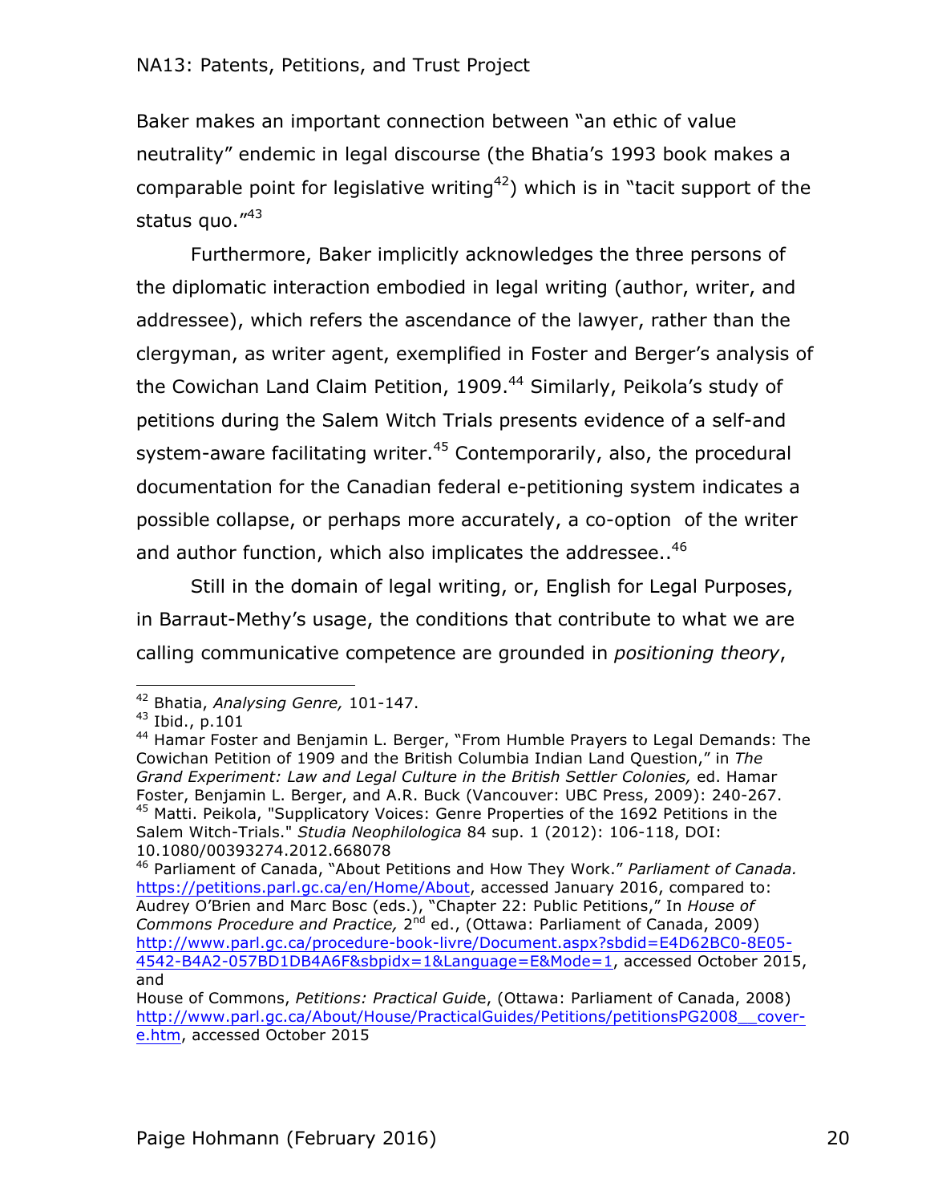Baker makes an important connection between "an ethic of value neutrality" endemic in legal discourse (the Bhatia's 1993 book makes a comparable point for legislative writing[42]) which is in "tacit support of the status quo."[43]

Furthermore, Baker implicitly acknowledges the three persons of the diplomatic interaction embodied in legal writing (author, writer, and addressee), which refers the ascendance of the lawyer, rather than the clergyman, as writer agent, exemplified in Foster and Berger's analysis of the Cowichan Land Claim Petition, 1909.[44] Similarly, Peikola's study of petitions during the Salem Witch Trials presents evidence of a self-and system-aware facilitating writer.[45] Contemporarily, also, the procedural documentation for the Canadian federal e-petitioning system indicates a possible collapse, or perhaps more accurately, a co-option of the writer and author function, which also implicates the addressee..[46]

Still in the domain of legal writing, or, English for Legal Purposes, in Barraut-Methy's usage, the conditions that contribute to what we are calling communicative competence are grounded in *positioning theory*,

---

[42] Bhatia, *Analysing Genre,* 101-147.

[43] Ibid., p.101

[44] Hamar Foster and Benjamin L. Berger, "From Humble Prayers to Legal Demands: The Cowichan Petition of 1909 and the British Columbia Indian Land Question," in *The Grand Experiment: Law and Legal Culture in the British Settler Colonies,* ed. Hamar Foster, Benjamin L. Berger, and A.R. Buck (Vancouver: UBC Press, 2009): 240-267.

[45] Matti. Peikola, "Supplicatory Voices: Genre Properties of the 1692 Petitions in the Salem Witch-Trials." *Studia Neophilologica* 84 sup. 1 (2012): 106-118, DOI: 10.1080/00393274.2012.668078

[46] Parliament of Canada, "About Petitions and How They Work." *Parliament of Canada.* https://petitions.parl.gc.ca/en/Home/About, accessed January 2016, compared to: Audrey O'Brien and Marc Bosc (eds.), "Chapter 22: Public Petitions," In *House of Commons Procedure and Practice,* 2nd ed., (Ottawa: Parliament of Canada, 2009) http://www.parl.gc.ca/procedure-book-livre/Document.aspx?sbdid=E4D62BC0-8E05-4542-B4A2-057BD1DB4A6F&sbpidx=1&Language=E&Mode=1, accessed October 2015, and

House of Commons, *Petitions: Practical Guide*, (Ottawa: Parliament of Canada, 2008) http://www.parl.gc.ca/About/House/PracticalGuides/Petitions/petitionsPG2008__cover-e.htm, accessed October 2015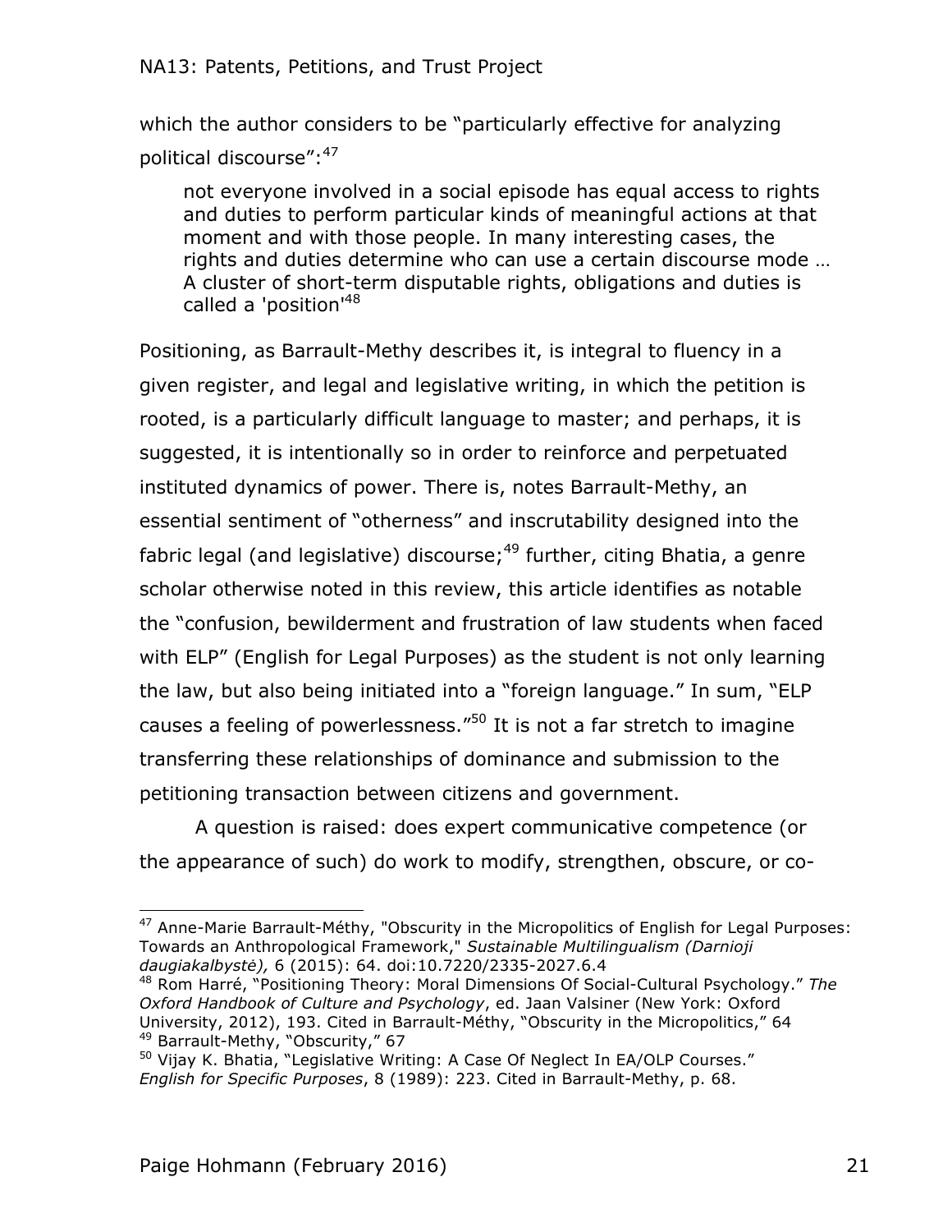which the author considers to be "particularly effective for analyzing political discourse":[47]

> not everyone involved in a social episode has equal access to rights and duties to perform particular kinds of meaningful actions at that moment and with those people. In many interesting cases, the rights and duties determine who can use a certain discourse mode … A cluster of short-term disputable rights, obligations and duties is called a 'position'[48]

Positioning, as Barrault-Methy describes it, is integral to fluency in a given register, and legal and legislative writing, in which the petition is rooted, is a particularly difficult language to master; and perhaps, it is suggested, it is intentionally so in order to reinforce and perpetuated instituted dynamics of power. There is, notes Barrault-Methy, an essential sentiment of "otherness" and inscrutability designed into the fabric legal (and legislative) discourse;[49] further, citing Bhatia, a genre scholar otherwise noted in this review, this article identifies as notable the "confusion, bewilderment and frustration of law students when faced with ELP" (English for Legal Purposes) as the student is not only learning the law, but also being initiated into a "foreign language." In sum, "ELP causes a feeling of powerlessness."[50] It is not a far stretch to imagine transferring these relationships of dominance and submission to the petitioning transaction between citizens and government.

A question is raised: does expert communicative competence (or the appearance of such) do work to modify, strengthen, obscure, or co-

---

[47] Anne-Marie Barrault-Méthy, "Obscurity in the Micropolitics of English for Legal Purposes: Towards an Anthropological Framework," *Sustainable Multilingualism (Darnioji daugiakalbystė),* 6 (2015): 64. doi:10.7220/2335-2027.6.4

[48] Rom Harré, "Positioning Theory: Moral Dimensions Of Social-Cultural Psychology." *The Oxford Handbook of Culture and Psychology*, ed. Jaan Valsiner (New York: Oxford University, 2012), 193. Cited in Barrault-Méthy, "Obscurity in the Micropolitics," 64

[49] Barrault-Methy, "Obscurity," 67

[50] Vijay K. Bhatia, "Legislative Writing: A Case Of Neglect In EA/OLP Courses." *English for Specific Purposes*, 8 (1989): 223. Cited in Barrault-Methy, p. 68.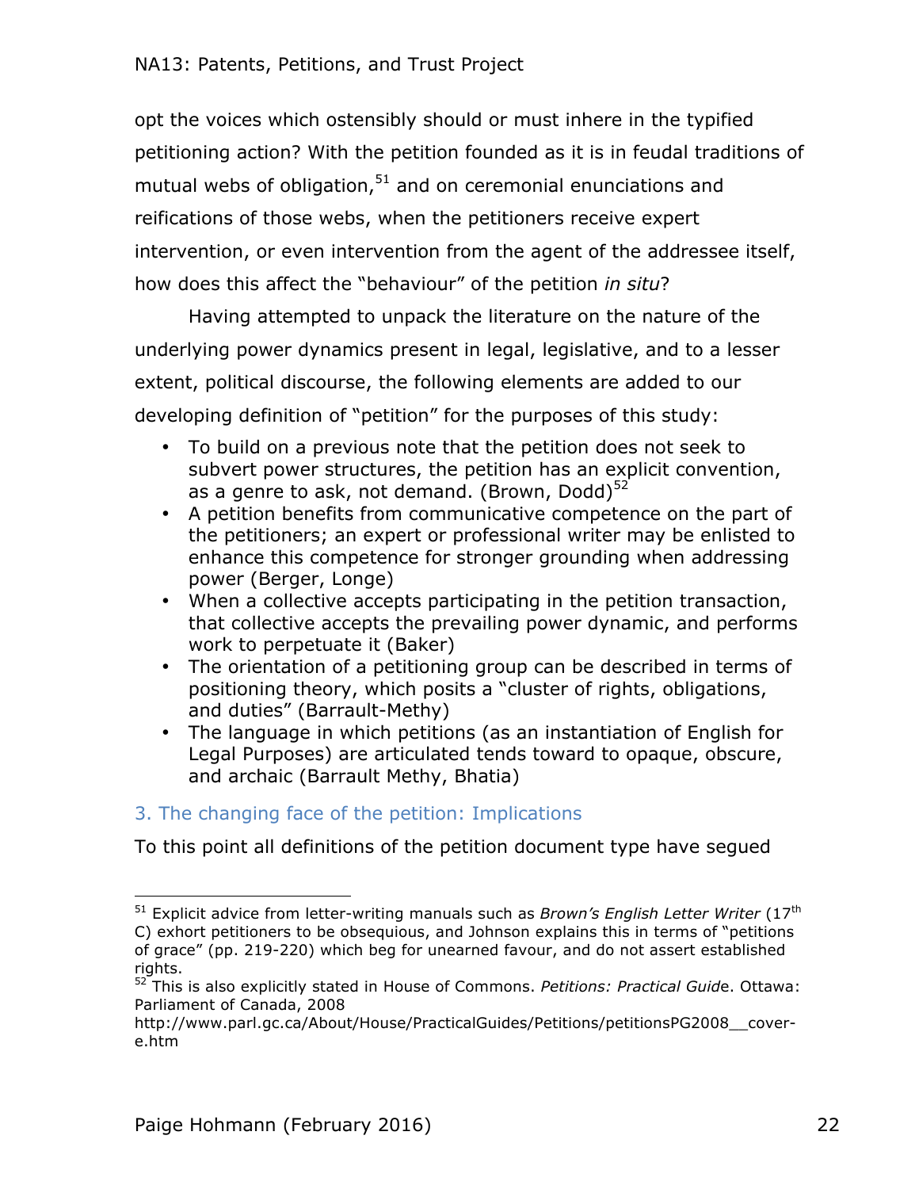opt the voices which ostensibly should or must inhere in the typified petitioning action? With the petition founded as it is in feudal traditions of mutual webs of obligation,[51] and on ceremonial enunciations and reifications of those webs, when the petitioners receive expert intervention, or even intervention from the agent of the addressee itself, how does this affect the "behaviour" of the petition *in situ*?

Having attempted to unpack the literature on the nature of the underlying power dynamics present in legal, legislative, and to a lesser extent, political discourse, the following elements are added to our developing definition of "petition" for the purposes of this study:

- To build on a previous note that the petition does not seek to subvert power structures, the petition has an explicit convention, as a genre to ask, not demand. (Brown, Dodd)[52]
- A petition benefits from communicative competence on the part of the petitioners; an expert or professional writer may be enlisted to enhance this competence for stronger grounding when addressing power (Berger, Longe)
- When a collective accepts participating in the petition transaction, that collective accepts the prevailing power dynamic, and performs work to perpetuate it (Baker)
- The orientation of a petitioning group can be described in terms of positioning theory, which posits a "cluster of rights, obligations, and duties" (Barrault-Methy)
- The language in which petitions (as an instantiation of English for Legal Purposes) are articulated tends toward to opaque, obscure, and archaic (Barrault Methy, Bhatia)

## 3. The changing face of the petition: Implications

To this point all definitions of the petition document type have segued

---

[51] Explicit advice from letter-writing manuals such as *Brown's English Letter Writer* (17th C) exhort petitioners to be obsequious, and Johnson explains this in terms of "petitions of grace" (pp. 219-220) which beg for unearned favour, and do not assert established rights.

[52] This is also explicitly stated in House of Commons. *Petitions: Practical Guide*. Ottawa: Parliament of Canada, 2008 http://www.parl.gc.ca/About/House/PracticalGuides/Petitions/petitionsPG2008__cover-e.htm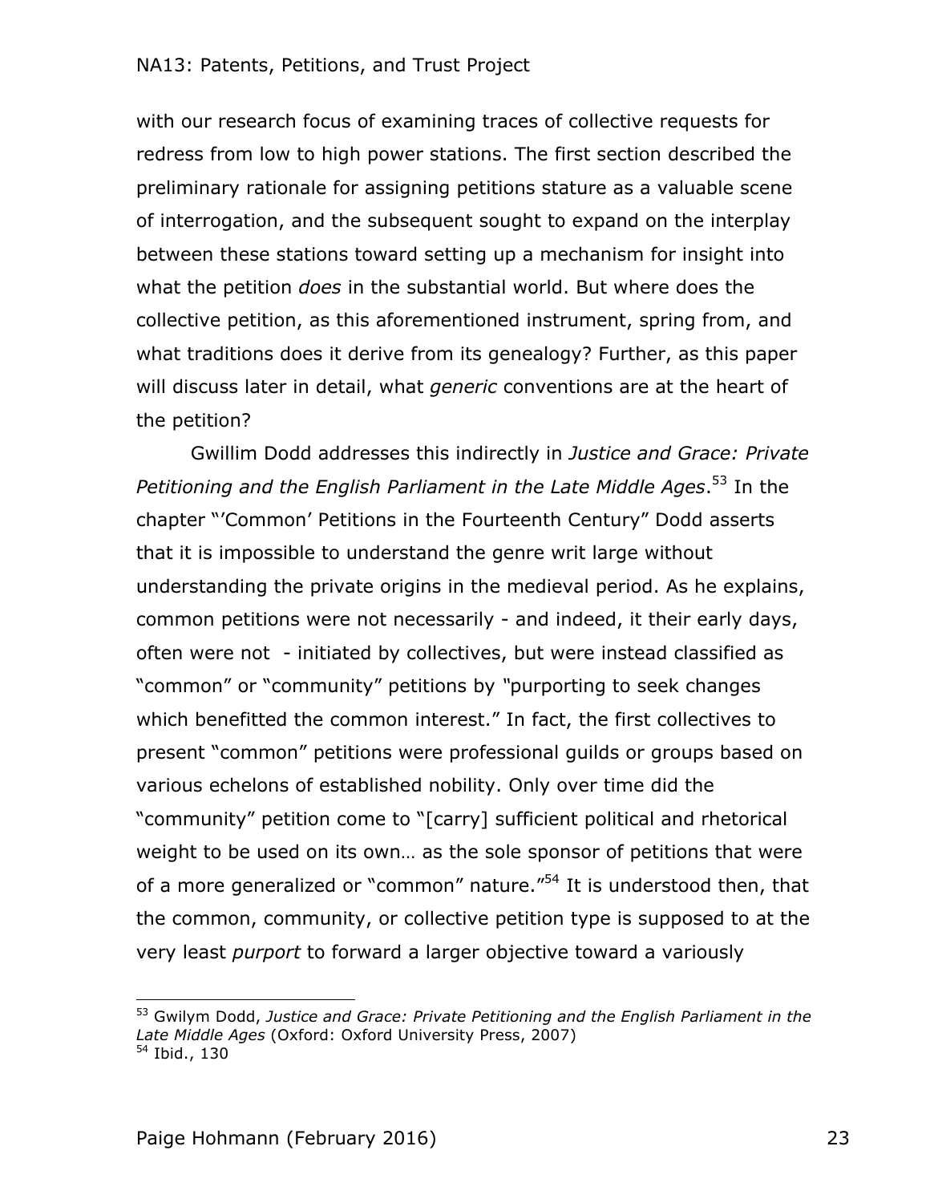with our research focus of examining traces of collective requests for redress from low to high power stations. The first section described the preliminary rationale for assigning petitions stature as a valuable scene of interrogation, and the subsequent sought to expand on the interplay between these stations toward setting up a mechanism for insight into what the petition *does* in the substantial world. But where does the collective petition, as this aforementioned instrument, spring from, and what traditions does it derive from its genealogy? Further, as this paper will discuss later in detail, what *generic* conventions are at the heart of the petition?

Gwillim Dodd addresses this indirectly in *Justice and Grace: Private Petitioning and the English Parliament in the Late Middle Ages*.[53] In the chapter "'Common' Petitions in the Fourteenth Century" Dodd asserts that it is impossible to understand the genre writ large without understanding the private origins in the medieval period. As he explains, common petitions were not necessarily - and indeed, it their early days, often were not - initiated by collectives, but were instead classified as "common" or "community" petitions by "purporting to seek changes which benefitted the common interest." In fact, the first collectives to present "common" petitions were professional guilds or groups based on various echelons of established nobility. Only over time did the "community" petition come to "[carry] sufficient political and rhetorical weight to be used on its own… as the sole sponsor of petitions that were of a more generalized or "common" nature."[54] It is understood then, that the common, community, or collective petition type is supposed to at the very least *purport* to forward a larger objective toward a variously

---

[53] Gwilym Dodd, *Justice and Grace: Private Petitioning and the English Parliament in the Late Middle Ages* (Oxford: Oxford University Press, 2007)
[54] Ibid., 130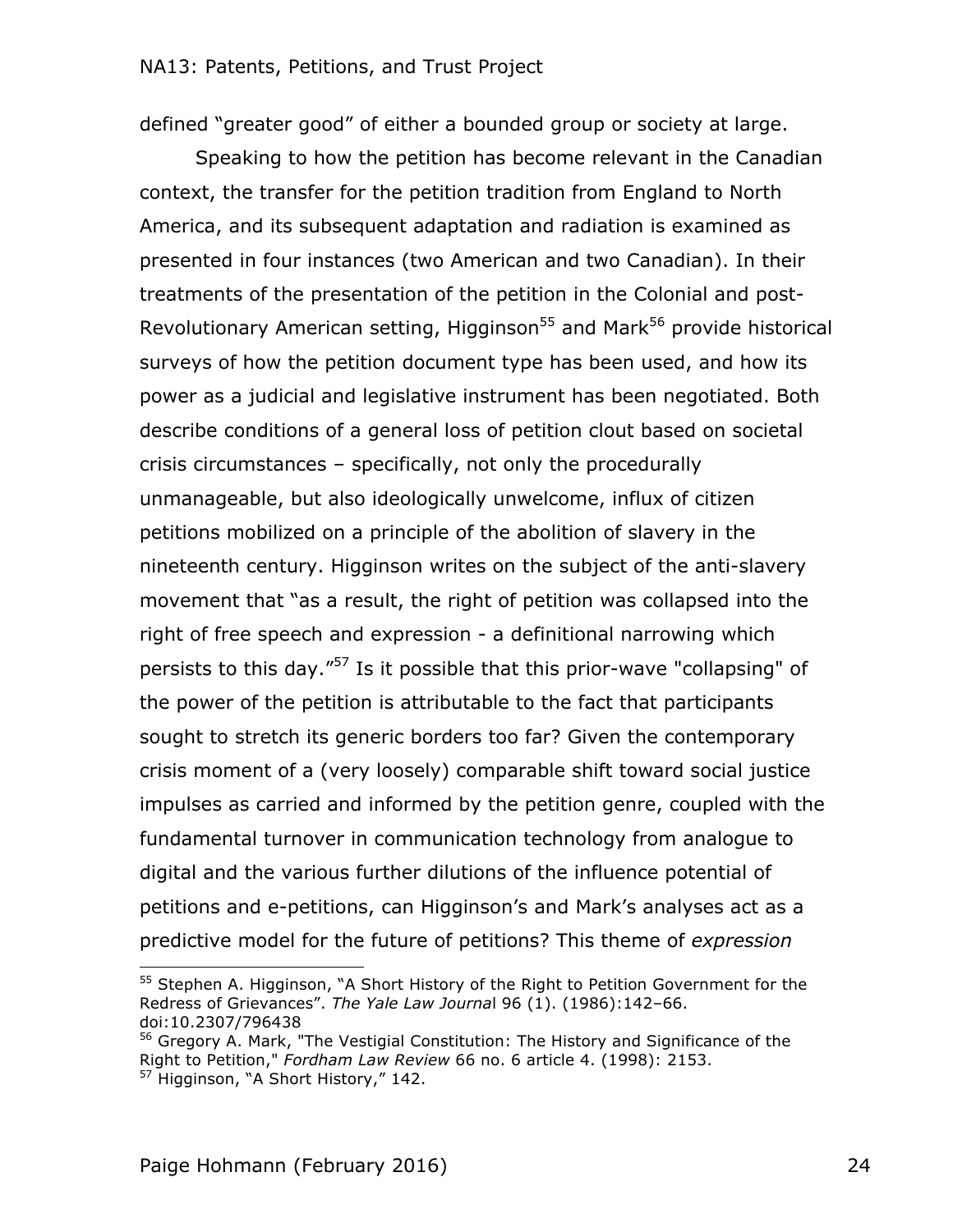defined "greater good" of either a bounded group or society at large.

Speaking to how the petition has become relevant in the Canadian context, the transfer for the petition tradition from England to North America, and its subsequent adaptation and radiation is examined as presented in four instances (two American and two Canadian). In their treatments of the presentation of the petition in the Colonial and post-Revolutionary American setting, Higginson[55] and Mark[56] provide historical surveys of how the petition document type has been used, and how its power as a judicial and legislative instrument has been negotiated. Both describe conditions of a general loss of petition clout based on societal crisis circumstances – specifically, not only the procedurally unmanageable, but also ideologically unwelcome, influx of citizen petitions mobilized on a principle of the abolition of slavery in the nineteenth century. Higginson writes on the subject of the anti-slavery movement that "as a result, the right of petition was collapsed into the right of free speech and expression - a definitional narrowing which persists to this day."[57] Is it possible that this prior-wave "collapsing" of the power of the petition is attributable to the fact that participants sought to stretch its generic borders too far? Given the contemporary crisis moment of a (very loosely) comparable shift toward social justice impulses as carried and informed by the petition genre, coupled with the fundamental turnover in communication technology from analogue to digital and the various further dilutions of the influence potential of petitions and e-petitions, can Higginson's and Mark's analyses act as a predictive model for the future of petitions? This theme of *expression*

---

[55] Stephen A. Higginson, "A Short History of the Right to Petition Government for the Redress of Grievances". *The Yale Law Journal* 96 (1). (1986):142–66. doi:10.2307/796438

[56] Gregory A. Mark, "The Vestigial Constitution: The History and Significance of the Right to Petition," *Fordham Law Review* 66 no. 6 article 4. (1998): 2153.

[57] Higginson, "A Short History," 142.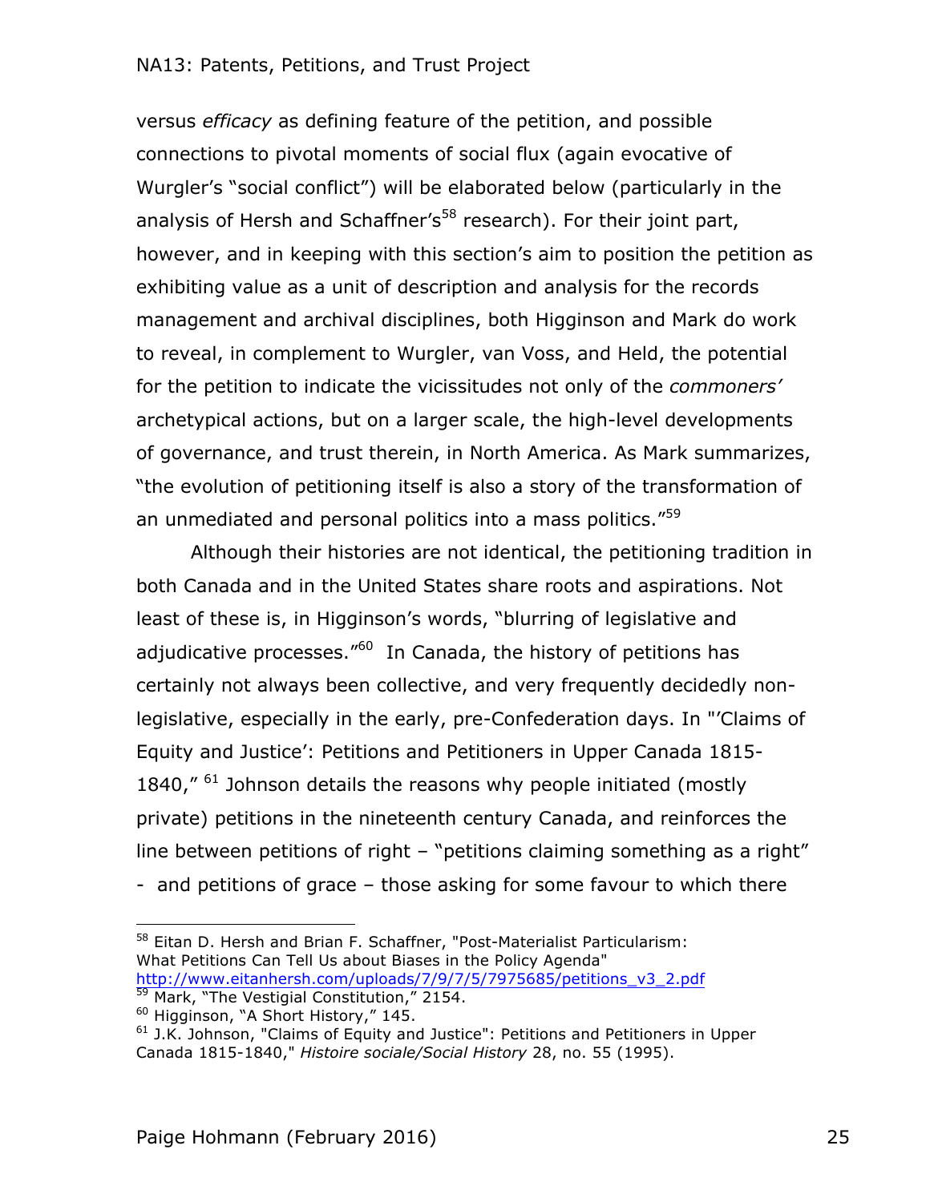versus *efficacy* as defining feature of the petition, and possible connections to pivotal moments of social flux (again evocative of Wurgler's "social conflict") will be elaborated below (particularly in the analysis of Hersh and Schaffner's[58] research). For their joint part, however, and in keeping with this section's aim to position the petition as exhibiting value as a unit of description and analysis for the records management and archival disciplines, both Higginson and Mark do work to reveal, in complement to Wurgler, van Voss, and Held, the potential for the petition to indicate the vicissitudes not only of the *commoners'* archetypical actions, but on a larger scale, the high-level developments of governance, and trust therein, in North America. As Mark summarizes, "the evolution of petitioning itself is also a story of the transformation of an unmediated and personal politics into a mass politics."[59]

Although their histories are not identical, the petitioning tradition in both Canada and in the United States share roots and aspirations. Not least of these is, in Higginson's words, "blurring of legislative and adjudicative processes."[60] In Canada, the history of petitions has certainly not always been collective, and very frequently decidedly non-legislative, especially in the early, pre-Confederation days. In "'Claims of Equity and Justice': Petitions and Petitioners in Upper Canada 1815-1840," [61] Johnson details the reasons why people initiated (mostly private) petitions in the nineteenth century Canada, and reinforces the line between petitions of right – "petitions claiming something as a right" - and petitions of grace – those asking for some favour to which there

---

[58] Eitan D. Hersh and Brian F. Schaffner, "Post-Materialist Particularism: What Petitions Can Tell Us about Biases in the Policy Agenda" http://www.eitanhersh.com/uploads/7/9/7/5/7975685/petitions_v3_2.pdf

[59] Mark, "The Vestigial Constitution," 2154.

[60] Higginson, "A Short History," 145.

[61] J.K. Johnson, "Claims of Equity and Justice": Petitions and Petitioners in Upper Canada 1815-1840," *Histoire sociale/Social History* 28, no. 55 (1995).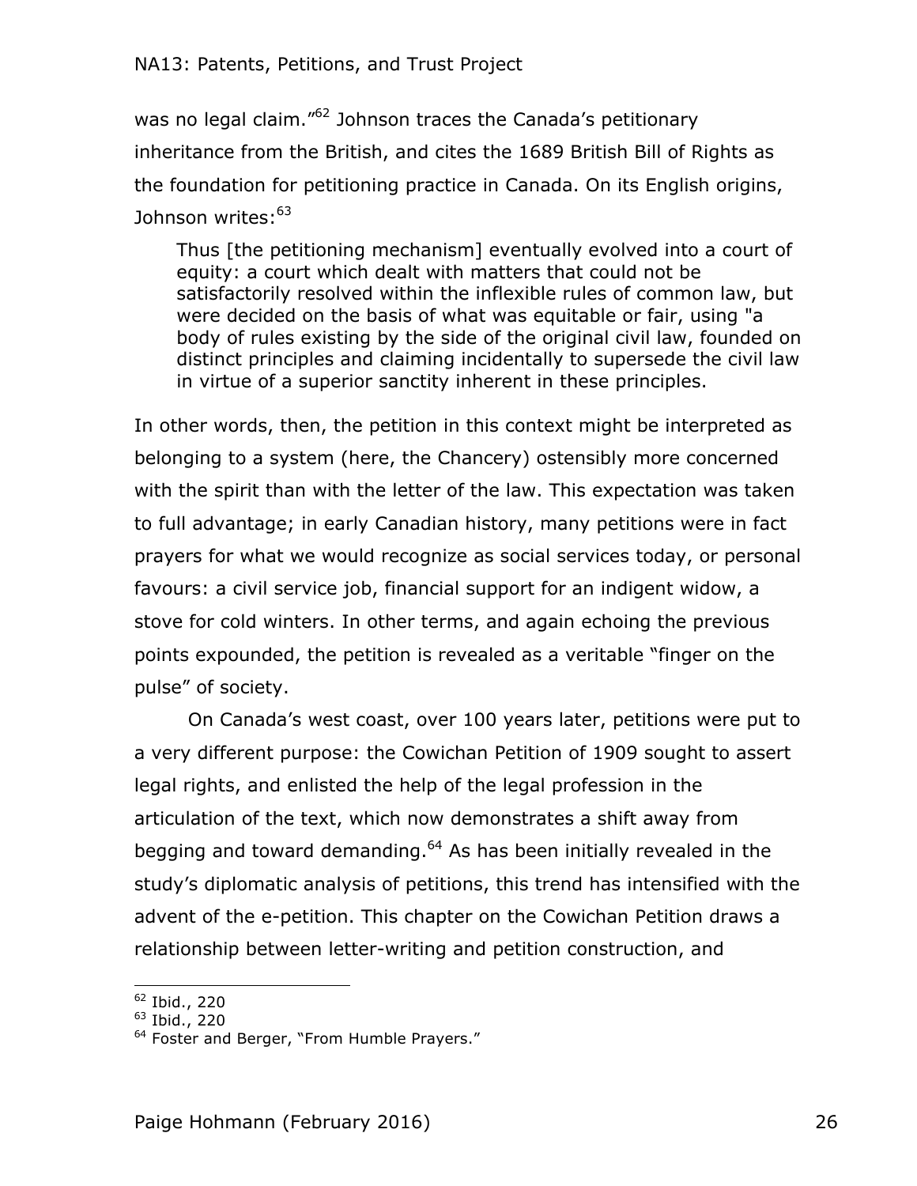was no legal claim."[62] Johnson traces the Canada's petitionary inheritance from the British, and cites the 1689 British Bill of Rights as the foundation for petitioning practice in Canada. On its English origins, Johnson writes:[63]

> Thus [the petitioning mechanism] eventually evolved into a court of equity: a court which dealt with matters that could not be satisfactorily resolved within the inflexible rules of common law, but were decided on the basis of what was equitable or fair, using "a body of rules existing by the side of the original civil law, founded on distinct principles and claiming incidentally to supersede the civil law in virtue of a superior sanctity inherent in these principles.

In other words, then, the petition in this context might be interpreted as belonging to a system (here, the Chancery) ostensibly more concerned with the spirit than with the letter of the law. This expectation was taken to full advantage; in early Canadian history, many petitions were in fact prayers for what we would recognize as social services today, or personal favours: a civil service job, financial support for an indigent widow, a stove for cold winters. In other terms, and again echoing the previous points expounded, the petition is revealed as a veritable "finger on the pulse" of society.

On Canada's west coast, over 100 years later, petitions were put to a very different purpose: the Cowichan Petition of 1909 sought to assert legal rights, and enlisted the help of the legal profession in the articulation of the text, which now demonstrates a shift away from begging and toward demanding.[64] As has been initially revealed in the study's diplomatic analysis of petitions, this trend has intensified with the advent of the e-petition. This chapter on the Cowichan Petition draws a relationship between letter-writing and petition construction, and

---

[62] Ibid., 220

[63] Ibid., 220

[64] Foster and Berger, "From Humble Prayers."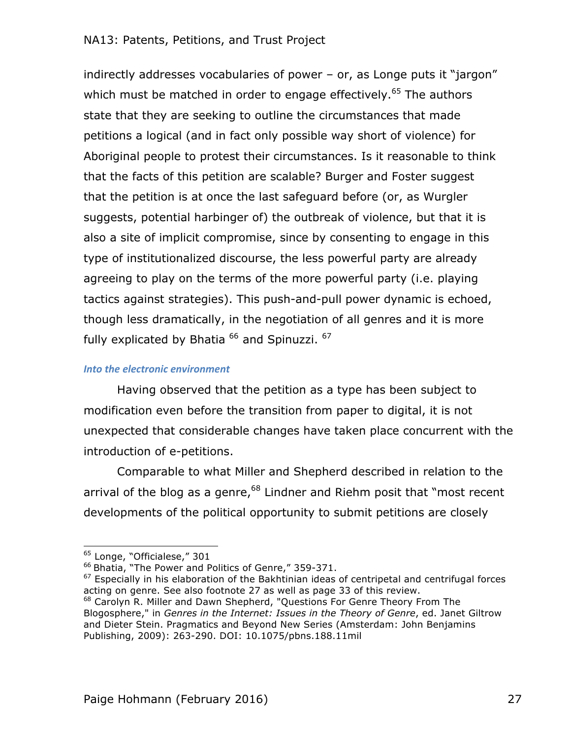indirectly addresses vocabularies of power – or, as Longe puts it "jargon" which must be matched in order to engage effectively.[65] The authors state that they are seeking to outline the circumstances that made petitions a logical (and in fact only possible way short of violence) for Aboriginal people to protest their circumstances. Is it reasonable to think that the facts of this petition are scalable? Burger and Foster suggest that the petition is at once the last safeguard before (or, as Wurgler suggests, potential harbinger of) the outbreak of violence, but that it is also a site of implicit compromise, since by consenting to engage in this type of institutionalized discourse, the less powerful party are already agreeing to play on the terms of the more powerful party (i.e. playing tactics against strategies). This push-and-pull power dynamic is echoed, though less dramatically, in the negotiation of all genres and it is more fully explicated by Bhatia [66] and Spinuzzi. [67]

### *Into the electronic environment*

Having observed that the petition as a type has been subject to modification even before the transition from paper to digital, it is not unexpected that considerable changes have taken place concurrent with the introduction of e-petitions.

Comparable to what Miller and Shepherd described in relation to the arrival of the blog as a genre,[68] Lindner and Riehm posit that "most recent developments of the political opportunity to submit petitions are closely

---

[65] Longe, "Officialese," 301

[66] Bhatia, "The Power and Politics of Genre," 359-371.

[67] Especially in his elaboration of the Bakhtinian ideas of centripetal and centrifugal forces acting on genre. See also footnote 27 as well as page 33 of this review.

[68] Carolyn R. Miller and Dawn Shepherd, "Questions For Genre Theory From The Blogosphere," in *Genres in the Internet: Issues in the Theory of Genre*, ed. Janet Giltrow and Dieter Stein. Pragmatics and Beyond New Series (Amsterdam: John Benjamins Publishing, 2009): 263-290. DOI: 10.1075/pbns.188.11mil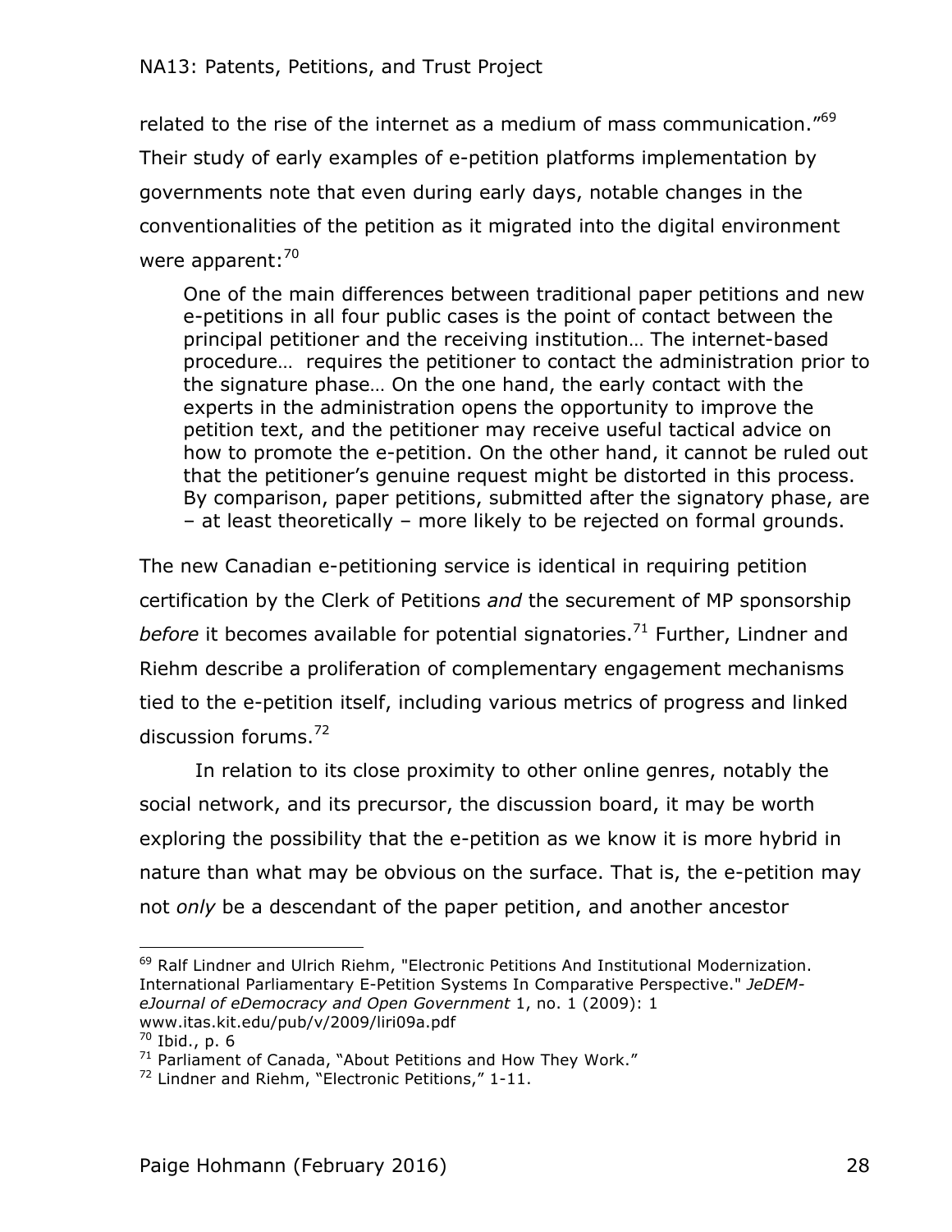related to the rise of the internet as a medium of mass communication."[69] Their study of early examples of e-petition platforms implementation by governments note that even during early days, notable changes in the conventionalities of the petition as it migrated into the digital environment were apparent:[70]

> One of the main differences between traditional paper petitions and new e-petitions in all four public cases is the point of contact between the principal petitioner and the receiving institution… The internet-based procedure… requires the petitioner to contact the administration prior to the signature phase… On the one hand, the early contact with the experts in the administration opens the opportunity to improve the petition text, and the petitioner may receive useful tactical advice on how to promote the e-petition. On the other hand, it cannot be ruled out that the petitioner's genuine request might be distorted in this process. By comparison, paper petitions, submitted after the signatory phase, are – at least theoretically – more likely to be rejected on formal grounds.

The new Canadian e-petitioning service is identical in requiring petition certification by the Clerk of Petitions *and* the securement of MP sponsorship *before* it becomes available for potential signatories.[71] Further, Lindner and Riehm describe a proliferation of complementary engagement mechanisms tied to the e-petition itself, including various metrics of progress and linked discussion forums.[72]

In relation to its close proximity to other online genres, notably the social network, and its precursor, the discussion board, it may be worth exploring the possibility that the e-petition as we know it is more hybrid in nature than what may be obvious on the surface. That is, the e-petition may not *only* be a descendant of the paper petition, and another ancestor

---

[69] Ralf Lindner and Ulrich Riehm, "Electronic Petitions And Institutional Modernization. International Parliamentary E-Petition Systems In Comparative Perspective." *JeDEM-eJournal of eDemocracy and Open Government* 1, no. 1 (2009): 1 www.itas.kit.edu/pub/v/2009/liri09a.pdf

[70] Ibid., p. 6

[71] Parliament of Canada, "About Petitions and How They Work."

[72] Lindner and Riehm, "Electronic Petitions," 1-11.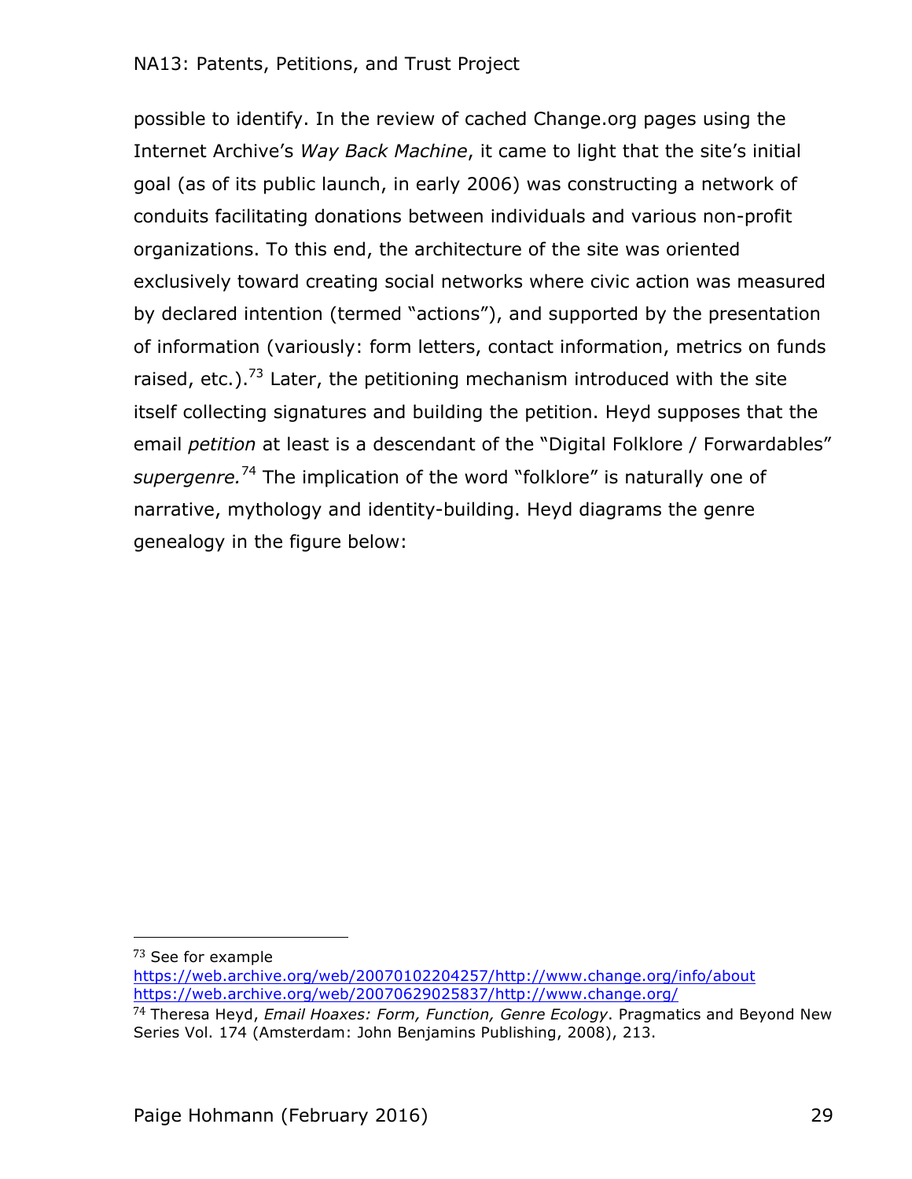possible to identify. In the review of cached Change.org pages using the Internet Archive's *Way Back Machine*, it came to light that the site's initial goal (as of its public launch, in early 2006) was constructing a network of conduits facilitating donations between individuals and various non-profit organizations. To this end, the architecture of the site was oriented exclusively toward creating social networks where civic action was measured by declared intention (termed "actions"), and supported by the presentation of information (variously: form letters, contact information, metrics on funds raised, etc.).[73] Later, the petitioning mechanism introduced with the site itself collecting signatures and building the petition. Heyd supposes that the email *petition* at least is a descendant of the "Digital Folklore / Forwardables" *supergenre.*[74] The implication of the word "folklore" is naturally one of narrative, mythology and identity-building. Heyd diagrams the genre genealogy in the figure below:

---

[73] See for example
https://web.archive.org/web/20070102204257/http://www.change.org/info/about
https://web.archive.org/web/20070629025837/http://www.change.org/

[74] Theresa Heyd, *Email Hoaxes: Form, Function, Genre Ecology*. Pragmatics and Beyond New Series Vol. 174 (Amsterdam: John Benjamins Publishing, 2008), 213.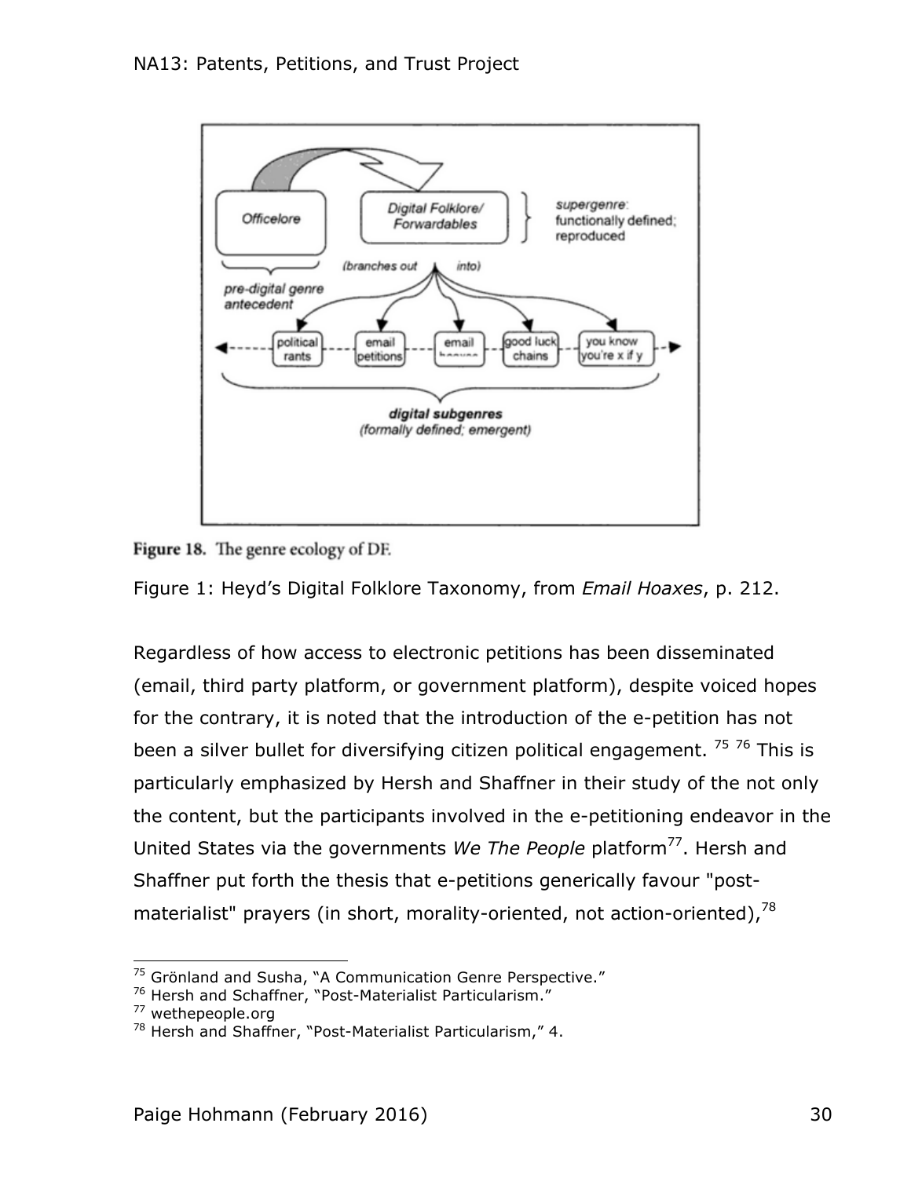Figure 18. The genre ecology of DF.

Figure 1: Heyd's Digital Folklore Taxonomy, from *Email Hoaxes*, p. 212.

Regardless of how access to electronic petitions has been disseminated (email, third party platform, or government platform), despite voiced hopes for the contrary, it is noted that the introduction of the e-petition has not been a silver bullet for diversifying citizen political engagement. [75] [76] This is particularly emphasized by Hersh and Shaffner in their study of the not only the content, but the participants involved in the e-petitioning endeavor in the United States via the governments *We The People* platform[77]. Hersh and Shaffner put forth the thesis that e-petitions generically favour "post-materialist" prayers (in short, morality-oriented, not action-oriented),[78]

---

[75] Grönland and Susha, "A Communication Genre Perspective."
[76] Hersh and Schaffner, "Post-Materialist Particularism."
[77] wethepeople.org
[78] Hersh and Shaffner, "Post-Materialist Particularism," 4.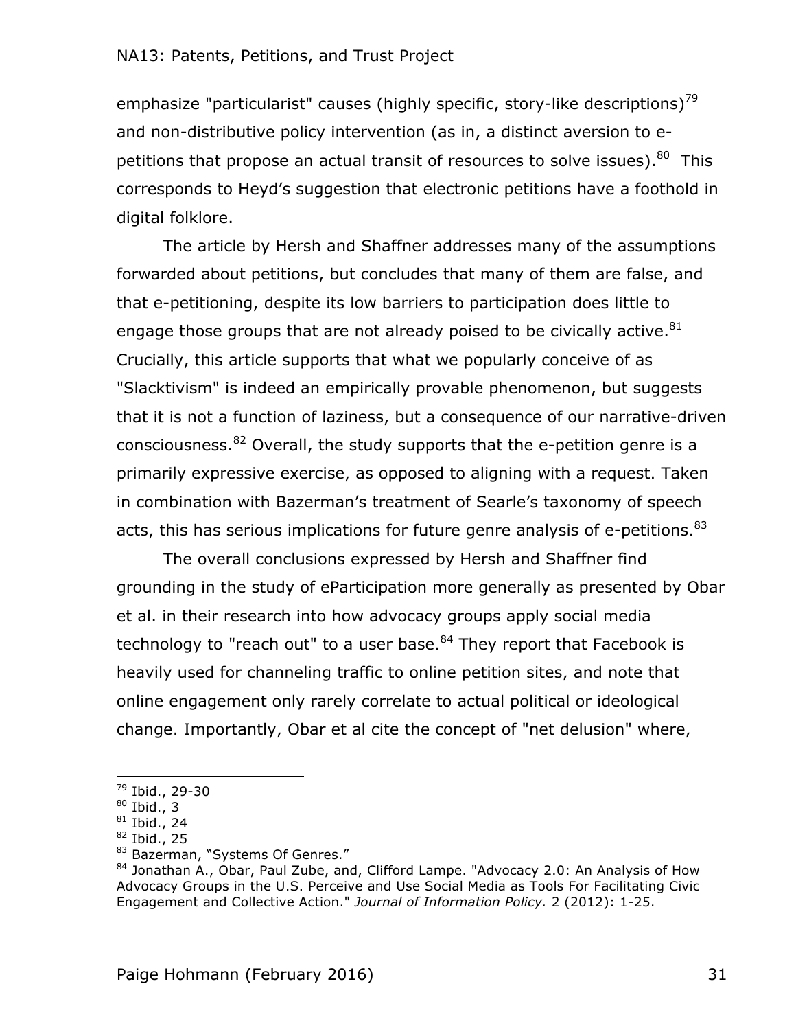emphasize "particularist" causes (highly specific, story-like descriptions)[79] and non-distributive policy intervention (as in, a distinct aversion to e-petitions that propose an actual transit of resources to solve issues).[80] This corresponds to Heyd's suggestion that electronic petitions have a foothold in digital folklore.

The article by Hersh and Shaffner addresses many of the assumptions forwarded about petitions, but concludes that many of them are false, and that e-petitioning, despite its low barriers to participation does little to engage those groups that are not already poised to be civically active.[81] Crucially, this article supports that what we popularly conceive of as "Slacktivism" is indeed an empirically provable phenomenon, but suggests that it is not a function of laziness, but a consequence of our narrative-driven consciousness.[82] Overall, the study supports that the e-petition genre is a primarily expressive exercise, as opposed to aligning with a request. Taken in combination with Bazerman's treatment of Searle's taxonomy of speech acts, this has serious implications for future genre analysis of e-petitions.[83]

The overall conclusions expressed by Hersh and Shaffner find grounding in the study of eParticipation more generally as presented by Obar et al. in their research into how advocacy groups apply social media technology to "reach out" to a user base.[84] They report that Facebook is heavily used for channeling traffic to online petition sites, and note that online engagement only rarely correlate to actual political or ideological change. Importantly, Obar et al cite the concept of "net delusion" where,

---

[79] Ibid., 29-30

[80] Ibid., 3

[81] Ibid., 24

[82] Ibid., 25

[83] Bazerman, "Systems Of Genres."

[84] Jonathan A., Obar, Paul Zube, and, Clifford Lampe. "Advocacy 2.0: An Analysis of How Advocacy Groups in the U.S. Perceive and Use Social Media as Tools For Facilitating Civic Engagement and Collective Action." *Journal of Information Policy.* 2 (2012): 1-25.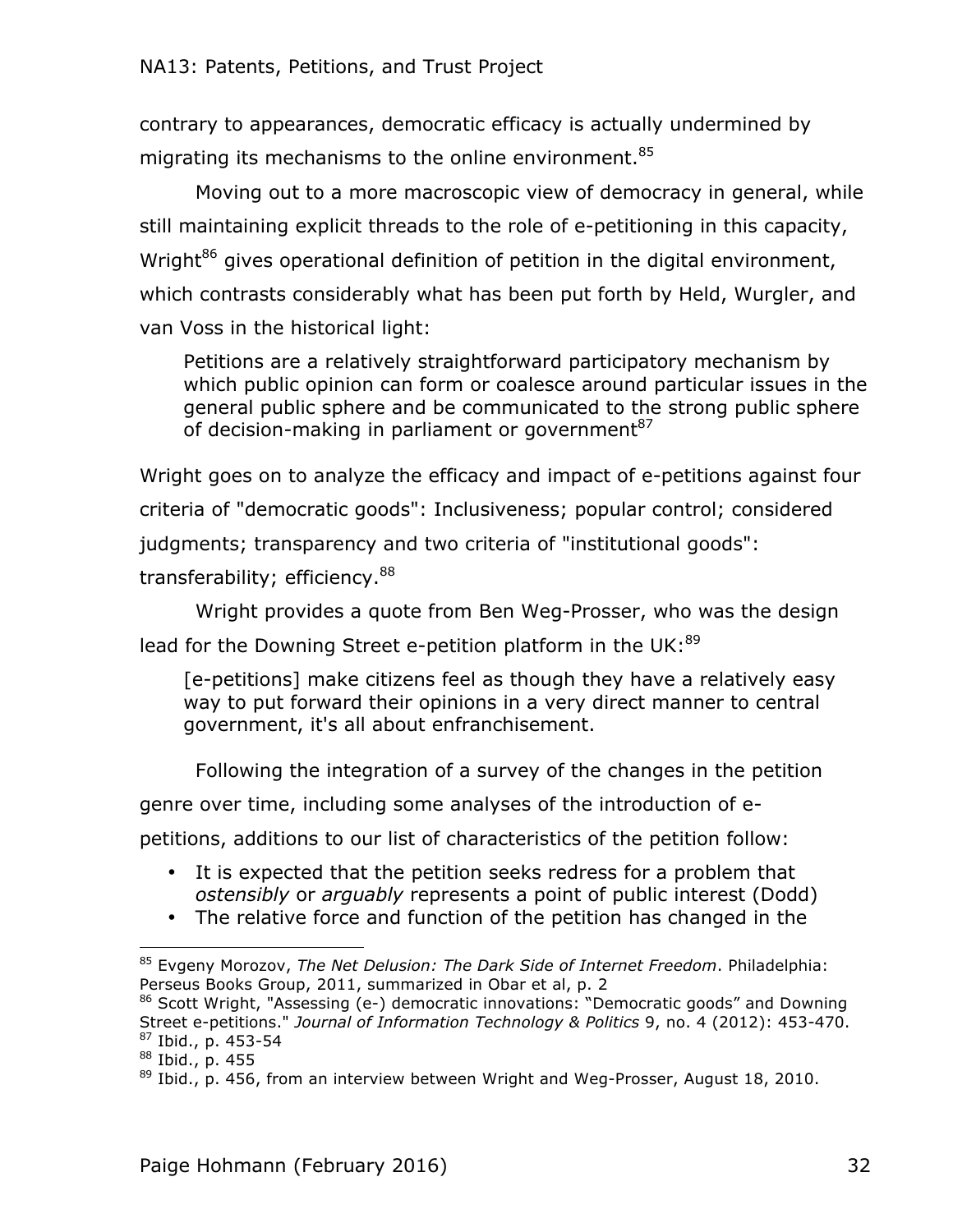contrary to appearances, democratic efficacy is actually undermined by migrating its mechanisms to the online environment.[85]

Moving out to a more macroscopic view of democracy in general, while still maintaining explicit threads to the role of e-petitioning in this capacity, Wright[86] gives operational definition of petition in the digital environment, which contrasts considerably what has been put forth by Held, Wurgler, and van Voss in the historical light:

> Petitions are a relatively straightforward participatory mechanism by which public opinion can form or coalesce around particular issues in the general public sphere and be communicated to the strong public sphere of decision-making in parliament or government[87]

Wright goes on to analyze the efficacy and impact of e-petitions against four criteria of "democratic goods": Inclusiveness; popular control; considered judgments; transparency and two criteria of "institutional goods": transferability; efficiency.[88]

Wright provides a quote from Ben Weg-Prosser, who was the design lead for the Downing Street e-petition platform in the UK:[89]

> [e-petitions] make citizens feel as though they have a relatively easy way to put forward their opinions in a very direct manner to central government, it's all about enfranchisement.

Following the integration of a survey of the changes in the petition genre over time, including some analyses of the introduction of e-petitions, additions to our list of characteristics of the petition follow:

- It is expected that the petition seeks redress for a problem that *ostensibly* or *arguably* represents a point of public interest (Dodd)
- The relative force and function of the petition has changed in the

---

[85] Evgeny Morozov, *The Net Delusion: The Dark Side of Internet Freedom*. Philadelphia: Perseus Books Group, 2011, summarized in Obar et al, p. 2

[86] Scott Wright, "Assessing (e-) democratic innovations: "Democratic goods" and Downing Street e-petitions." *Journal of Information Technology & Politics* 9, no. 4 (2012): 453-470.

[87] Ibid., p. 453-54

[88] Ibid., p. 455

[89] Ibid., p. 456, from an interview between Wright and Weg-Prosser, August 18, 2010.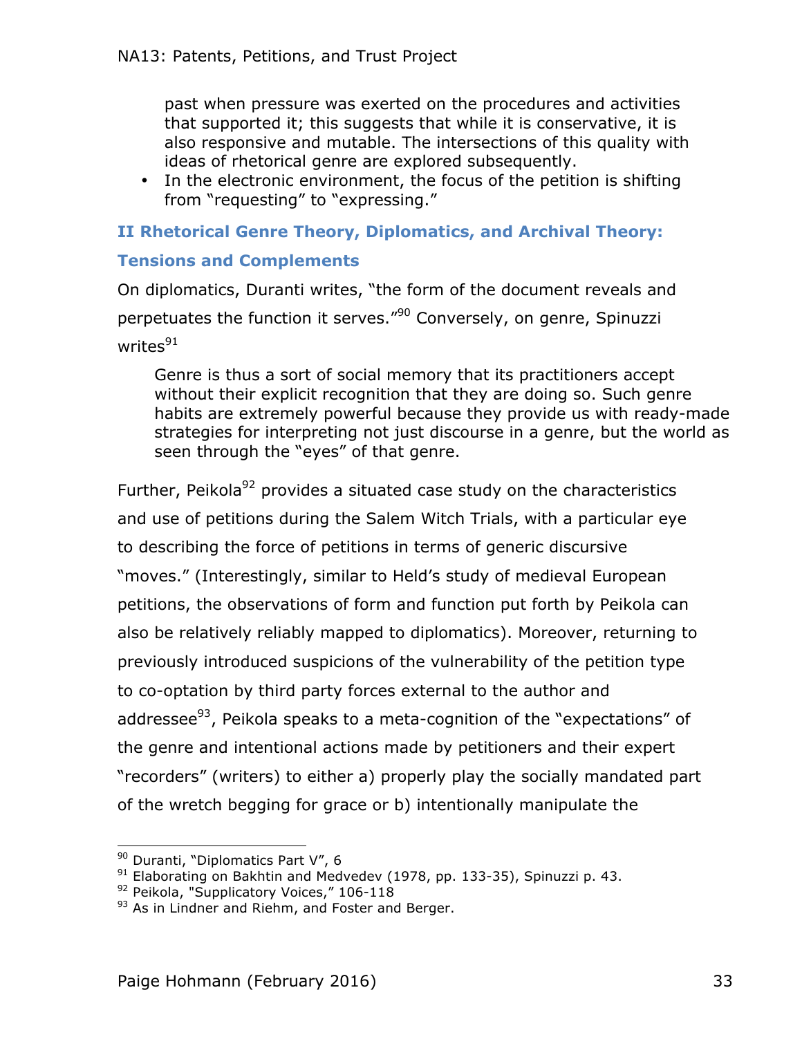past when pressure was exerted on the procedures and activities that supported it; this suggests that while it is conservative, it is also responsive and mutable. The intersections of this quality with ideas of rhetorical genre are explored subsequently.

- In the electronic environment, the focus of the petition is shifting from "requesting" to "expressing."

## II Rhetorical Genre Theory, Diplomatics, and Archival Theory: Tensions and Complements

On diplomatics, Duranti writes, "the form of the document reveals and perpetuates the function it serves."[90] Conversely, on genre, Spinuzzi writes[91]

> Genre is thus a sort of social memory that its practitioners accept without their explicit recognition that they are doing so. Such genre habits are extremely powerful because they provide us with ready-made strategies for interpreting not just discourse in a genre, but the world as seen through the "eyes" of that genre.

Further, Peikola[92] provides a situated case study on the characteristics and use of petitions during the Salem Witch Trials, with a particular eye to describing the force of petitions in terms of generic discursive "moves." (Interestingly, similar to Held's study of medieval European petitions, the observations of form and function put forth by Peikola can also be relatively reliably mapped to diplomatics). Moreover, returning to previously introduced suspicions of the vulnerability of the petition type to co-optation by third party forces external to the author and addressee[93], Peikola speaks to a meta-cognition of the "expectations" of the genre and intentional actions made by petitioners and their expert "recorders" (writers) to either a) properly play the socially mandated part of the wretch begging for grace or b) intentionally manipulate the

---

[90] Duranti, "Diplomatics Part V", 6

[91] Elaborating on Bakhtin and Medvedev (1978, pp. 133-35), Spinuzzi p. 43.

[92] Peikola, "Supplicatory Voices," 106-118

[93] As in Lindner and Riehm, and Foster and Berger.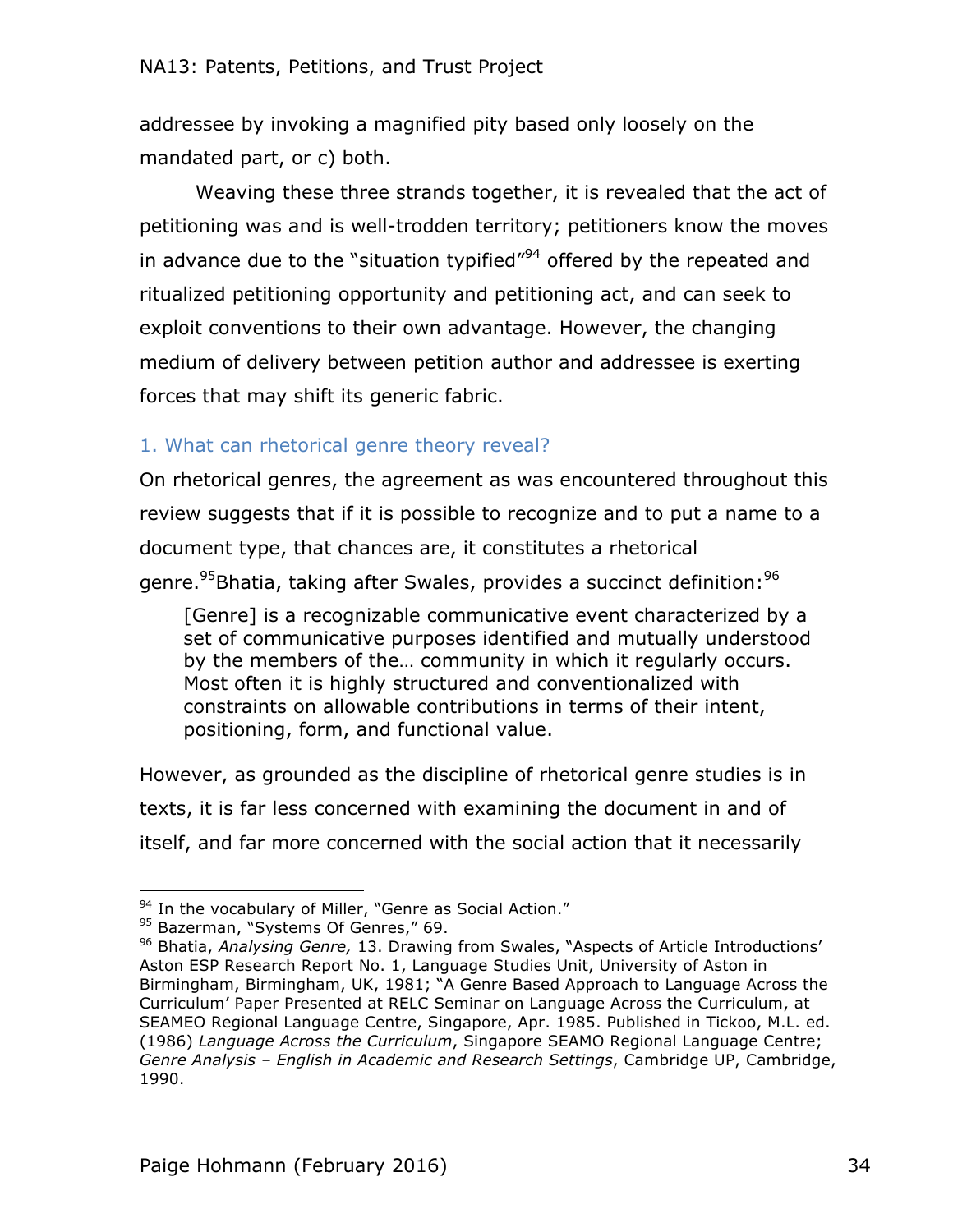addressee by invoking a magnified pity based only loosely on the mandated part, or c) both.

Weaving these three strands together, it is revealed that the act of petitioning was and is well-trodden territory; petitioners know the moves in advance due to the "situation typified"[94] offered by the repeated and ritualized petitioning opportunity and petitioning act, and can seek to exploit conventions to their own advantage. However, the changing medium of delivery between petition author and addressee is exerting forces that may shift its generic fabric.

## 1. What can rhetorical genre theory reveal?

On rhetorical genres, the agreement as was encountered throughout this review suggests that if it is possible to recognize and to put a name to a document type, that chances are, it constitutes a rhetorical genre.[95]Bhatia, taking after Swales, provides a succinct definition:[96]

> [Genre] is a recognizable communicative event characterized by a set of communicative purposes identified and mutually understood by the members of the… community in which it regularly occurs. Most often it is highly structured and conventionalized with constraints on allowable contributions in terms of their intent, positioning, form, and functional value.

However, as grounded as the discipline of rhetorical genre studies is in texts, it is far less concerned with examining the document in and of itself, and far more concerned with the social action that it necessarily

---

[94] In the vocabulary of Miller, "Genre as Social Action."

[95] Bazerman, "Systems Of Genres," 69.

[96] Bhatia, *Analysing Genre,* 13. Drawing from Swales, "Aspects of Article Introductions' Aston ESP Research Report No. 1, Language Studies Unit, University of Aston in Birmingham, Birmingham, UK, 1981; "A Genre Based Approach to Language Across the Curriculum' Paper Presented at RELC Seminar on Language Across the Curriculum, at SEAMEO Regional Language Centre, Singapore, Apr. 1985. Published in Tickoo, M.L. ed. (1986) *Language Across the Curriculum*, Singapore SEAMO Regional Language Centre; *Genre Analysis – English in Academic and Research Settings*, Cambridge UP, Cambridge, 1990.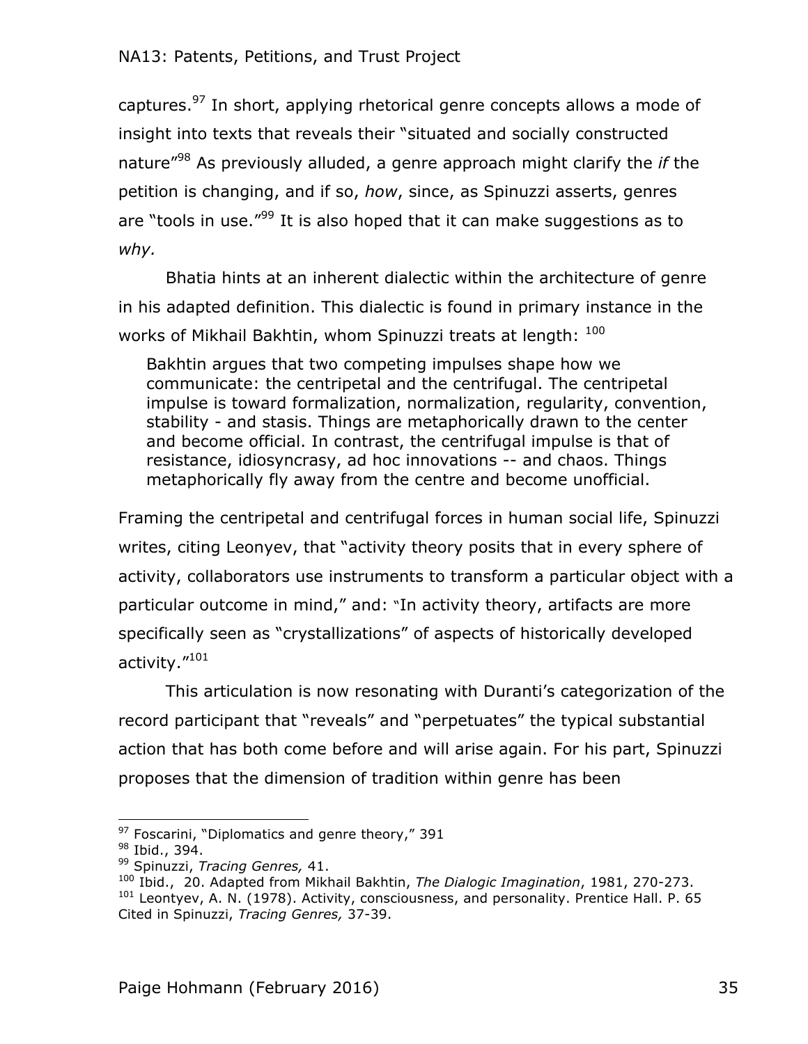captures.[97] In short, applying rhetorical genre concepts allows a mode of insight into texts that reveals their "situated and socially constructed nature"[98] As previously alluded, a genre approach might clarify the *if* the petition is changing, and if so, *how*, since, as Spinuzzi asserts, genres are "tools in use."[99] It is also hoped that it can make suggestions as to *why.*

Bhatia hints at an inherent dialectic within the architecture of genre in his adapted definition. This dialectic is found in primary instance in the works of Mikhail Bakhtin, whom Spinuzzi treats at length: [100]

> Bakhtin argues that two competing impulses shape how we communicate: the centripetal and the centrifugal. The centripetal impulse is toward formalization, normalization, regularity, convention, stability - and stasis. Things are metaphorically drawn to the center and become official. In contrast, the centrifugal impulse is that of resistance, idiosyncrasy, ad hoc innovations -- and chaos. Things metaphorically fly away from the centre and become unofficial.

Framing the centripetal and centrifugal forces in human social life, Spinuzzi writes, citing Leonyev, that "activity theory posits that in every sphere of activity, collaborators use instruments to transform a particular object with a particular outcome in mind," and: "In activity theory, artifacts are more specifically seen as "crystallizations" of aspects of historically developed activity."[101]

This articulation is now resonating with Duranti's categorization of the record participant that "reveals" and "perpetuates" the typical substantial action that has both come before and will arise again. For his part, Spinuzzi proposes that the dimension of tradition within genre has been

---

[97] Foscarini, "Diplomatics and genre theory," 391

[98] Ibid., 394.

[99] Spinuzzi, *Tracing Genres,* 41.

[100] Ibid., 20. Adapted from Mikhail Bakhtin, *The Dialogic Imagination*, 1981, 270-273.

[101] Leontyev, A. N. (1978). Activity, consciousness, and personality. Prentice Hall. P. 65 Cited in Spinuzzi, *Tracing Genres,* 37-39.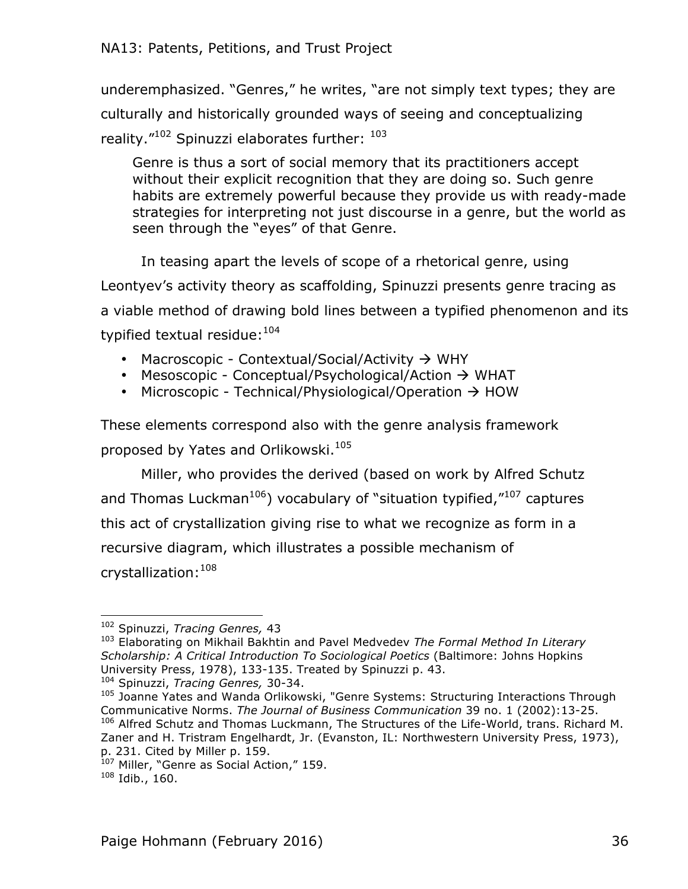underemphasized. “Genres,” he writes, “are not simply text types; they are culturally and historically grounded ways of seeing and conceptualizing reality.”[102] Spinuzzi elaborates further: [103]

> Genre is thus a sort of social memory that its practitioners accept without their explicit recognition that they are doing so. Such genre habits are extremely powerful because they provide us with ready-made strategies for interpreting not just discourse in a genre, but the world as seen through the “eyes” of that Genre.

In teasing apart the levels of scope of a rhetorical genre, using Leontyev’s activity theory as scaffolding, Spinuzzi presents genre tracing as a viable method of drawing bold lines between a typified phenomenon and its typified textual residue:[104]

- Macroscopic - Contextual/Social/Activity → WHY
- Mesoscopic - Conceptual/Psychological/Action → WHAT
- Microscopic - Technical/Physiological/Operation → HOW

These elements correspond also with the genre analysis framework proposed by Yates and Orlikowski.[105]

Miller, who provides the derived (based on work by Alfred Schutz and Thomas Luckman[106]) vocabulary of “situation typified,”[107] captures this act of crystallization giving rise to what we recognize as form in a recursive diagram, which illustrates a possible mechanism of crystallization:[108]

---

[102] Spinuzzi, *Tracing Genres,* 43

[103] Elaborating on Mikhail Bakhtin and Pavel Medvedev *The Formal Method In Literary Scholarship: A Critical Introduction To Sociological Poetics* (Baltimore: Johns Hopkins University Press, 1978), 133-135. Treated by Spinuzzi p. 43.

[104] Spinuzzi, *Tracing Genres,* 30-34.

[105] Joanne Yates and Wanda Orlikowski, "Genre Systems: Structuring Interactions Through Communicative Norms. *The Journal of Business Communication* 39 no. 1 (2002):13-25.

[106] Alfred Schutz and Thomas Luckmann, The Structures of the Life-World, trans. Richard M. Zaner and H. Tristram Engelhardt, Jr. (Evanston, IL: Northwestern University Press, 1973), p. 231. Cited by Miller p. 159.

[107] Miller, “Genre as Social Action,” 159.

[108] Idib., 160.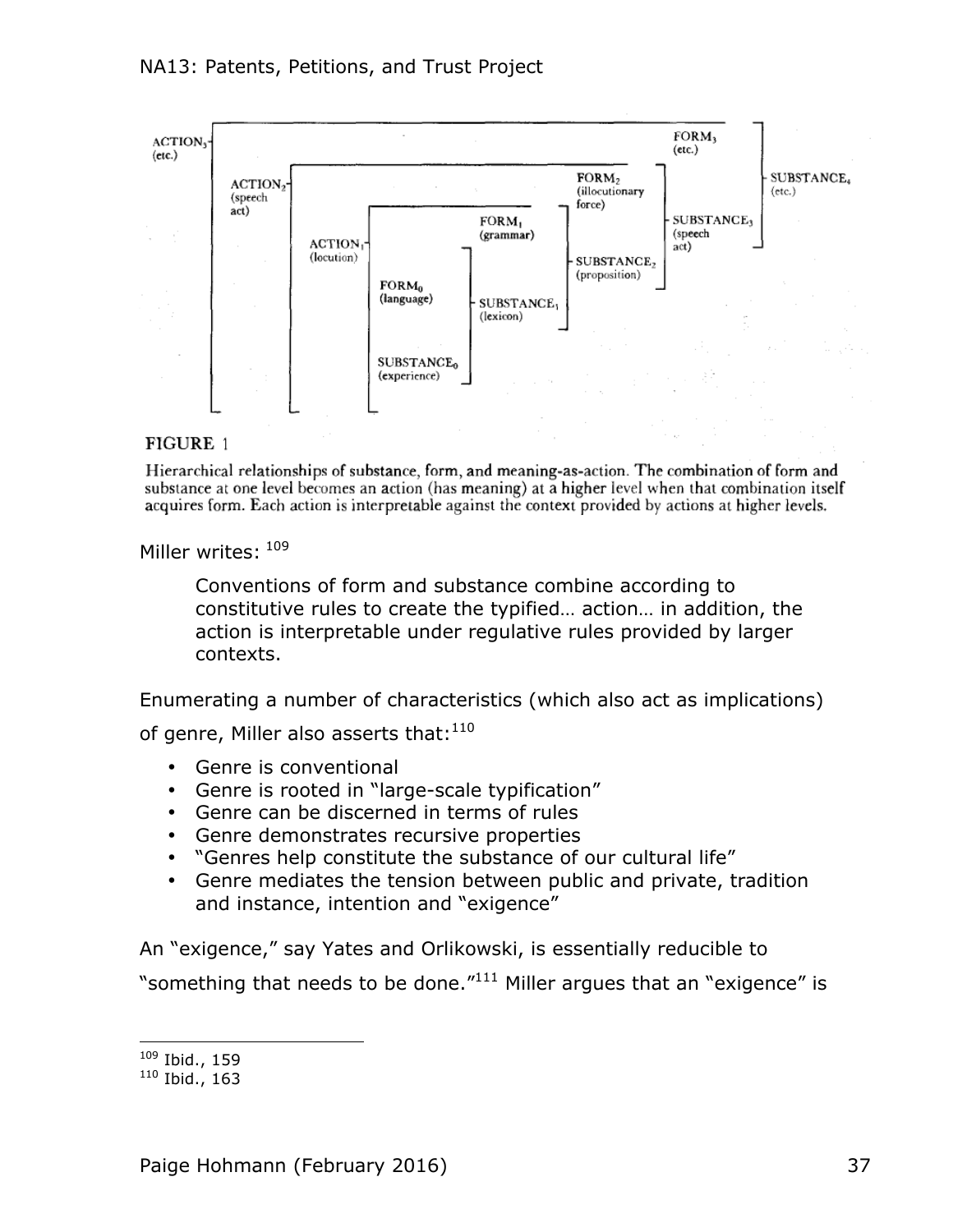FIGURE 1

Hierarchical relationships of substance, form, and meaning-as-action. The combination of form and substance at one level becomes an action (has meaning) at a higher level when that combination itself acquires form. Each action is interpretable against the context provided by actions at higher levels.

Miller writes: [109]

> Conventions of form and substance combine according to constitutive rules to create the typified… action… in addition, the action is interpretable under regulative rules provided by larger contexts.

Enumerating a number of characteristics (which also act as implications) of genre, Miller also asserts that:[110]

- Genre is conventional
- Genre is rooted in "large-scale typification"
- Genre can be discerned in terms of rules
- Genre demonstrates recursive properties
- "Genres help constitute the substance of our cultural life"
- Genre mediates the tension between public and private, tradition and instance, intention and "exigence"

An "exigence," say Yates and Orlikowski, is essentially reducible to "something that needs to be done."[111] Miller argues that an "exigence" is

---

[109] Ibid., 159

[110] Ibid., 163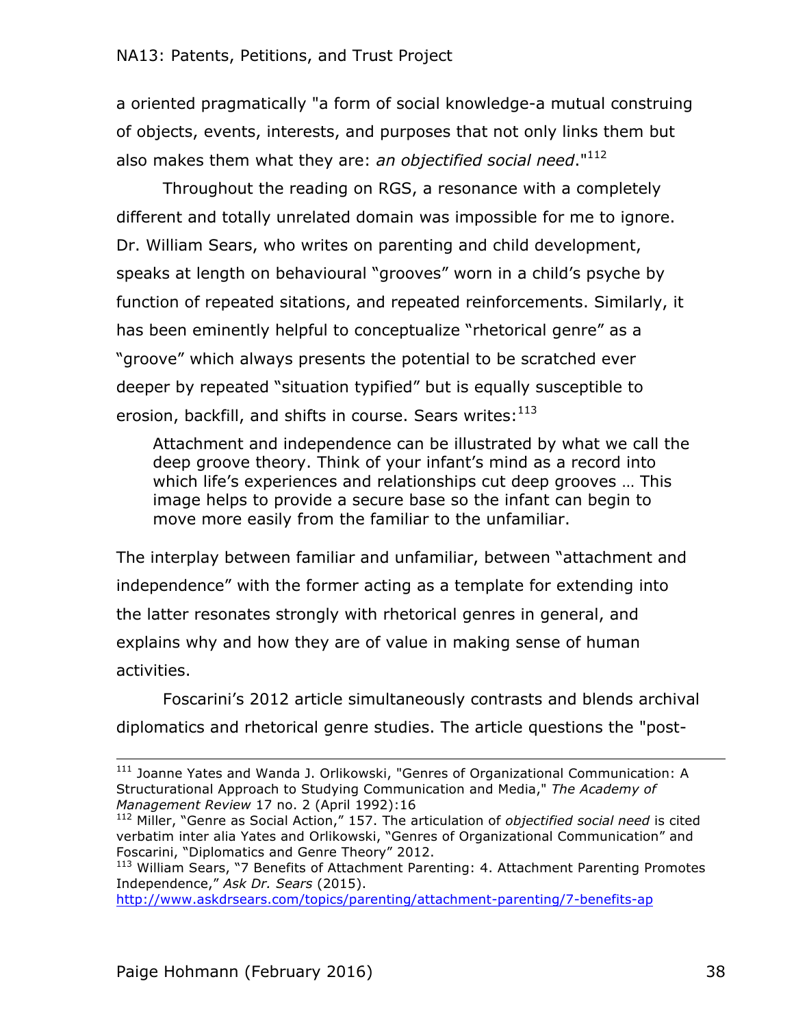a oriented pragmatically "a form of social knowledge-a mutual construing of objects, events, interests, and purposes that not only links them but also makes them what they are: *an objectified social need*."[112]

Throughout the reading on RGS, a resonance with a completely different and totally unrelated domain was impossible for me to ignore. Dr. William Sears, who writes on parenting and child development, speaks at length on behavioural "grooves" worn in a child's psyche by function of repeated sitations, and repeated reinforcements. Similarly, it has been eminently helpful to conceptualize "rhetorical genre" as a "groove" which always presents the potential to be scratched ever deeper by repeated "situation typified" but is equally susceptible to erosion, backfill, and shifts in course. Sears writes:[113]

> Attachment and independence can be illustrated by what we call the deep groove theory. Think of your infant's mind as a record into which life's experiences and relationships cut deep grooves … This image helps to provide a secure base so the infant can begin to move more easily from the familiar to the unfamiliar.

The interplay between familiar and unfamiliar, between "attachment and independence" with the former acting as a template for extending into the latter resonates strongly with rhetorical genres in general, and explains why and how they are of value in making sense of human activities.

Foscarini's 2012 article simultaneously contrasts and blends archival diplomatics and rhetorical genre studies. The article questions the "post-

---

[111] Joanne Yates and Wanda J. Orlikowski, "Genres of Organizational Communication: A Structurational Approach to Studying Communication and Media," *The Academy of Management Review* 17 no. 2 (April 1992):16

[112] Miller, "Genre as Social Action," 157. The articulation of *objectified social need* is cited verbatim inter alia Yates and Orlikowski, "Genres of Organizational Communication" and Foscarini, "Diplomatics and Genre Theory" 2012.

[113] William Sears, "7 Benefits of Attachment Parenting: 4. Attachment Parenting Promotes Independence," *Ask Dr. Sears* (2015). http://www.askdrsears.com/topics/parenting/attachment-parenting/7-benefits-ap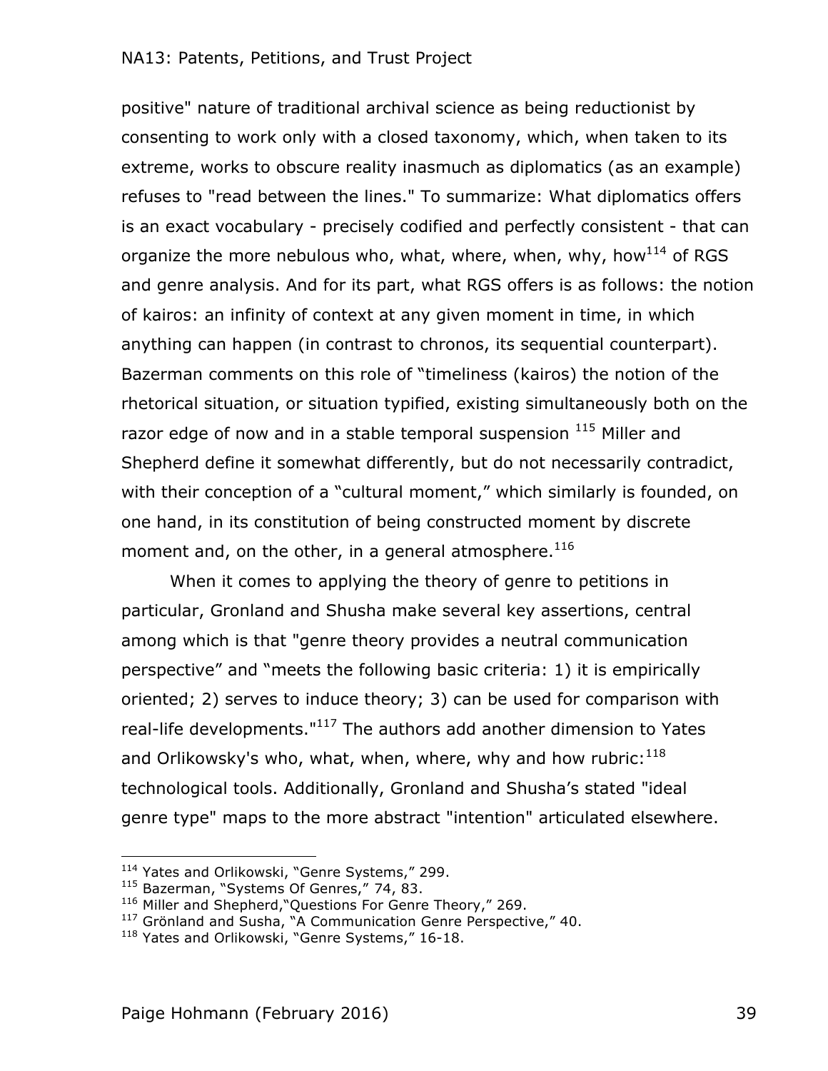positive" nature of traditional archival science as being reductionist by consenting to work only with a closed taxonomy, which, when taken to its extreme, works to obscure reality inasmuch as diplomatics (as an example) refuses to "read between the lines." To summarize: What diplomatics offers is an exact vocabulary - precisely codified and perfectly consistent - that can organize the more nebulous who, what, where, when, why, how[114] of RGS and genre analysis. And for its part, what RGS offers is as follows: the notion of kairos: an infinity of context at any given moment in time, in which anything can happen (in contrast to chronos, its sequential counterpart). Bazerman comments on this role of "timeliness (kairos) the notion of the rhetorical situation, or situation typified, existing simultaneously both on the razor edge of now and in a stable temporal suspension [115] Miller and Shepherd define it somewhat differently, but do not necessarily contradict, with their conception of a "cultural moment," which similarly is founded, on one hand, in its constitution of being constructed moment by discrete moment and, on the other, in a general atmosphere.[116]

When it comes to applying the theory of genre to petitions in particular, Gronland and Shusha make several key assertions, central among which is that "genre theory provides a neutral communication perspective" and "meets the following basic criteria: 1) it is empirically oriented; 2) serves to induce theory; 3) can be used for comparison with real-life developments."[117] The authors add another dimension to Yates and Orlikowsky's who, what, when, where, why and how rubric:[118] technological tools. Additionally, Gronland and Shusha's stated "ideal genre type" maps to the more abstract "intention" articulated elsewhere.

---

[114] Yates and Orlikowski, "Genre Systems," 299.
[115] Bazerman, "Systems Of Genres," 74, 83.
[116] Miller and Shepherd,"Questions For Genre Theory," 269.
[117] Grönland and Susha, "A Communication Genre Perspective," 40.
[118] Yates and Orlikowski, "Genre Systems," 16-18.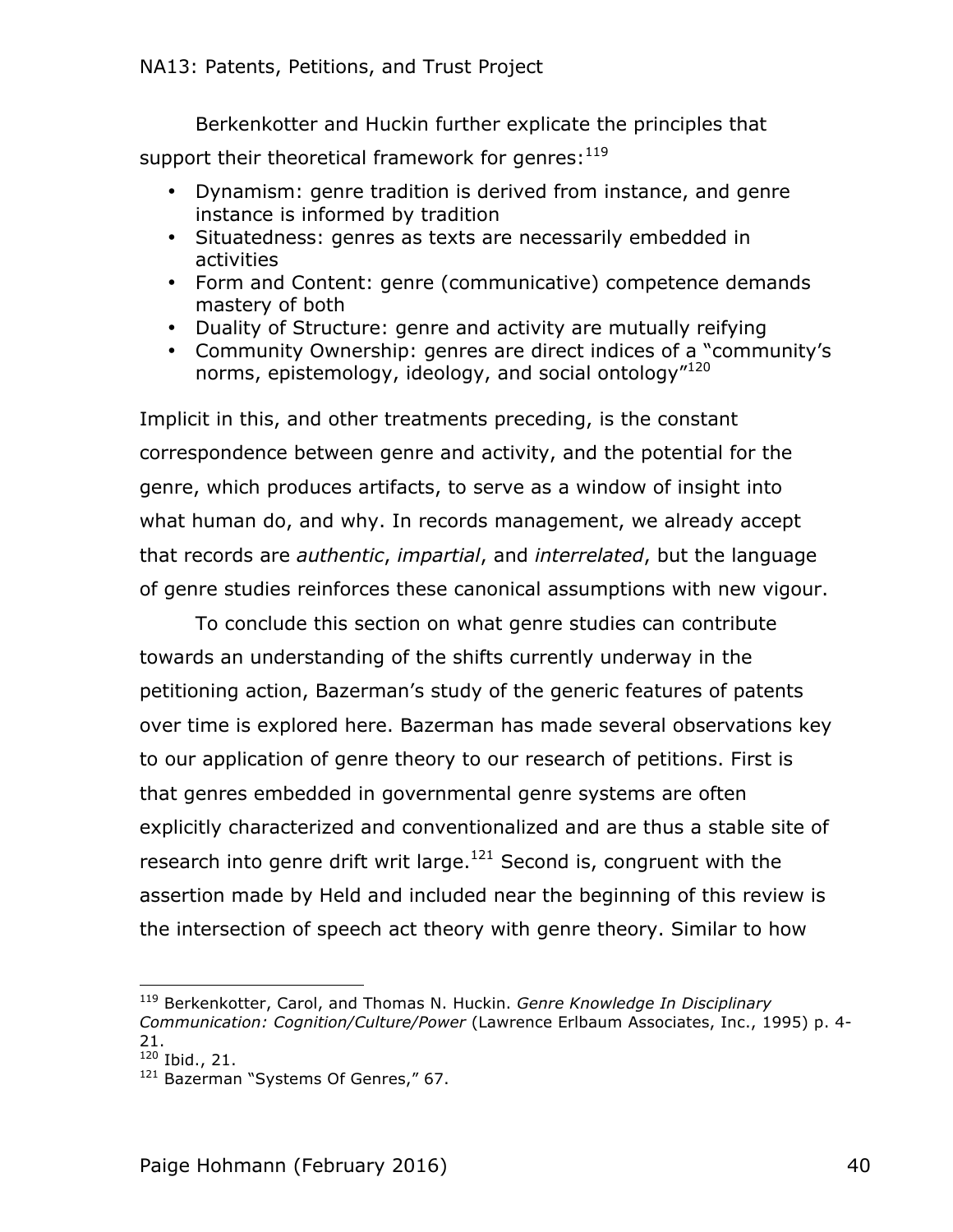Berkenkotter and Huckin further explicate the principles that support their theoretical framework for genres:[119]

- Dynamism: genre tradition is derived from instance, and genre instance is informed by tradition
- Situatedness: genres as texts are necessarily embedded in activities
- Form and Content: genre (communicative) competence demands mastery of both
- Duality of Structure: genre and activity are mutually reifying
- Community Ownership: genres are direct indices of a "community's norms, epistemology, ideology, and social ontology"[120]

Implicit in this, and other treatments preceding, is the constant correspondence between genre and activity, and the potential for the genre, which produces artifacts, to serve as a window of insight into what human do, and why. In records management, we already accept that records are *authentic*, *impartial*, and *interrelated*, but the language of genre studies reinforces these canonical assumptions with new vigour.

To conclude this section on what genre studies can contribute towards an understanding of the shifts currently underway in the petitioning action, Bazerman's study of the generic features of patents over time is explored here. Bazerman has made several observations key to our application of genre theory to our research of petitions. First is that genres embedded in governmental genre systems are often explicitly characterized and conventionalized and are thus a stable site of research into genre drift writ large.[121] Second is, congruent with the assertion made by Held and included near the beginning of this review is the intersection of speech act theory with genre theory. Similar to how

---

[119] Berkenkotter, Carol, and Thomas N. Huckin. *Genre Knowledge In Disciplinary Communication: Cognition/Culture/Power* (Lawrence Erlbaum Associates, Inc., 1995) p. 4-21.

[120] Ibid., 21.

[121] Bazerman "Systems Of Genres," 67.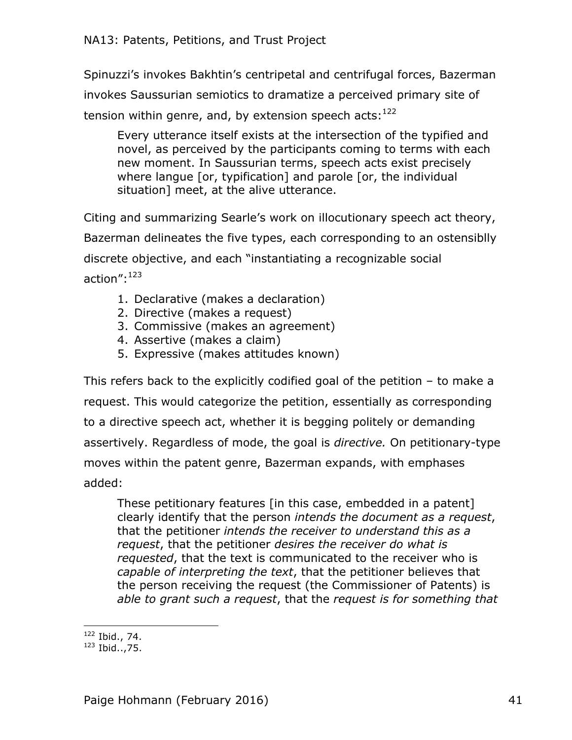Spinuzzi's invokes Bakhtin's centripetal and centrifugal forces, Bazerman invokes Saussurian semiotics to dramatize a perceived primary site of tension within genre, and, by extension speech acts:[122]

> Every utterance itself exists at the intersection of the typified and novel, as perceived by the participants coming to terms with each new moment. In Saussurian terms, speech acts exist precisely where langue [or, typification] and parole [or, the individual situation] meet, at the alive utterance.

Citing and summarizing Searle's work on illocutionary speech act theory, Bazerman delineates the five types, each corresponding to an ostensiblly discrete objective, and each "instantiating a recognizable social action":[123]

1. Declarative (makes a declaration)
2. Directive (makes a request)
3. Commissive (makes an agreement)
4. Assertive (makes a claim)
5. Expressive (makes attitudes known)

This refers back to the explicitly codified goal of the petition – to make a request. This would categorize the petition, essentially as corresponding to a directive speech act, whether it is begging politely or demanding assertively. Regardless of mode, the goal is *directive.* On petitionary-type moves within the patent genre, Bazerman expands, with emphases added:

> These petitionary features [in this case, embedded in a patent] clearly identify that the person *intends the document as a request*, that the petitioner *intends the receiver to understand this as a request*, that the petitioner *desires the receiver do what is requested*, that the text is communicated to the receiver who is *capable of interpreting the text*, that the petitioner believes that the person receiving the request (the Commissioner of Patents) is *able to grant such a request*, that the *request is for something that*

---

[122] Ibid., 74.
[123] Ibid..,75.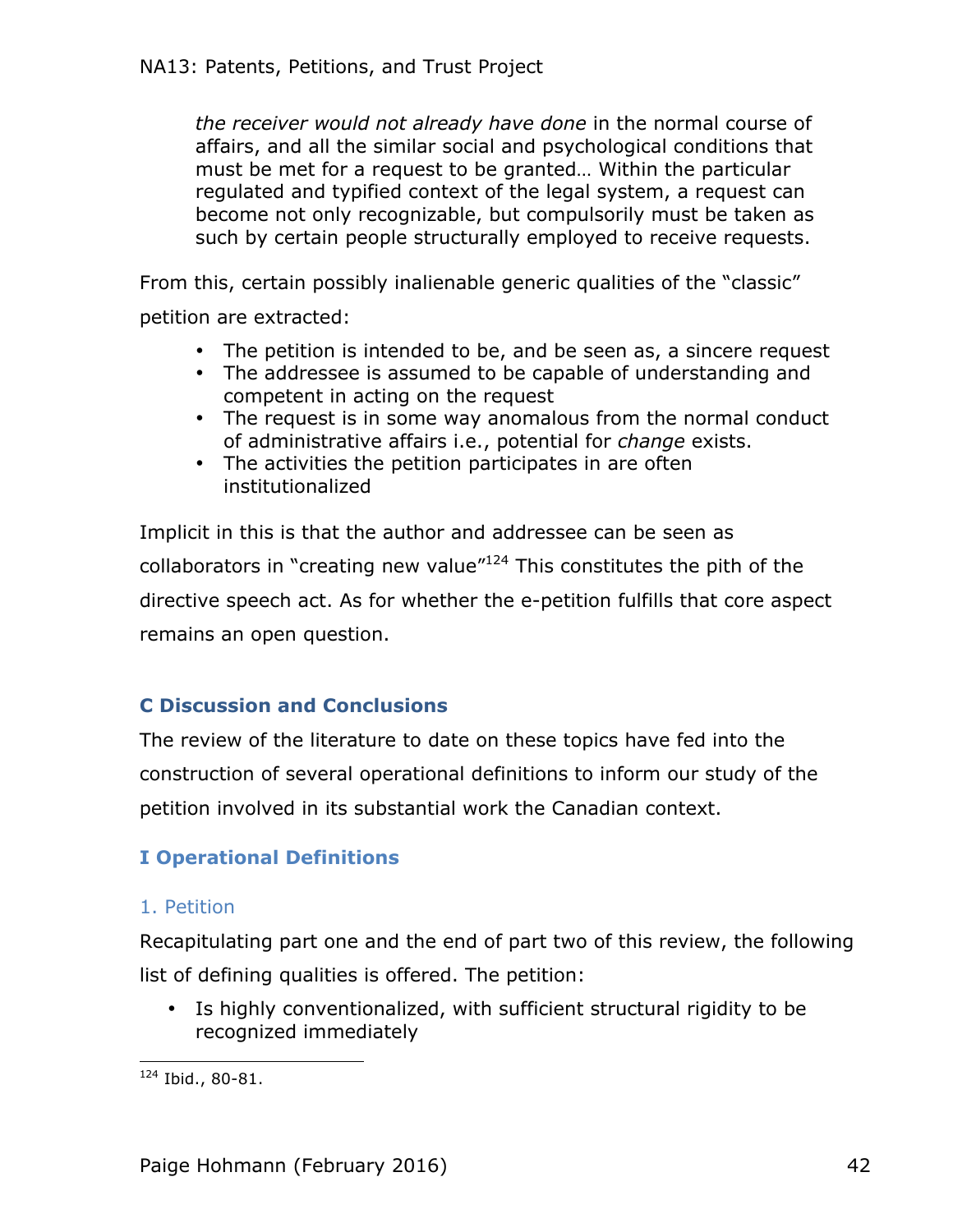> *the receiver would not already have done* in the normal course of affairs, and all the similar social and psychological conditions that must be met for a request to be granted… Within the particular regulated and typified context of the legal system, a request can become not only recognizable, but compulsorily must be taken as such by certain people structurally employed to receive requests.

From this, certain possibly inalienable generic qualities of the "classic" petition are extracted:

- The petition is intended to be, and be seen as, a sincere request
- The addressee is assumed to be capable of understanding and competent in acting on the request
- The request is in some way anomalous from the normal conduct of administrative affairs i.e., potential for *change* exists.
- The activities the petition participates in are often institutionalized

Implicit in this is that the author and addressee can be seen as collaborators in "creating new value"[124] This constitutes the pith of the directive speech act. As for whether the e-petition fulfills that core aspect remains an open question.

## C Discussion and Conclusions

The review of the literature to date on these topics have fed into the construction of several operational definitions to inform our study of the petition involved in its substantial work the Canadian context.

### I Operational Definitions

#### 1. Petition

Recapitulating part one and the end of part two of this review, the following list of defining qualities is offered. The petition:

- Is highly conventionalized, with sufficient structural rigidity to be recognized immediately

---

[124] Ibid., 80-81.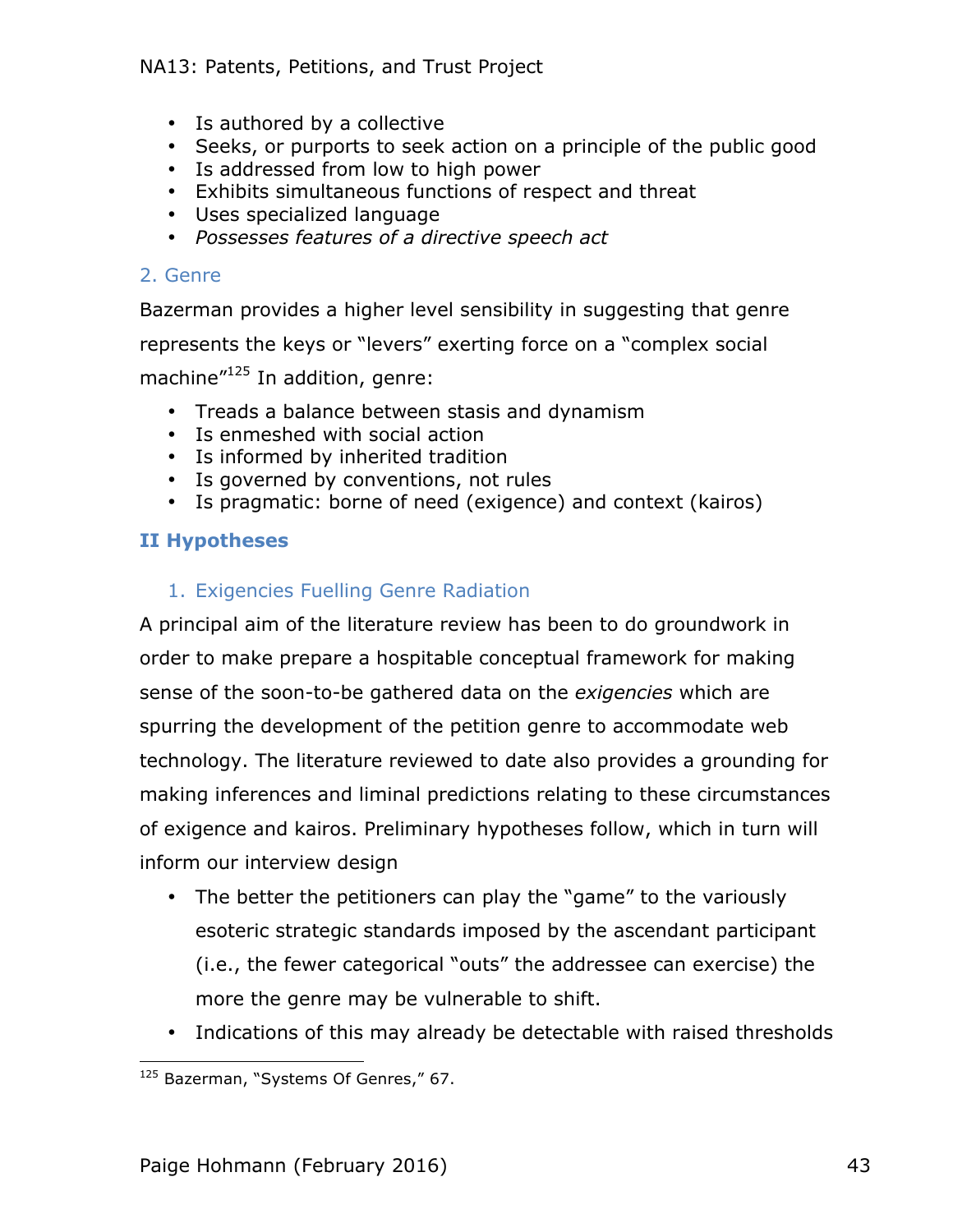- Is authored by a collective
- Seeks, or purports to seek action on a principle of the public good
- Is addressed from low to high power
- Exhibits simultaneous functions of respect and threat
- Uses specialized language
- *Possesses features of a directive speech act*

### 2. Genre

Bazerman provides a higher level sensibility in suggesting that genre represents the keys or "levers" exerting force on a "complex social machine"[125] In addition, genre:

- Treads a balance between stasis and dynamism
- Is enmeshed with social action
- Is informed by inherited tradition
- Is governed by conventions, not rules
- Is pragmatic: borne of need (exigence) and context (kairos)

## II Hypotheses

### 1. Exigencies Fuelling Genre Radiation

A principal aim of the literature review has been to do groundwork in order to make prepare a hospitable conceptual framework for making sense of the soon-to-be gathered data on the *exigencies* which are spurring the development of the petition genre to accommodate web technology. The literature reviewed to date also provides a grounding for making inferences and liminal predictions relating to these circumstances of exigence and kairos. Preliminary hypotheses follow, which in turn will inform our interview design

- The better the petitioners can play the "game" to the variously esoteric strategic standards imposed by the ascendant participant (i.e., the fewer categorical "outs" the addressee can exercise) the more the genre may be vulnerable to shift.
- Indications of this may already be detectable with raised thresholds

[125] Bazerman, "Systems Of Genres," 67.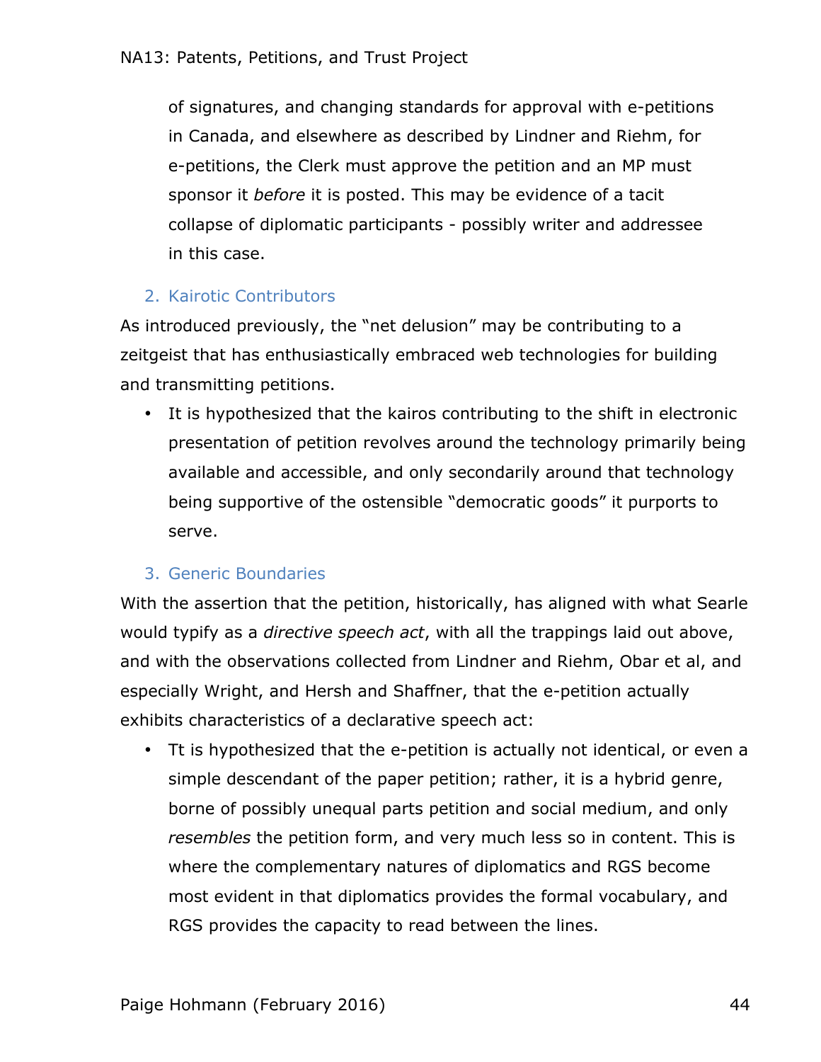of signatures, and changing standards for approval with e-petitions in Canada, and elsewhere as described by Lindner and Riehm, for e-petitions, the Clerk must approve the petition and an MP must sponsor it *before* it is posted. This may be evidence of a tacit collapse of diplomatic participants - possibly writer and addressee in this case.

### 2. Kairotic Contributors

As introduced previously, the "net delusion" may be contributing to a zeitgeist that has enthusiastically embraced web technologies for building and transmitting petitions.

- It is hypothesized that the kairos contributing to the shift in electronic presentation of petition revolves around the technology primarily being available and accessible, and only secondarily around that technology being supportive of the ostensible "democratic goods" it purports to serve.

### 3. Generic Boundaries

With the assertion that the petition, historically, has aligned with what Searle would typify as a *directive speech act*, with all the trappings laid out above, and with the observations collected from Lindner and Riehm, Obar et al, and especially Wright, and Hersh and Shaffner, that the e-petition actually exhibits characteristics of a declarative speech act:

- Tt is hypothesized that the e-petition is actually not identical, or even a simple descendant of the paper petition; rather, it is a hybrid genre, borne of possibly unequal parts petition and social medium, and only *resembles* the petition form, and very much less so in content. This is where the complementary natures of diplomatics and RGS become most evident in that diplomatics provides the formal vocabulary, and RGS provides the capacity to read between the lines.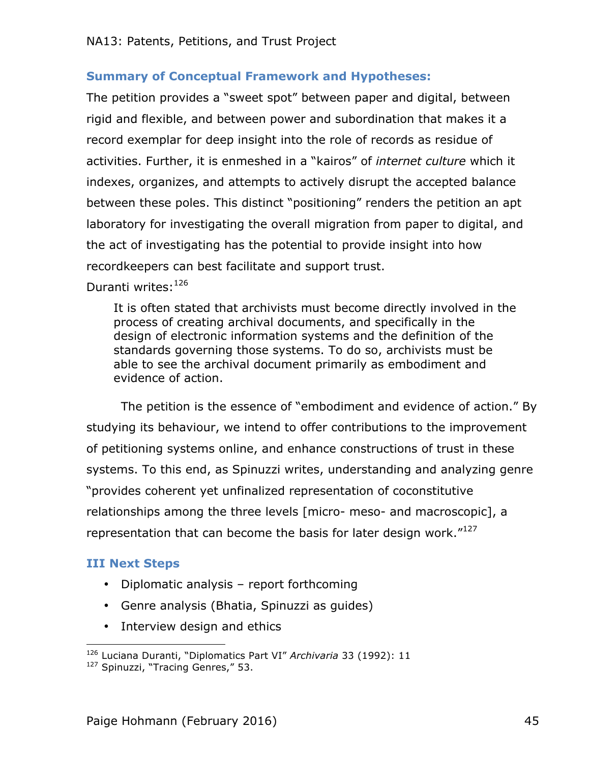### Summary of Conceptual Framework and Hypotheses:

The petition provides a "sweet spot" between paper and digital, between rigid and flexible, and between power and subordination that makes it a record exemplar for deep insight into the role of records as residue of activities. Further, it is enmeshed in a "kairos" of *internet culture* which it indexes, organizes, and attempts to actively disrupt the accepted balance between these poles. This distinct "positioning" renders the petition an apt laboratory for investigating the overall migration from paper to digital, and the act of investigating has the potential to provide insight into how recordkeepers can best facilitate and support trust.

Duranti writes:[126]

> It is often stated that archivists must become directly involved in the process of creating archival documents, and specifically in the design of electronic information systems and the definition of the standards governing those systems. To do so, archivists must be able to see the archival document primarily as embodiment and evidence of action.

The petition is the essence of "embodiment and evidence of action." By studying its behaviour, we intend to offer contributions to the improvement of petitioning systems online, and enhance constructions of trust in these systems. To this end, as Spinuzzi writes, understanding and analyzing genre "provides coherent yet unfinalized representation of coconstitutive relationships among the three levels [micro- meso- and macroscopic], a representation that can become the basis for later design work."[127]

### III Next Steps

- Diplomatic analysis – report forthcoming
- Genre analysis (Bhatia, Spinuzzi as guides)
- Interview design and ethics

---

[126] Luciana Duranti, "Diplomatics Part VI" *Archivaria* 33 (1992): 11

[127] Spinuzzi, "Tracing Genres," 53.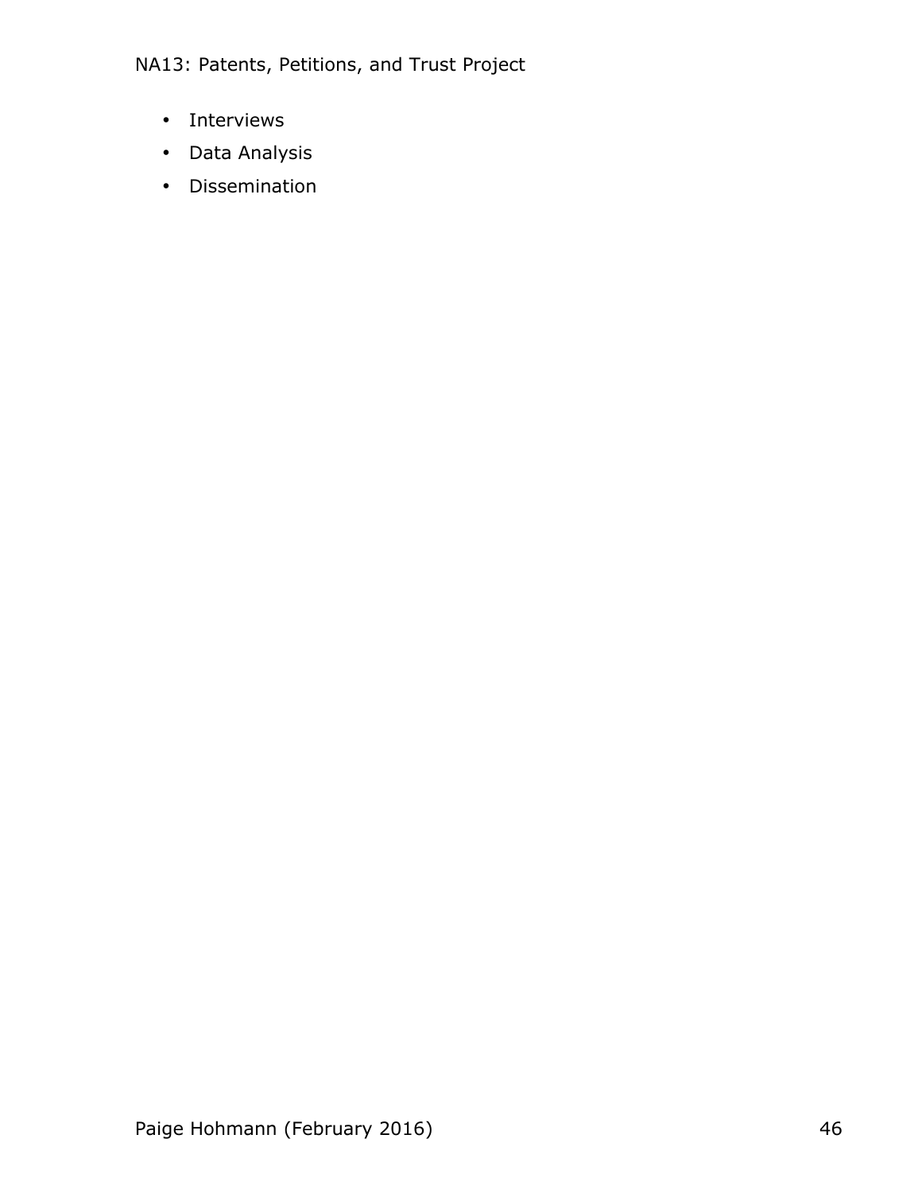- Interviews
- Data Analysis
- Dissemination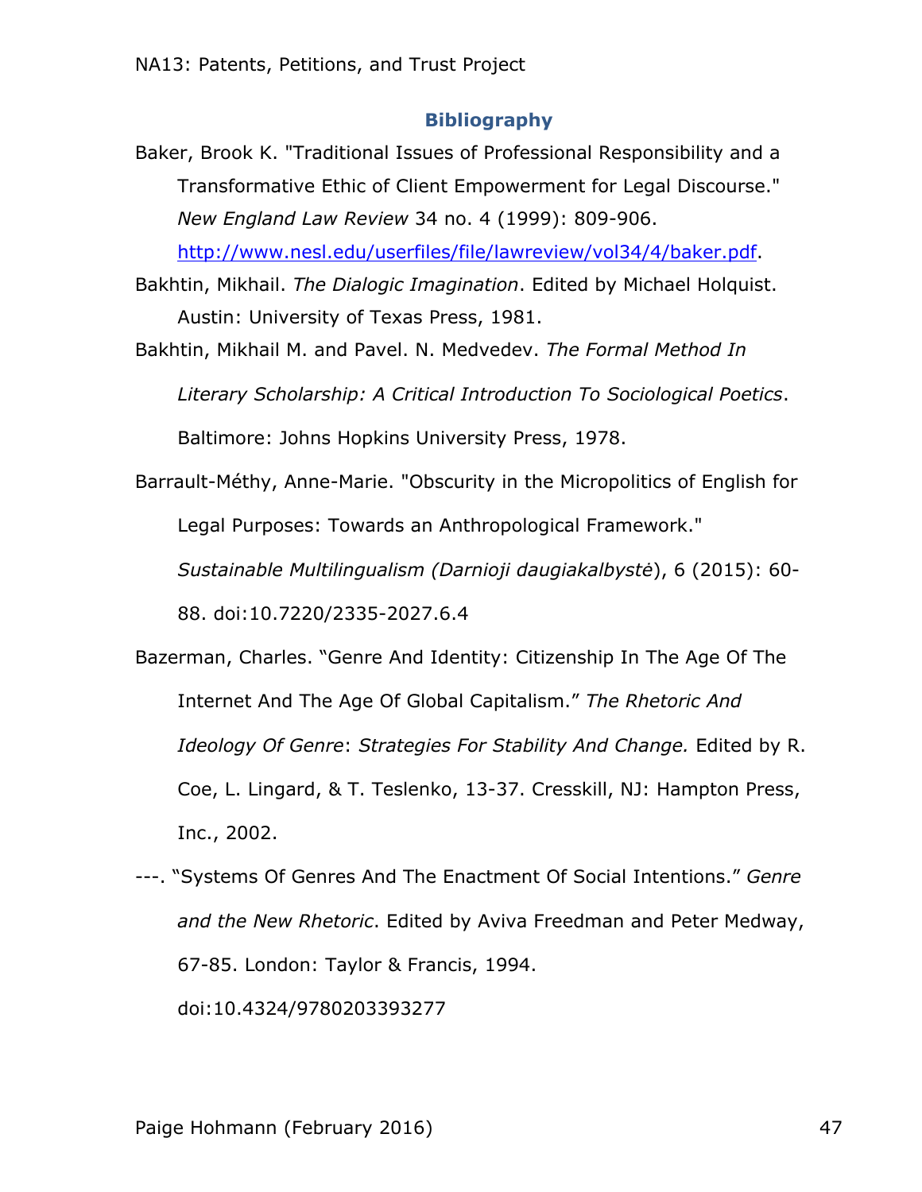## Bibliography

Baker, Brook K. "Traditional Issues of Professional Responsibility and a Transformative Ethic of Client Empowerment for Legal Discourse." *New England Law Review* 34 no. 4 (1999): 809-906. http://www.nesl.edu/userfiles/file/lawreview/vol34/4/baker.pdf.

Bakhtin, Mikhail. *The Dialogic Imagination*. Edited by Michael Holquist. Austin: University of Texas Press, 1981.

Bakhtin, Mikhail M. and Pavel. N. Medvedev. *The Formal Method In Literary Scholarship: A Critical Introduction To Sociological Poetics*. Baltimore: Johns Hopkins University Press, 1978.

Barrault-Méthy, Anne-Marie. "Obscurity in the Micropolitics of English for Legal Purposes: Towards an Anthropological Framework." *Sustainable Multilingualism (Darnioji daugiakalbystė*), 6 (2015): 60-88. doi:10.7220/2335-2027.6.4

Bazerman, Charles. "Genre And Identity: Citizenship In The Age Of The Internet And The Age Of Global Capitalism." *The Rhetoric And Ideology Of Genre*: *Strategies For Stability And Change.* Edited by R. Coe, L. Lingard, & T. Teslenko, 13-37. Cresskill, NJ: Hampton Press, Inc., 2002.

---. "Systems Of Genres And The Enactment Of Social Intentions." *Genre and the New Rhetoric*. Edited by Aviva Freedman and Peter Medway, 67-85. London: Taylor & Francis, 1994. doi:10.4324/9780203393277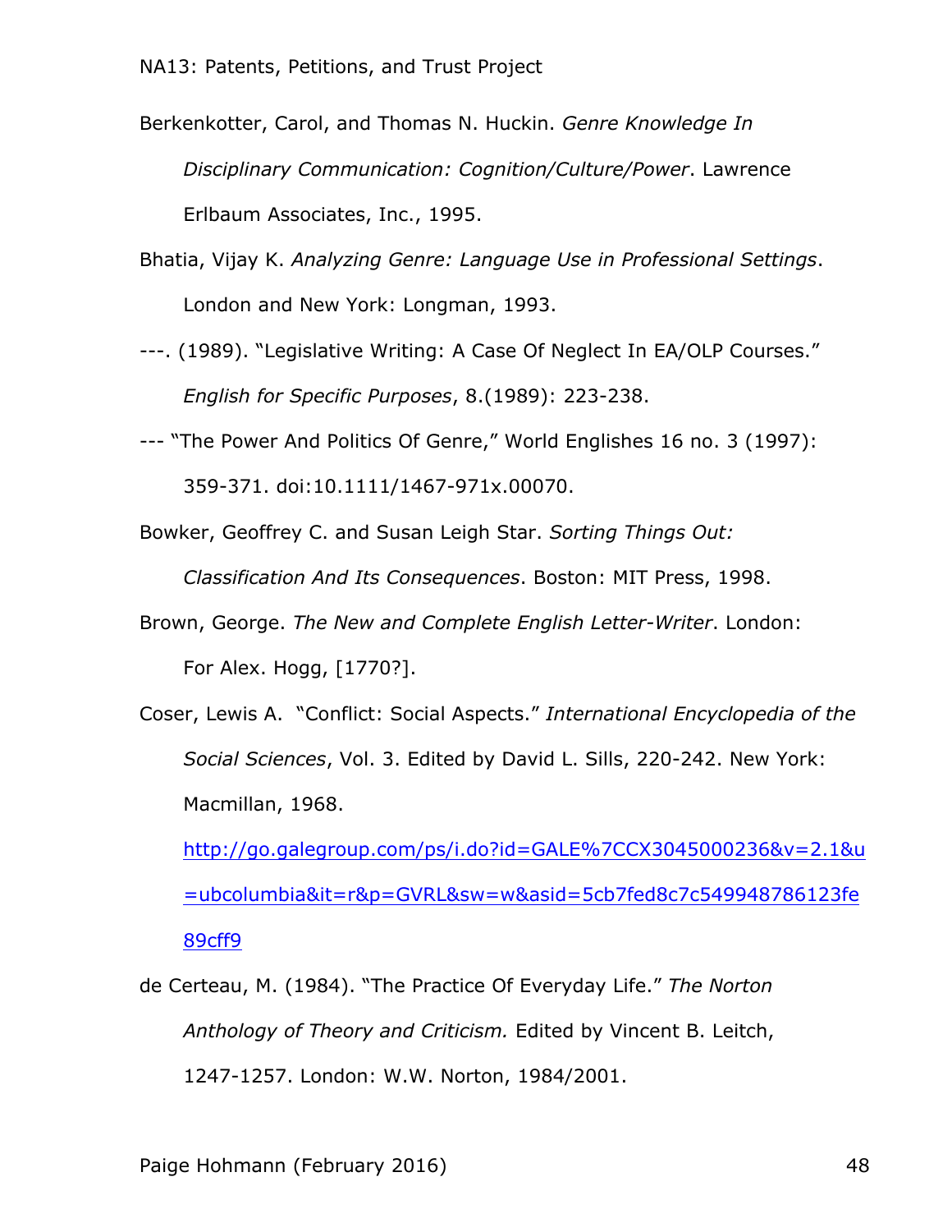Berkenkotter, Carol, and Thomas N. Huckin. *Genre Knowledge In Disciplinary Communication: Cognition/Culture/Power*. Lawrence Erlbaum Associates, Inc., 1995.

Bhatia, Vijay K. *Analyzing Genre: Language Use in Professional Settings*. London and New York: Longman, 1993.

---. (1989). "Legislative Writing: A Case Of Neglect In EA/OLP Courses." *English for Specific Purposes*, 8.(1989): 223-238.

--- "The Power And Politics Of Genre," World Englishes 16 no. 3 (1997): 359-371. doi:10.1111/1467-971x.00070.

Bowker, Geoffrey C. and Susan Leigh Star. *Sorting Things Out: Classification And Its Consequences*. Boston: MIT Press, 1998.

Brown, George. *The New and Complete English Letter-Writer*. London: For Alex. Hogg, [1770?].

Coser, Lewis A. "Conflict: Social Aspects." *International Encyclopedia of the Social Sciences*, Vol. 3. Edited by David L. Sills, 220-242. New York: Macmillan, 1968. http://go.galegroup.com/ps/i.do?id=GALE%7CCX3045000236&v=2.1&u=ubcolumbia&it=r&p=GVRL&sw=w&asid=5cb7fed8c7c549948786123fe89cff9

de Certeau, M. (1984). "The Practice Of Everyday Life." *The Norton Anthology of Theory and Criticism.* Edited by Vincent B. Leitch, 1247-1257. London: W.W. Norton, 1984/2001.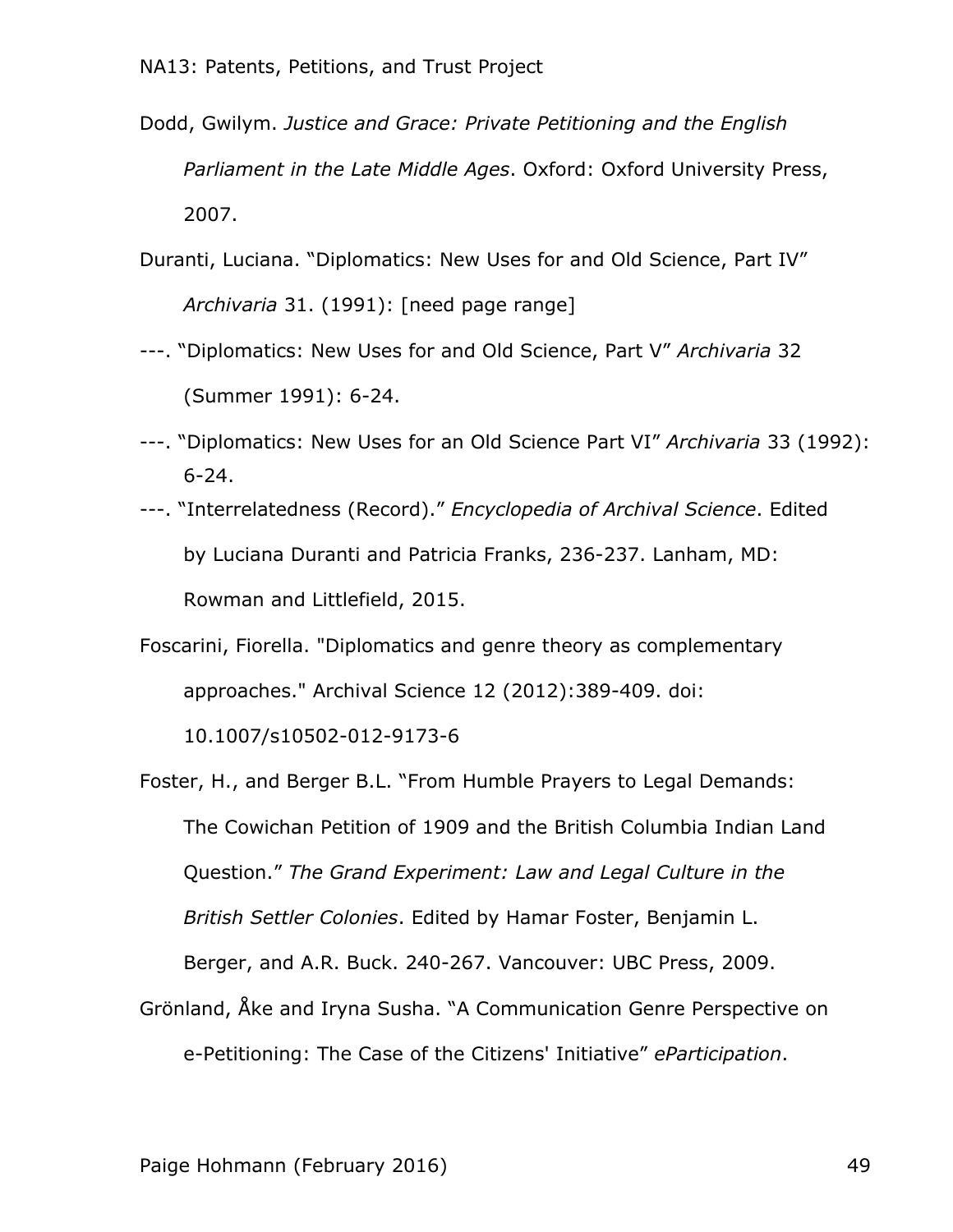Dodd, Gwilym. *Justice and Grace: Private Petitioning and the English Parliament in the Late Middle Ages*. Oxford: Oxford University Press, 2007.

Duranti, Luciana. "Diplomatics: New Uses for and Old Science, Part IV" *Archivaria* 31. (1991): [need page range]

---. "Diplomatics: New Uses for and Old Science, Part V" *Archivaria* 32 (Summer 1991): 6-24.

---. "Diplomatics: New Uses for an Old Science Part VI" *Archivaria* 33 (1992): 6-24.

---. "Interrelatedness (Record)." *Encyclopedia of Archival Science*. Edited by Luciana Duranti and Patricia Franks, 236-237. Lanham, MD: Rowman and Littlefield, 2015.

Foscarini, Fiorella. "Diplomatics and genre theory as complementary approaches." Archival Science 12 (2012):389-409. doi: 10.1007/s10502-012-9173-6

Foster, H., and Berger B.L. "From Humble Prayers to Legal Demands: The Cowichan Petition of 1909 and the British Columbia Indian Land Question." *The Grand Experiment: Law and Legal Culture in the British Settler Colonies*. Edited by Hamar Foster, Benjamin L. Berger, and A.R. Buck. 240-267. Vancouver: UBC Press, 2009.

Grönland, Åke and Iryna Susha. "A Communication Genre Perspective on e-Petitioning: The Case of the Citizens' Initiative" *eParticipation*.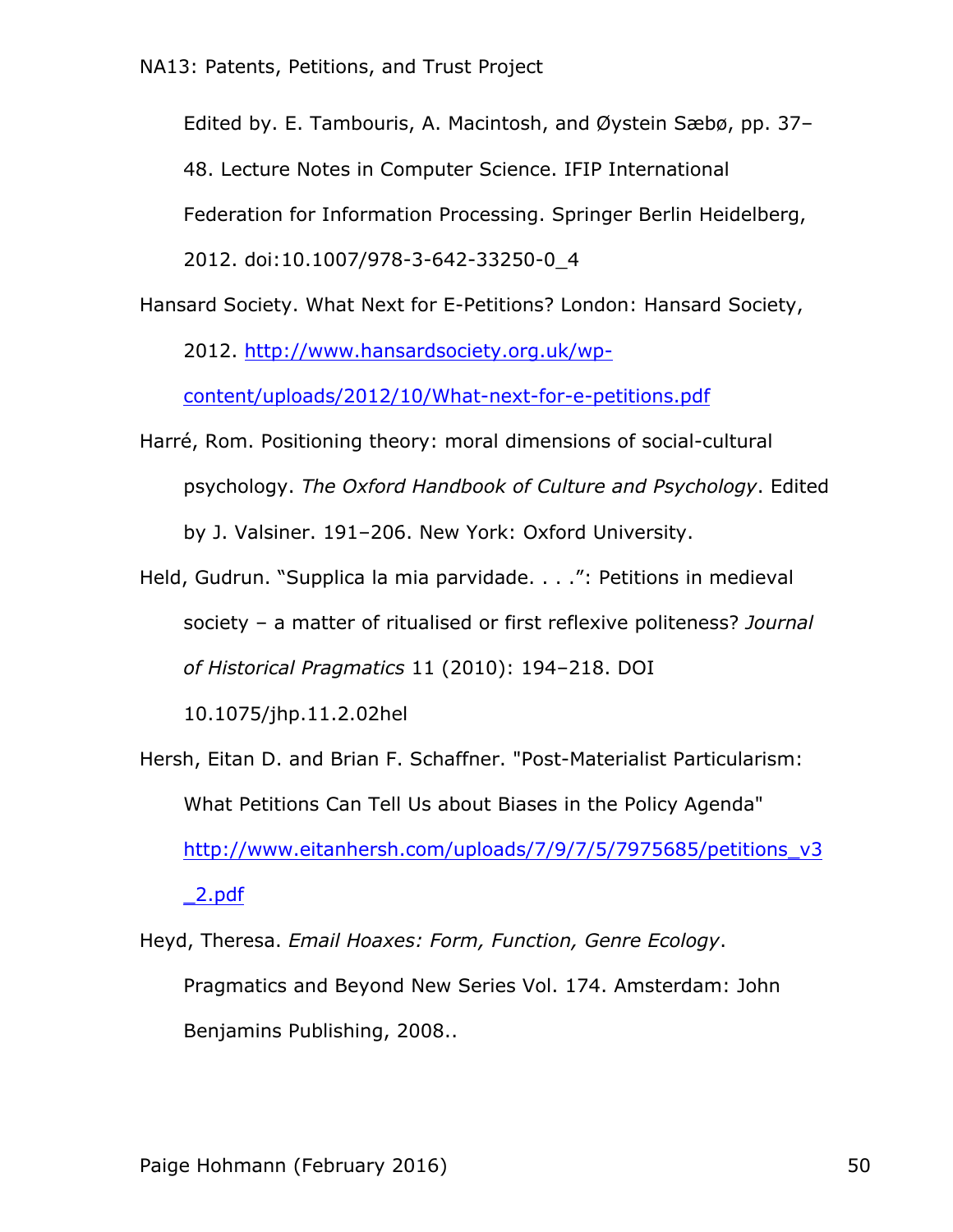Edited by. E. Tambouris, A. Macintosh, and Øystein Sæbø, pp. 37–48. Lecture Notes in Computer Science. IFIP International Federation for Information Processing. Springer Berlin Heidelberg, 2012. doi:10.1007/978-3-642-33250-0_4

Hansard Society. What Next for E-Petitions? London: Hansard Society, 2012. http://www.hansardsociety.org.uk/wp-content/uploads/2012/10/What-next-for-e-petitions.pdf

Harré, Rom. Positioning theory: moral dimensions of social-cultural psychology. *The Oxford Handbook of Culture and Psychology*. Edited by J. Valsiner. 191–206. New York: Oxford University.

Held, Gudrun. "Supplica la mia parvidade. . . .": Petitions in medieval society – a matter of ritualised or first reflexive politeness? *Journal of Historical Pragmatics* 11 (2010): 194–218. DOI 10.1075/jhp.11.2.02hel

Hersh, Eitan D. and Brian F. Schaffner. "Post-Materialist Particularism: What Petitions Can Tell Us about Biases in the Policy Agenda" http://www.eitanhersh.com/uploads/7/9/7/5/7975685/petitions_v3_2.pdf

Heyd, Theresa. *Email Hoaxes: Form, Function, Genre Ecology*. Pragmatics and Beyond New Series Vol. 174. Amsterdam: John Benjamins Publishing, 2008..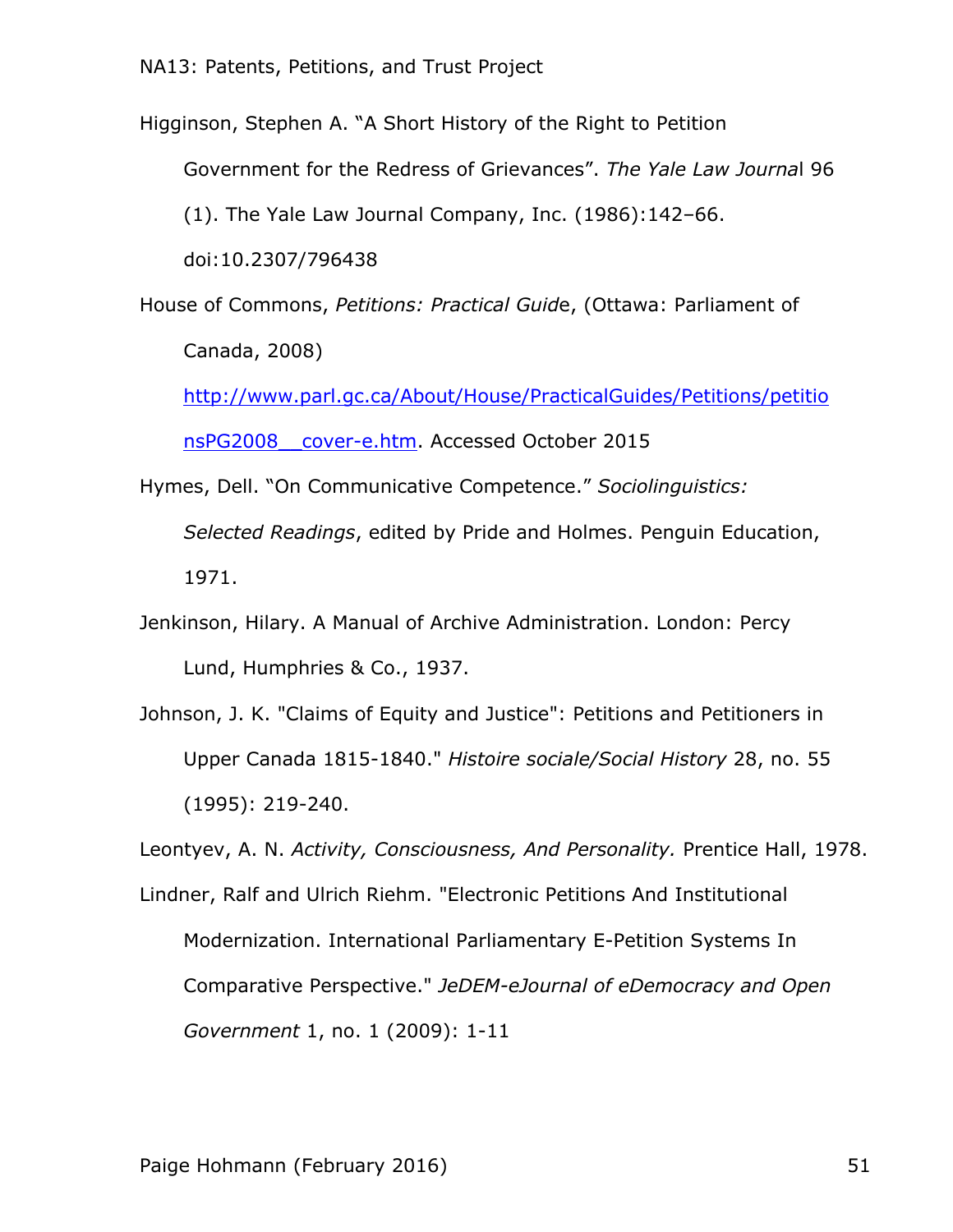Higginson, Stephen A. “A Short History of the Right to Petition Government for the Redress of Grievances”. *The Yale Law Journa*l 96 (1). The Yale Law Journal Company, Inc. (1986):142–66. doi:10.2307/796438

House of Commons, *Petitions: Practical Guid*e, (Ottawa: Parliament of Canada, 2008) [http://www.parl.gc.ca/About/House/PracticalGuides/Petitions/petitionsPG2008__cover-e.htm](http://www.parl.gc.ca/About/House/PracticalGuides/Petitions/petitionsPG2008__cover-e.htm). Accessed October 2015

Hymes, Dell. “On Communicative Competence.” *Sociolinguistics: Selected Readings*, edited by Pride and Holmes. Penguin Education, 1971.

Jenkinson, Hilary. A Manual of Archive Administration. London: Percy Lund, Humphries & Co., 1937.

Johnson, J. K. "Claims of Equity and Justice": Petitions and Petitioners in Upper Canada 1815-1840." *Histoire sociale/Social History* 28, no. 55 (1995): 219-240.

Leontyev, A. N. *Activity, Consciousness, And Personality.* Prentice Hall, 1978.

Lindner, Ralf and Ulrich Riehm. "Electronic Petitions And Institutional Modernization. International Parliamentary E-Petition Systems In Comparative Perspective." *JeDEM-eJournal of eDemocracy and Open Government* 1, no. 1 (2009): 1-11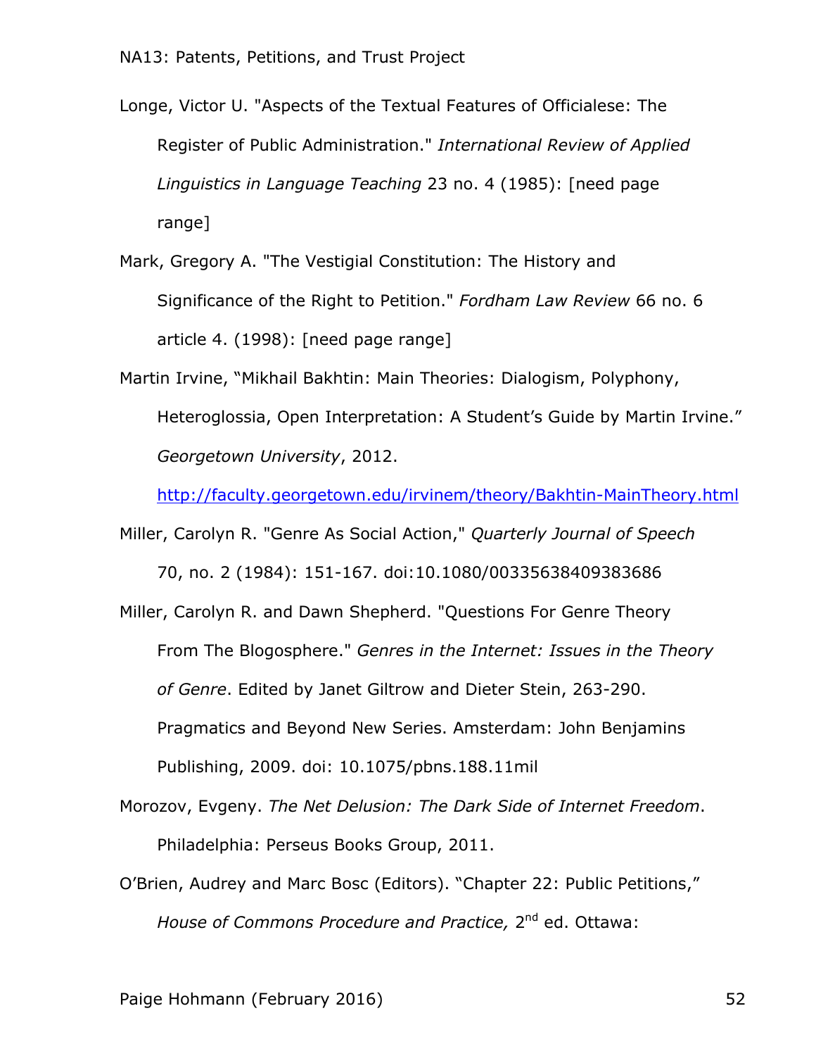Longe, Victor U. "Aspects of the Textual Features of Officialese: The Register of Public Administration." *International Review of Applied Linguistics in Language Teaching* 23 no. 4 (1985): [need page range]

Mark, Gregory A. "The Vestigial Constitution: The History and Significance of the Right to Petition." *Fordham Law Review* 66 no. 6 article 4. (1998): [need page range]

Martin Irvine, "Mikhail Bakhtin: Main Theories: Dialogism, Polyphony, Heteroglossia, Open Interpretation: A Student's Guide by Martin Irvine." *Georgetown University*, 2012. http://faculty.georgetown.edu/irvinem/theory/Bakhtin-MainTheory.html

Miller, Carolyn R. "Genre As Social Action," *Quarterly Journal of Speech* 70, no. 2 (1984): 151-167. doi:10.1080/00335638409383686

Miller, Carolyn R. and Dawn Shepherd. "Questions For Genre Theory From The Blogosphere." *Genres in the Internet: Issues in the Theory of Genre*. Edited by Janet Giltrow and Dieter Stein, 263-290. Pragmatics and Beyond New Series. Amsterdam: John Benjamins Publishing, 2009. doi: 10.1075/pbns.188.11mil

Morozov, Evgeny. *The Net Delusion: The Dark Side of Internet Freedom*. Philadelphia: Perseus Books Group, 2011.

O'Brien, Audrey and Marc Bosc (Editors). "Chapter 22: Public Petitions," *House of Commons Procedure and Practice,* 2nd ed. Ottawa: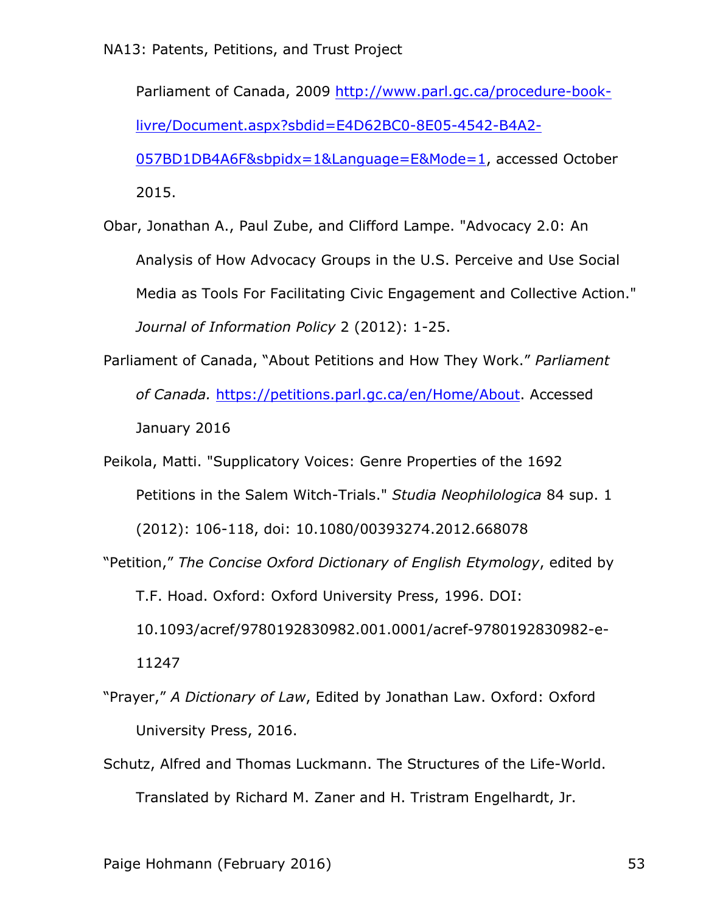Parliament of Canada, 2009 http://www.parl.gc.ca/procedure-book-livre/Document.aspx?sbdid=E4D62BC0-8E05-4542-B4A2-057BD1DB4A6F&sbpidx=1&Language=E&Mode=1, accessed October 2015.

Obar, Jonathan A., Paul Zube, and Clifford Lampe. "Advocacy 2.0: An Analysis of How Advocacy Groups in the U.S. Perceive and Use Social Media as Tools For Facilitating Civic Engagement and Collective Action." *Journal of Information Policy* 2 (2012): 1-25.

Parliament of Canada, "About Petitions and How They Work." *Parliament of Canada.* https://petitions.parl.gc.ca/en/Home/About. Accessed January 2016

Peikola, Matti. "Supplicatory Voices: Genre Properties of the 1692 Petitions in the Salem Witch-Trials." *Studia Neophilologica* 84 sup. 1 (2012): 106-118, doi: 10.1080/00393274.2012.668078

"Petition," *The Concise Oxford Dictionary of English Etymology*, edited by T.F. Hoad. Oxford: Oxford University Press, 1996. DOI: 10.1093/acref/9780192830982.001.0001/acref-9780192830982-e-11247

"Prayer," *A Dictionary of Law*, Edited by Jonathan Law. Oxford: Oxford University Press, 2016.

Schutz, Alfred and Thomas Luckmann. The Structures of the Life-World. Translated by Richard M. Zaner and H. Tristram Engelhardt, Jr.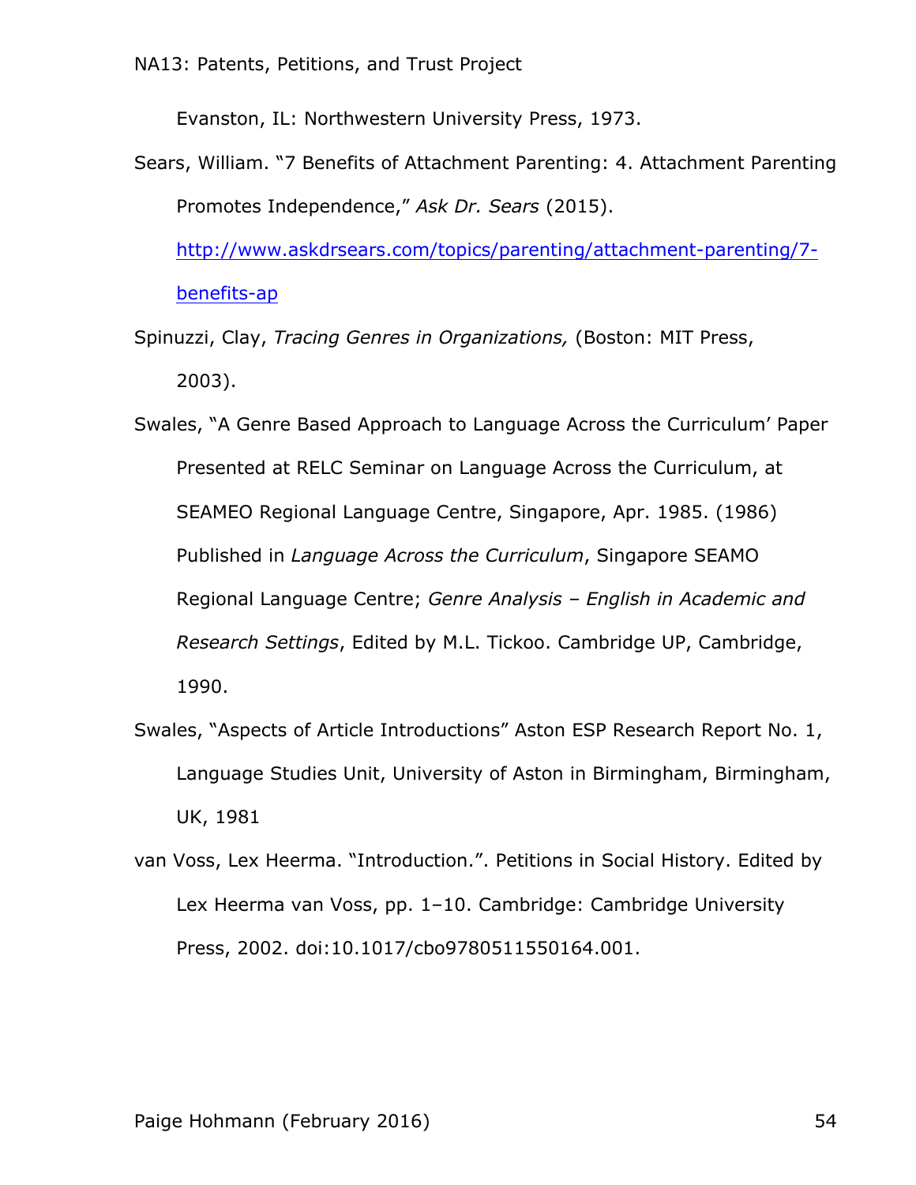Evanston, IL: Northwestern University Press, 1973.

Sears, William. "7 Benefits of Attachment Parenting: 4. Attachment Parenting Promotes Independence," *Ask Dr. Sears* (2015). http://www.askdrsears.com/topics/parenting/attachment-parenting/7-benefits-ap

Spinuzzi, Clay, *Tracing Genres in Organizations,* (Boston: MIT Press, 2003).

Swales, "A Genre Based Approach to Language Across the Curriculum' Paper Presented at RELC Seminar on Language Across the Curriculum, at SEAMEO Regional Language Centre, Singapore, Apr. 1985. (1986) Published in *Language Across the Curriculum*, Singapore SEAMO Regional Language Centre; *Genre Analysis – English in Academic and Research Settings*, Edited by M.L. Tickoo. Cambridge UP, Cambridge, 1990.

Swales, "Aspects of Article Introductions" Aston ESP Research Report No. 1, Language Studies Unit, University of Aston in Birmingham, Birmingham, UK, 1981

van Voss, Lex Heerma. "Introduction.". Petitions in Social History. Edited by Lex Heerma van Voss, pp. 1–10. Cambridge: Cambridge University Press, 2002. doi:10.1017/cbo9780511550164.001.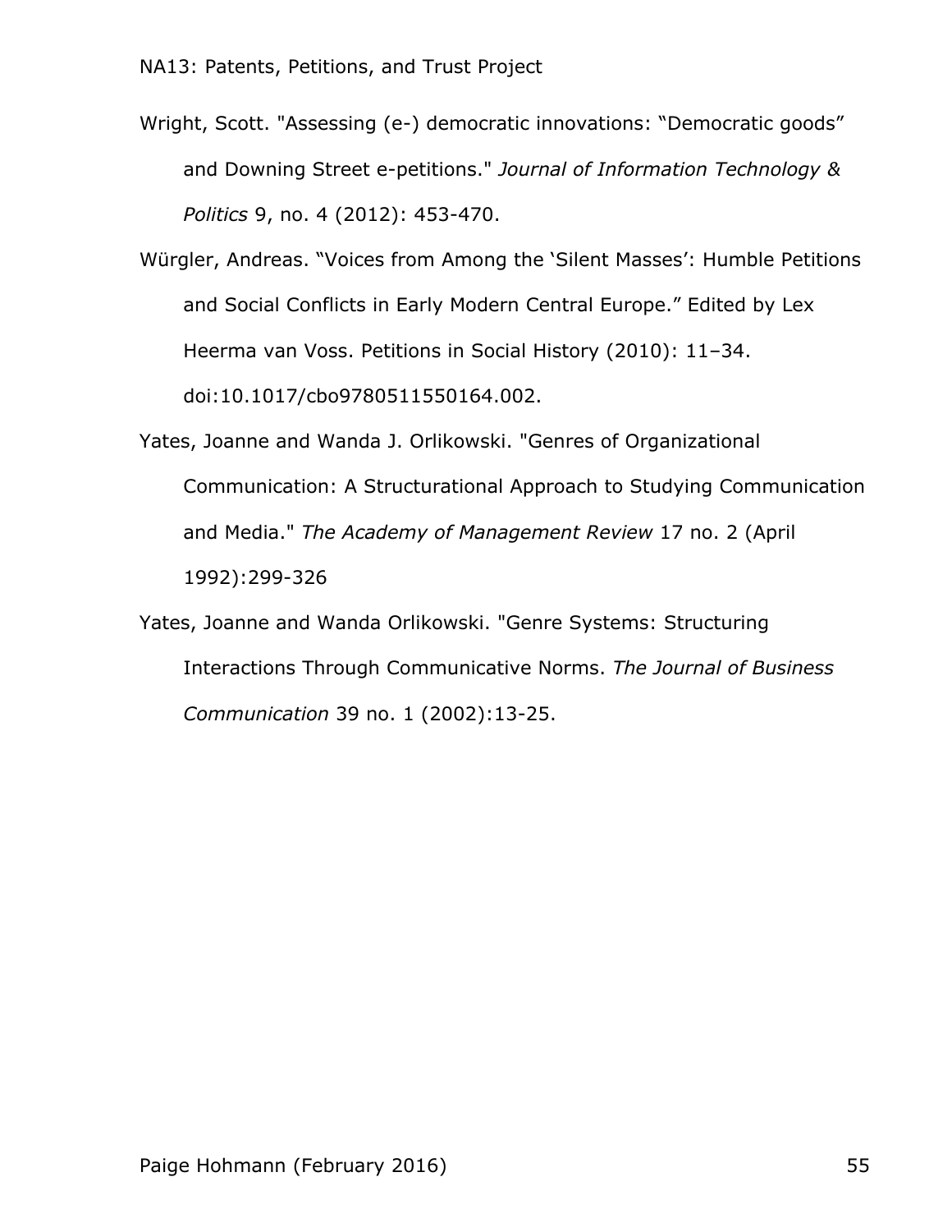Wright, Scott. "Assessing (e-) democratic innovations: "Democratic goods" and Downing Street e-petitions." *Journal of Information Technology & Politics* 9, no. 4 (2012): 453-470.

Würgler, Andreas. "Voices from Among the 'Silent Masses': Humble Petitions and Social Conflicts in Early Modern Central Europe." Edited by Lex Heerma van Voss. Petitions in Social History (2010): 11–34. doi:10.1017/cbo9780511550164.002.

Yates, Joanne and Wanda J. Orlikowski. "Genres of Organizational Communication: A Structurational Approach to Studying Communication and Media." *The Academy of Management Review* 17 no. 2 (April 1992):299-326

Yates, Joanne and Wanda Orlikowski. "Genre Systems: Structuring Interactions Through Communicative Norms. *The Journal of Business Communication* 39 no. 1 (2002):13-25.